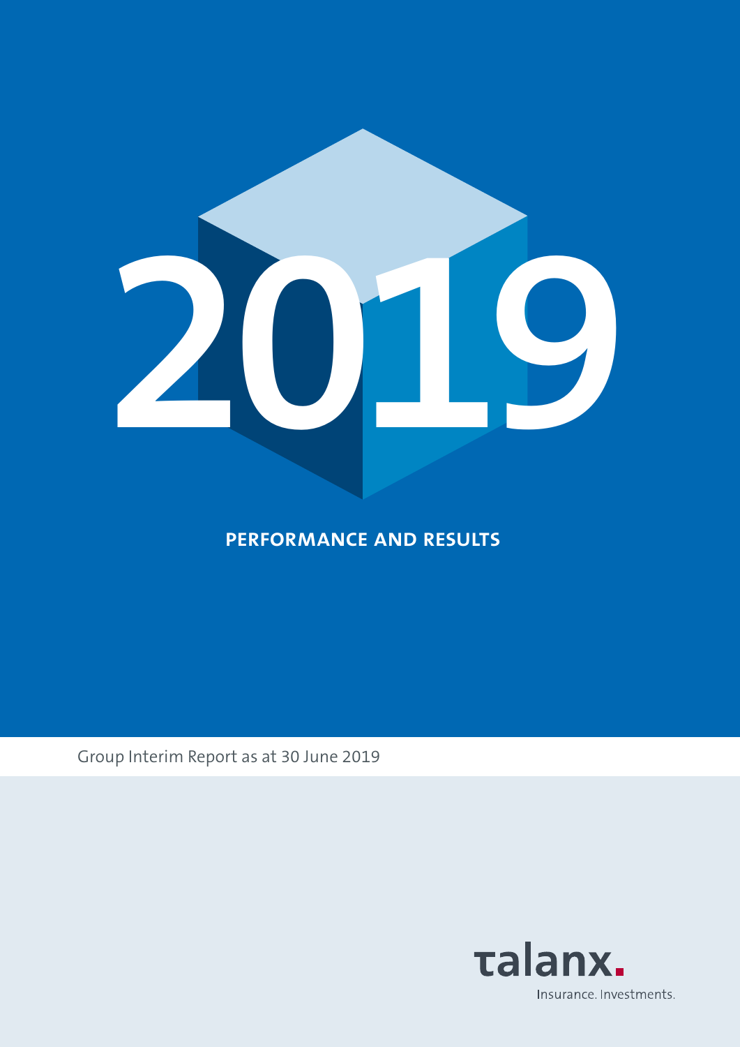# 2019

## PERFORMANCE AND RESULTS

Group Interim Report as at 30 June 2019

talanx.

Insurance. Investments.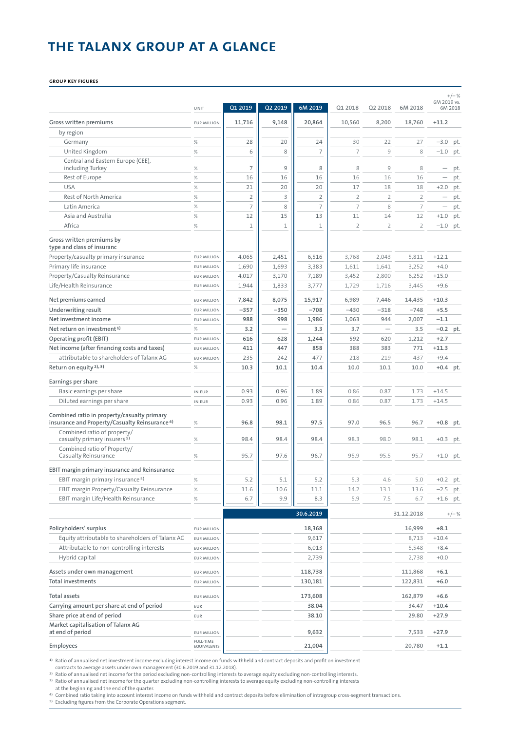# THE TALANX GROUP AT A GLANCE

**GROUP KEY FIGURES**

| | UNIT | Q1 2019 | Q2 2019 | 6M 2019 | Q1 2018 | Q2 2018 | 6M 2018 | +/– % 6M 2019 vs. 6M 2018 |
|---|---|---|---|---|---|---|---|---|
| **Gross written premiums** | EUR MILLION | **11,716** | **9,148** | **20,864** | 10,560 | 8,200 | 18,760 | **+11.2** |
| by region | | | | | | | | |
| Germany | % | 28 | 20 | 24 | 30 | 22 | 27 | –3.0 pt. |
| United Kingdom | % | 6 | 8 | 7 | 7 | 9 | 8 | –1.0 pt. |
| Central and Eastern Europe (CEE), including Turkey | % | 7 | 9 | 8 | 8 | 9 | 8 | — pt. |
| Rest of Europe | % | 16 | 16 | 16 | 16 | 16 | 16 | — pt. |
| USA | % | 21 | 20 | 20 | 17 | 18 | 18 | +2.0 pt. |
| Rest of North America | % | 2 | 3 | 2 | 2 | 2 | 2 | — pt. |
| Latin America | % | 7 | 8 | 7 | 7 | 8 | 7 | — pt. |
| Asia and Australia | % | 12 | 15 | 13 | 11 | 14 | 12 | +1.0 pt. |
| Africa | % | 1 | 1 | 1 | 2 | 2 | 2 | –1.0 pt. |
| **Gross written premiums by type and class of insuranc** | | | | | | | | |
| Property/casualty primary insurance | EUR MILLION | 4,065 | 2,451 | 6,516 | 3,768 | 2,043 | 5,811 | +12.1 |
| Primary life insurance | EUR MILLION | 1,690 | 1,693 | 3,383 | 1,611 | 1,641 | 3,252 | +4.0 |
| Property/Casualty Reinsurance | EUR MILLION | 4,017 | 3,170 | 7,189 | 3,452 | 2,800 | 6,252 | +15.0 |
| Life/Health Reinsurance | EUR MILLION | 1,944 | 1,833 | 3,777 | 1,729 | 1,716 | 3,445 | +9.6 |
| **Net premiums earned** | EUR MILLION | **7,842** | **8,075** | **15,917** | 6,989 | 7,446 | 14,435 | **+10.3** |
| **Underwriting result** | EUR MILLION | **–357** | **–350** | **–708** | –430 | –318 | –748 | **+5.5** |
| **Net investment income** | EUR MILLION | **988** | **998** | **1,986** | 1,063 | 944 | 2,007 | **–1.1** |
| **Net return on investment**[1] | % | **3.2** | **—** | **3.3** | 3.7 | — | 3.5 | **–0.2 pt.** |
| **Operating profit (EBIT)** | EUR MILLION | **616** | **628** | **1,244** | 592 | 620 | 1,212 | **+2.7** |
| **Net income (after financing costs and taxes)** | EUR MILLION | **411** | **447** | **858** | 388 | 383 | 771 | **+11.3** |
| attributable to shareholders of Talanx AG | EUR MILLION | 235 | 242 | 477 | 218 | 219 | 437 | +9.4 |
| **Return on equity**[2], [3] | % | **10.3** | **10.1** | **10.4** | 10.0 | 10.1 | 10.0 | **+0.4 pt.** |
| **Earnings per share** | | | | | | | | |
| Basic earnings per share | IN EUR | 0.93 | 0.96 | 1.89 | 0.86 | 0.87 | 1.73 | +14.5 |
| Diluted earnings per share | IN EUR | 0.93 | 0.96 | 1.89 | 0.86 | 0.87 | 1.73 | +14.5 |
| **Combined ratio in property/casualty primary insurance and Property/Casualty Reinsurance**[4] | % | **96.8** | **98.1** | **97.5** | 97.0 | 96.5 | 96.7 | **+0.8 pt.** |
| Combined ratio of property/casualty primary insurers[5] | % | 98.4 | 98.4 | 98.4 | 98.3 | 98.0 | 98.1 | +0.3 pt. |
| Combined ratio of Property/Casualty Reinsurance | % | 95.7 | 97.6 | 96.7 | 95.9 | 95.5 | 95.7 | +1.0 pt. |
| **EBIT margin primary insurance and Reinsurance** | | | | | | | | |
| EBIT margin primary insurance[5] | % | 5.2 | 5.1 | 5.2 | 5.3 | 4.6 | 5.0 | +0.2 pt. |
| EBIT margin Property/Casualty Reinsurance | % | 11.6 | 10.6 | 11.1 | 14.2 | 13.1 | 13.6 | –2.5 pt. |
| EBIT margin Life/Health Reinsurance | % | 6.7 | 9.9 | 8.3 | 5.9 | 7.5 | 6.7 | +1.6 pt. |
| | | | | **30.6.2019** | | | **31.12.2018** | **+/– %** |
| **Policyholders' surplus** | EUR MILLION | | | **18,368** | | | 16,999 | **+8.1** |
| Equity attributable to shareholders of Talanx AG | EUR MILLION | | | 9,617 | | | 8,713 | +10.4 |
| Attributable to non-controlling interests | EUR MILLION | | | 6,013 | | | 5,548 | +8.4 |
| Hybrid capital | EUR MILLION | | | 2,739 | | | 2,738 | +0.0 |
| **Assets under own management** | EUR MILLION | | | **118,738** | | | 111,868 | **+6.1** |
| **Total investments** | EUR MILLION | | | **130,181** | | | 122,831 | **+6.0** |
| **Total assets** | EUR MILLION | | | **173,608** | | | 162,879 | **+6.6** |
| **Carrying amount per share at end of period** | EUR | | | **38.04** | | | 34.47 | **+10.4** |
| **Share price at end of period** | EUR | | | **38.10** | | | 29.80 | **+27.9** |
| **Market capitalisation of Talanx AG at end of period** | EUR MILLION | | | **9,632** | | | 7,533 | **+27.9** |
| **Employees** | FULL-TIME EQUIVALENTS | | | **21,004** | | | 20,780 | **+1.1** |

[1] Ratio of annualised net investment income excluding interest income on funds withheld and contract deposits and profit on investment contracts to average assets under own management (30.6.2019 and 31.12.2018).

[2] Ratio of annualised net income for the period excluding non-controlling interests to average equity excluding non-controlling interests.

[3] Ratio of annualised net income for the quarter excluding non-controlling interests to average equity excluding non-controlling interests at the beginning and the end of the quarter.

[4] Combined ratio taking into account interest income on funds withheld and contract deposits before elimination of intragroup cross-segment transactions.

[5] Excluding figures from the Corporate Operations segment.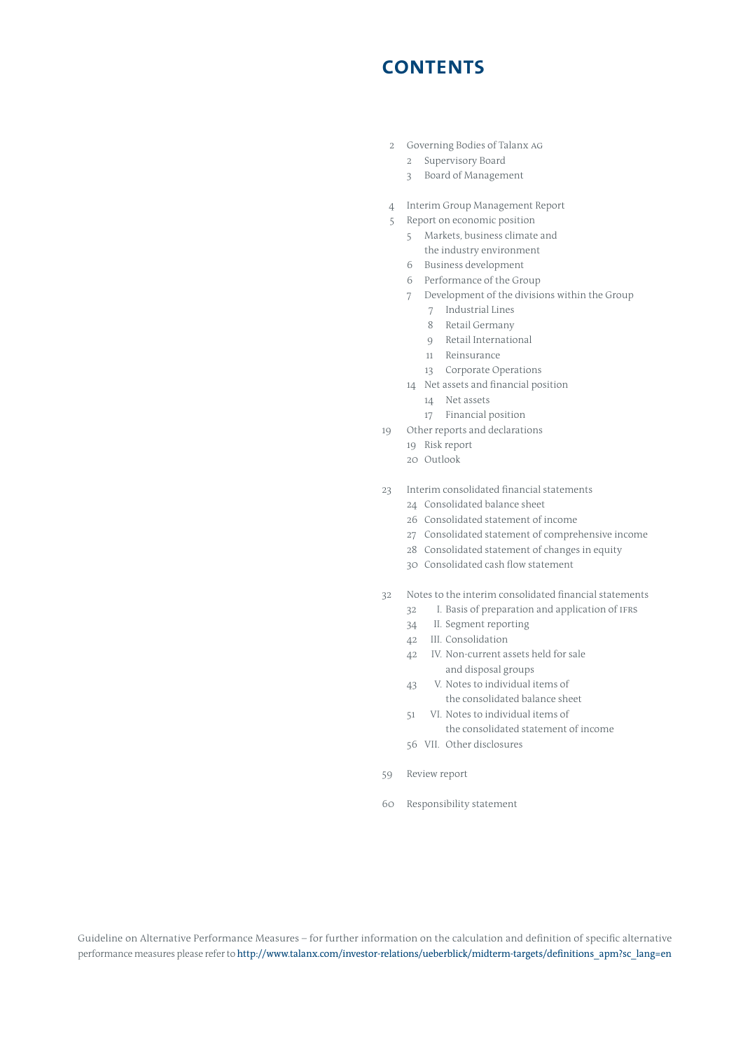# CONTENTS

- 2 Governing Bodies of Talanx AG
  - 2 Supervisory Board
  - 3 Board of Management

- 4 Interim Group Management Report
- 5 Report on economic position
  - 5 Markets, business climate and the industry environment
  - 6 Business development
  - 6 Performance of the Group
  - 7 Development of the divisions within the Group
    - 7 Industrial Lines
    - 8 Retail Germany
    - 9 Retail International
    - 11 Reinsurance
    - 13 Corporate Operations
  - 14 Net assets and financial position
    - 14 Net assets
    - 17 Financial position
- 19 Other reports and declarations
  - 19 Risk report
  - 20 Outlook

- 23 Interim consolidated financial statements
  - 24 Consolidated balance sheet
  - 26 Consolidated statement of income
  - 27 Consolidated statement of comprehensive income
  - 28 Consolidated statement of changes in equity
  - 30 Consolidated cash flow statement

- 32 Notes to the interim consolidated financial statements
  - 32 I. Basis of preparation and application of IFRS
  - 34 II. Segment reporting
  - 42 III. Consolidation
  - 42 IV. Non-current assets held for sale and disposal groups
  - 43 V. Notes to individual items of the consolidated balance sheet
  - 51 VI. Notes to individual items of the consolidated statement of income
  - 56 VII. Other disclosures

- 59 Review report

- 60 Responsibility statement

Guideline on Alternative Performance Measures – for further information on the calculation and definition of specific alternative performance measures please refer to http://www.talanx.com/investor-relations/ueberblick/midterm-targets/definitions_apm?sc_lang=en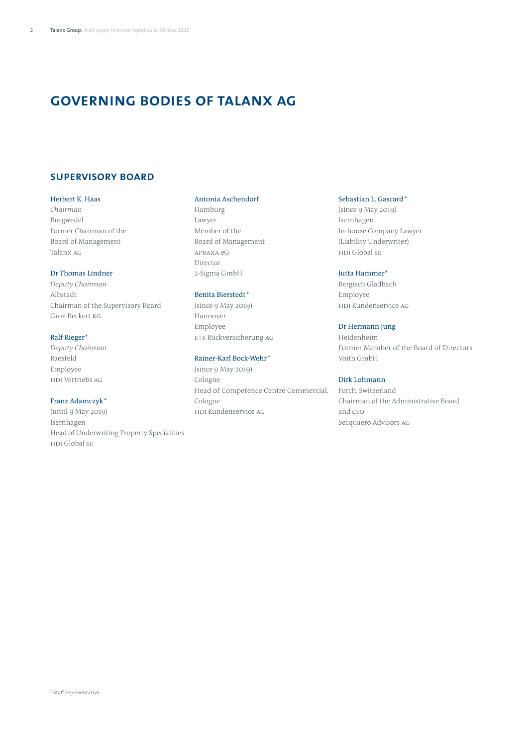# GOVERNING BODIES OF TALANX AG

## SUPERVISORY BOARD

Herbert K. Haas
*Chairman*
Burgwedel
Former Chairman of the
Board of Management
Talanx AG

Dr Thomas Lindner
*Deputy Chairman*
Albstadt
Chairman of the Supervisory Board
Groz-Beckert KG

Ralf Rieger*
*Deputy Chairman*
Raesfeld
Employee
HDI Vertriebs AG

Franz Adamczyk*
(until 9 May 2019)
Isernhagen
Head of Underwriting Property Specialities
HDI Global SE

Antonia Aschendorf
Hamburg
Lawyer
Member of the
Board of Management
APRAXA eG
Director
2-Sigma GmbH

Benita Bierstedt*
(since 9 May 2019)
Hannover
Employee
E+S Rückversicherung AG

Rainer-Karl Bock-Wehr*
(since 9 May 2019)
Cologne
Head of Competence Centre Commercial,
Cologne
HDI Kundenservice AG

Sebastian L. Gascard*
(since 9 May 2019)
Isernhagen
In-house Company Lawyer
(Liability Underwriter)
HDI Global SE

Jutta Hammer*
Bergisch Gladbach
Employee
HDI Kundenservice AG

Dr Hermann Jung
Heidenheim
Former Member of the Board of Directors
Voith GmbH

Dirk Lohmann
Forch, Switzerland
Chairman of the Administrative Board
and CEO
Secquaero Advisors AG

* Staff representative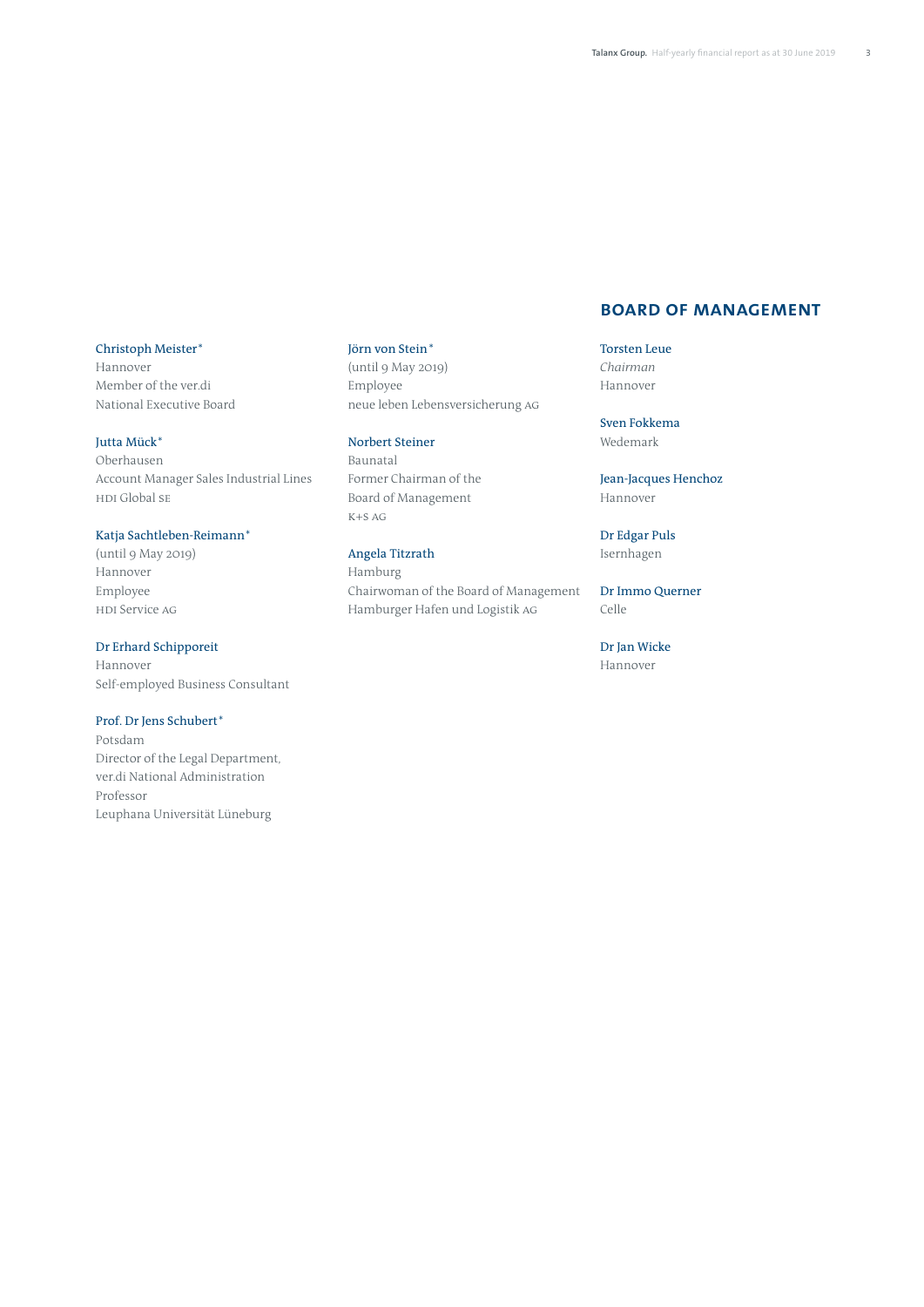Christoph Meister*
Hannover
Member of the ver.di
National Executive Board

Jutta Mück*
Oberhausen
Account Manager Sales Industrial Lines
HDI Global SE

Katja Sachtleben-Reimann*
(until 9 May 2019)
Hannover
Employee
HDI Service AG

Dr Erhard Schipporeit
Hannover
Self-employed Business Consultant

Prof. Dr Jens Schubert*
Potsdam
Director of the Legal Department,
ver.di National Administration
Professor
Leuphana Universität Lüneburg

Jörn von Stein*
(until 9 May 2019)
Employee
neue leben Lebensversicherung AG

Norbert Steiner
Baunatal
Former Chairman of the
Board of Management
K+S AG

Angela Titzrath
Hamburg
Chairwoman of the Board of Management
Hamburger Hafen und Logistik AG

## BOARD OF MANAGEMENT

Torsten Leue
*Chairman*
Hannover

Sven Fokkema
Wedemark

Jean-Jacques Henchoz
Hannover

Dr Edgar Puls
Isernhagen

Dr Immo Querner
Celle

Dr Jan Wicke
Hannover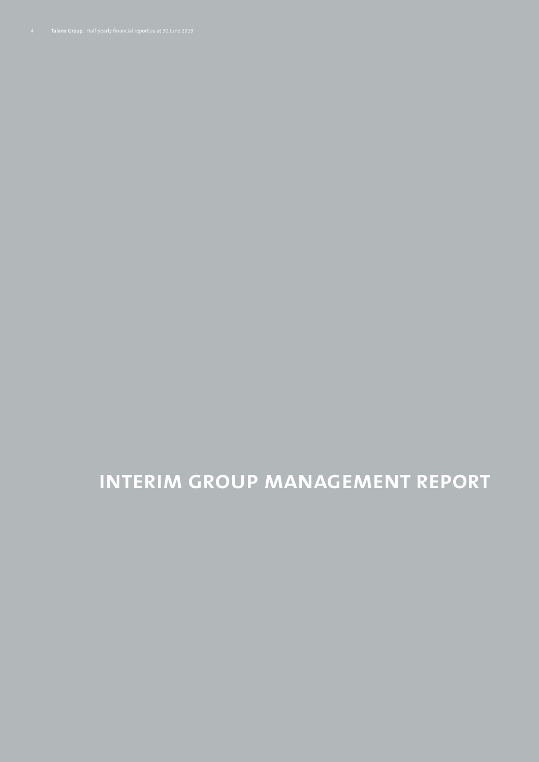# INTERIM GROUP MANAGEMENT REPORT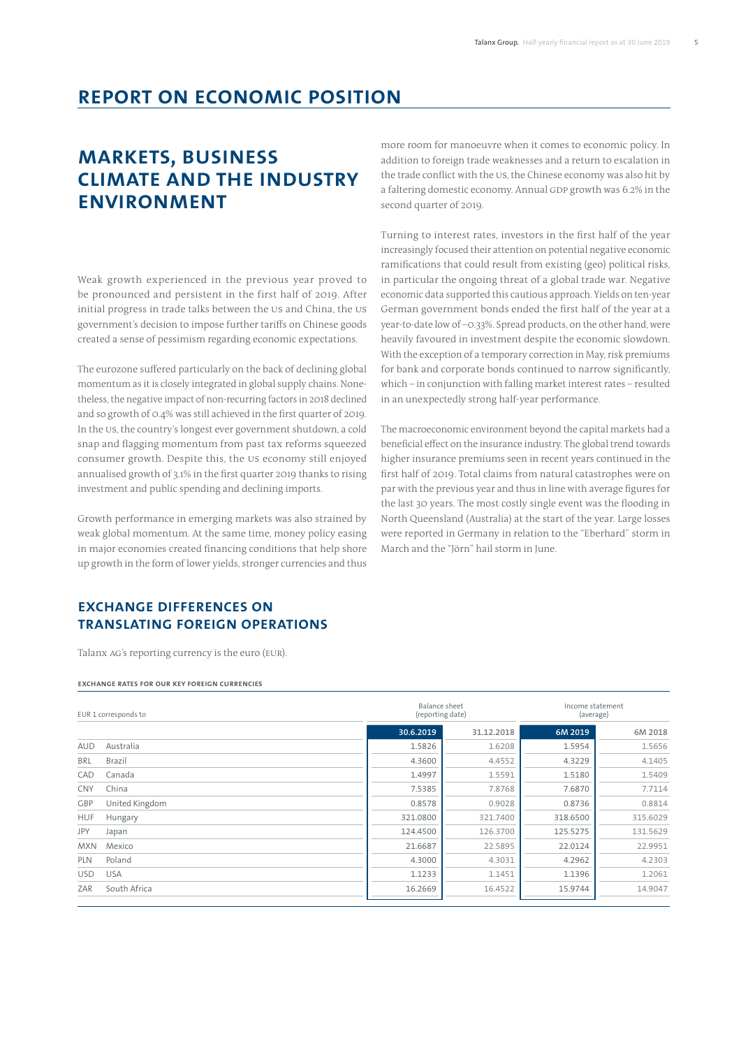// Page 7 of 64 — markdown for the Talanx half-yearly report page on economic position and exchange rates.
# REPORT ON ECONOMIC POSITION

## MARKETS, BUSINESS CLIMATE AND THE INDUSTRY ENVIRONMENT

Weak growth experienced in the previous year proved to be pronounced and persistent in the first half of 2019. After initial progress in trade talks between the US and China, the US government's decision to impose further tariffs on Chinese goods created a sense of pessimism regarding economic expectations.

The eurozone suffered particularly on the back of declining global momentum as it is closely integrated in global supply chains. Nonetheless, the negative impact of non-recurring factors in 2018 declined and so growth of 0.4% was still achieved in the first quarter of 2019. In the US, the country's longest ever government shutdown, a cold snap and flagging momentum from past tax reforms squeezed consumer growth. Despite this, the US economy still enjoyed annualised growth of 3.1% in the first quarter 2019 thanks to rising investment and public spending and declining imports.

Growth performance in emerging markets was also strained by weak global momentum. At the same time, money policy easing in major economies created financing conditions that help shore up growth in the form of lower yields, stronger currencies and thus more room for manoeuvre when it comes to economic policy. In addition to foreign trade weaknesses and a return to escalation in the trade conflict with the US, the Chinese economy was also hit by a faltering domestic economy. Annual GDP growth was 6.2% in the second quarter of 2019.

Turning to interest rates, investors in the first half of the year increasingly focused their attention on potential negative economic ramifications that could result from existing (geo) political risks, in particular the ongoing threat of a global trade war. Negative economic data supported this cautious approach. Yields on ten-year German government bonds ended the first half of the year at a year-to-date low of –0.33%. Spread products, on the other hand, were heavily favoured in investment despite the economic slowdown. With the exception of a temporary correction in May, risk premiums for bank and corporate bonds continued to narrow significantly, which – in conjunction with falling market interest rates – resulted in an unexpectedly strong half-year performance.

The macroeconomic environment beyond the capital markets had a beneficial effect on the insurance industry. The global trend towards higher insurance premiums seen in recent years continued in the first half of 2019. Total claims from natural catastrophes were on par with the previous year and thus in line with average figures for the last 30 years. The most costly single event was the flooding in North Queensland (Australia) at the start of the year. Large losses were reported in Germany in relation to the "Eberhard" storm in March and the "Jörn" hail storm in June.

## EXCHANGE DIFFERENCES ON TRANSLATING FOREIGN OPERATIONS

Talanx AG's reporting currency is the euro (EUR).

**EXCHANGE RATES FOR OUR KEY FOREIGN CURRENCIES**

| EUR 1 corresponds to | | Balance sheet (reporting date) | | Income statement (average) | |
|---|---|---|---|---|---|
| | | 30.6.2019 | 31.12.2018 | 6M 2019 | 6M 2018 |
| AUD | Australia | 1.5826 | 1.6208 | 1.5954 | 1.5656 |
| BRL | Brazil | 4.3600 | 4.4552 | 4.3229 | 4.1405 |
| CAD | Canada | 1.4997 | 1.5591 | 1.5180 | 1.5409 |
| CNY | China | 7.5385 | 7.8768 | 7.6870 | 7.7114 |
| GBP | United Kingdom | 0.8578 | 0.9028 | 0.8736 | 0.8814 |
| HUF | Hungary | 321.0800 | 321.7400 | 318.6500 | 315.6029 |
| JPY | Japan | 124.4500 | 126.3700 | 125.5275 | 131.5629 |
| MXN | Mexico | 21.6687 | 22.5895 | 22.0124 | 22.9951 |
| PLN | Poland | 4.3000 | 4.3031 | 4.2962 | 4.2303 |
| USD | USA | 1.1233 | 1.1451 | 1.1396 | 1.2061 |
| ZAR | South Africa | 16.2669 | 16.4522 | 15.9744 | 14.9047 |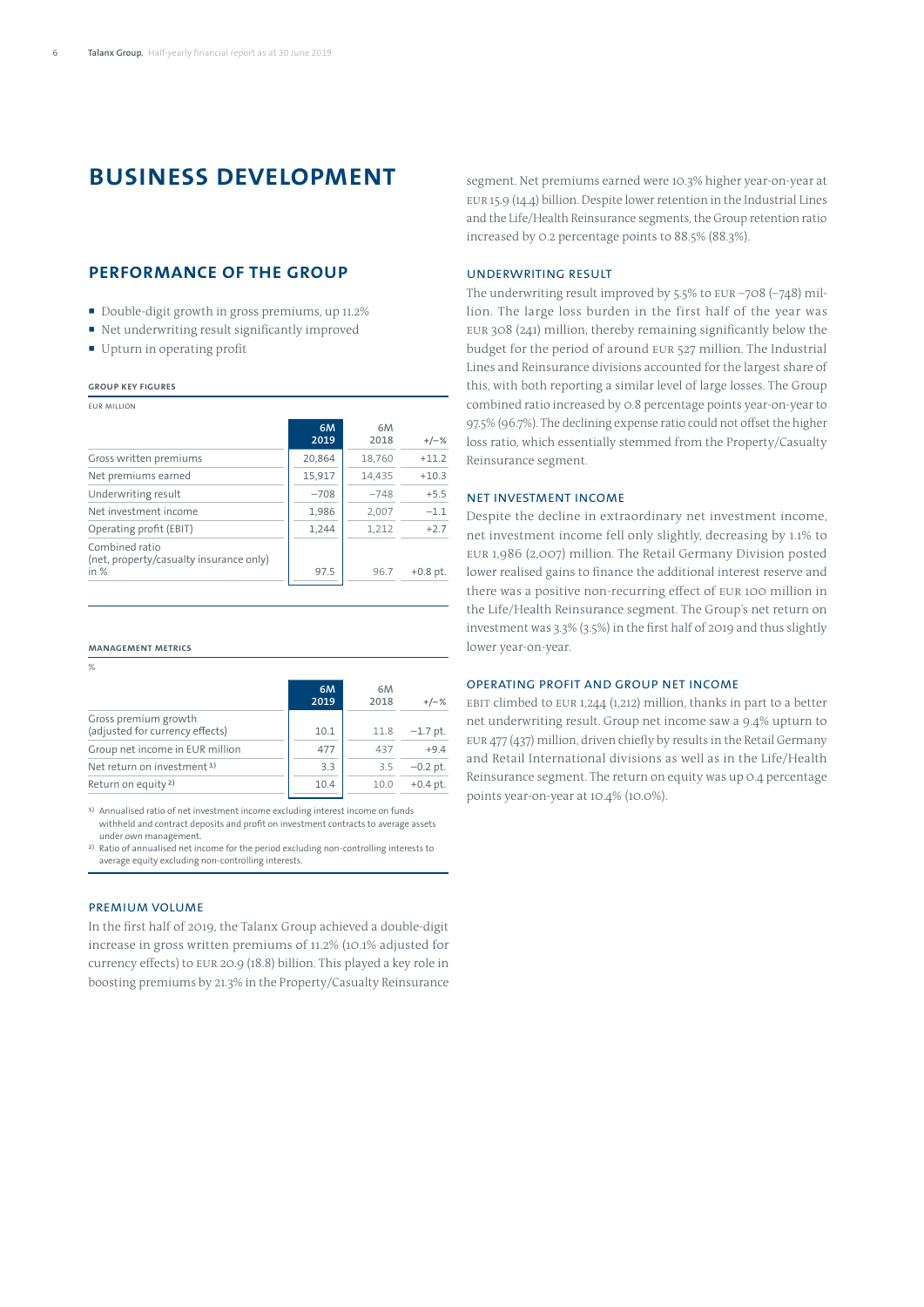# BUSINESS DEVELOPMENT

## PERFORMANCE OF THE GROUP

- Double-digit growth in gross premiums, up 11.2%
- Net underwriting result significantly improved
- Upturn in operating profit

**GROUP KEY FIGURES**

EUR MILLION

| | 6M 2019 | 6M 2018 | +/−% |
|---|---|---|---|
| Gross written premiums | 20,864 | 18,760 | +11.2 |
| Net premiums earned | 15,917 | 14,435 | +10.3 |
| Underwriting result | −708 | −748 | +5.5 |
| Net investment income | 1,986 | 2,007 | −1.1 |
| Operating profit (EBIT) | 1,244 | 1,212 | +2.7 |
| Combined ratio (net, property/casualty insurance only) in % | 97.5 | 96.7 | +0.8 pt. |

**MANAGEMENT METRICS**

%

| | 6M 2019 | 6M 2018 | +/−% |
|---|---|---|---|
| Gross premium growth (adjusted for currency effects) | 10.1 | 11.8 | −1.7 pt. |
| Group net income in EUR million | 477 | 437 | +9.4 |
| Net return on investment [1] | 3.3 | 3.5 | −0.2 pt. |
| Return on equity [2] | 10.4 | 10.0 | +0.4 pt. |

[1] Annualised ratio of net investment income excluding interest income on funds withheld and contract deposits and profit on investment contracts to average assets under own management.

[2] Ratio of annualised net income for the period excluding non-controlling interests to average equity excluding non-controlling interests.

### PREMIUM VOLUME

In the first half of 2019, the Talanx Group achieved a double-digit increase in gross written premiums of 11.2% (10.1% adjusted for currency effects) to EUR 20.9 (18.8) billion. This played a key role in boosting premiums by 21.3% in the Property/Casualty Reinsurance segment. Net premiums earned were 10.3% higher year-on-year at EUR 15.9 (14.4) billion. Despite lower retention in the Industrial Lines and the Life/Health Reinsurance segments, the Group retention ratio increased by 0.2 percentage points to 88.5% (88.3%).

### UNDERWRITING RESULT

The underwriting result improved by 5.5% to EUR −708 (−748) million. The large loss burden in the first half of the year was EUR 308 (241) million, thereby remaining significantly below the budget for the period of around EUR 527 million. The Industrial Lines and Reinsurance divisions accounted for the largest share of this, with both reporting a similar level of large losses. The Group combined ratio increased by 0.8 percentage points year-on-year to 97.5% (96.7%). The declining expense ratio could not offset the higher loss ratio, which essentially stemmed from the Property/Casualty Reinsurance segment.

### NET INVESTMENT INCOME

Despite the decline in extraordinary net investment income, net investment income fell only slightly, decreasing by 1.1% to EUR 1,986 (2,007) million. The Retail Germany Division posted lower realised gains to finance the additional interest reserve and there was a positive non-recurring effect of EUR 100 million in the Life/Health Reinsurance segment. The Group's net return on investment was 3.3% (3.5%) in the first half of 2019 and thus slightly lower year-on-year.

### OPERATING PROFIT AND GROUP NET INCOME

EBIT climbed to EUR 1,244 (1,212) million, thanks in part to a better net underwriting result. Group net income saw a 9.4% upturn to EUR 477 (437) million, driven chiefly by results in the Retail Germany and Retail International divisions as well as in the Life/Health Reinsurance segment. The return on equity was up 0.4 percentage points year-on-year at 10.4% (10.0%).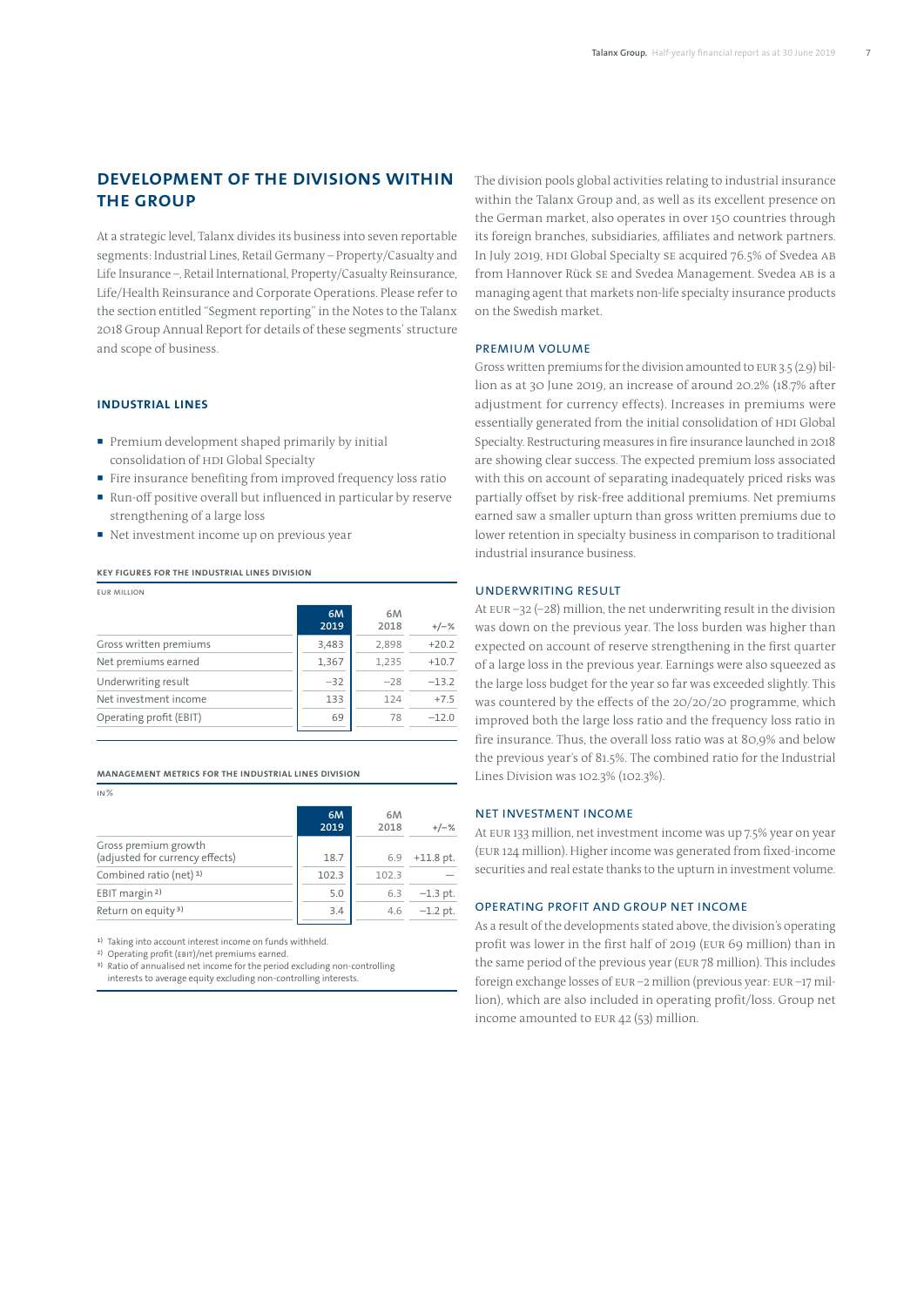## DEVELOPMENT OF THE DIVISIONS WITHIN THE GROUP

At a strategic level, Talanx divides its business into seven reportable segments: Industrial Lines, Retail Germany – Property/Casualty and Life Insurance –, Retail International, Property/Casualty Reinsurance, Life/Health Reinsurance and Corporate Operations. Please refer to the section entitled "Segment reporting" in the Notes to the Talanx 2018 Group Annual Report for details of these segments' structure and scope of business.

### INDUSTRIAL LINES

- Premium development shaped primarily by initial consolidation of HDI Global Specialty
- Fire insurance benefiting from improved frequency loss ratio
- Run-off positive overall but influenced in particular by reserve strengthening of a large loss
- Net investment income up on previous year

**KEY FIGURES FOR THE INDUSTRIAL LINES DIVISION**

EUR MILLION

| | 6M 2019 | 6M 2018 | +/–% |
|---|---|---|---|
| Gross written premiums | 3,483 | 2,898 | +20.2 |
| Net premiums earned | 1,367 | 1,235 | +10.7 |
| Underwriting result | –32 | –28 | –13.2 |
| Net investment income | 133 | 124 | +7.5 |
| Operating profit (EBIT) | 69 | 78 | –12.0 |

**MANAGEMENT METRICS FOR THE INDUSTRIAL LINES DIVISION**

IN %

| | 6M 2019 | 6M 2018 | +/–% |
|---|---|---|---|
| Gross premium growth (adjusted for currency effects) | 18.7 | 6.9 | +11.8 pt. |
| Combined ratio (net) [1] | 102.3 | 102.3 | — |
| EBIT margin [2] | 5.0 | 6.3 | –1.3 pt. |
| Return on equity [3] | 3.4 | 4.6 | –1.2 pt. |

[1] Taking into account interest income on funds withheld.
[2] Operating profit (EBIT)/net premiums earned.
[3] Ratio of annualised net income for the period excluding non-controlling interests to average equity excluding non-controlling interests.

The division pools global activities relating to industrial insurance within the Talanx Group and, as well as its excellent presence on the German market, also operates in over 150 countries through its foreign branches, subsidiaries, affiliates and network partners. In July 2019, HDI Global Specialty SE acquired 76.5% of Svedea AB from Hannover Rück SE and Svedea Management. Svedea AB is a managing agent that markets non-life specialty insurance products on the Swedish market.

#### PREMIUM VOLUME

Gross written premiums for the division amounted to EUR 3.5 (2.9) billion as at 30 June 2019, an increase of around 20.2% (18.7% after adjustment for currency effects). Increases in premiums were essentially generated from the initial consolidation of HDI Global Specialty. Restructuring measures in fire insurance launched in 2018 are showing clear success. The expected premium loss associated with this on account of separating inadequately priced risks was partially offset by risk-free additional premiums. Net premiums earned saw a smaller upturn than gross written premiums due to lower retention in specialty business in comparison to traditional industrial insurance business.

#### UNDERWRITING RESULT

At EUR –32 (–28) million, the net underwriting result in the division was down on the previous year. The loss burden was higher than expected on account of reserve strengthening in the first quarter of a large loss in the previous year. Earnings were also squeezed as the large loss budget for the year so far was exceeded slightly. This was countered by the effects of the 20/20/20 programme, which improved both the large loss ratio and the frequency loss ratio in fire insurance. Thus, the overall loss ratio was at 80,9% and below the previous year's of 81.5%. The combined ratio for the Industrial Lines Division was 102.3% (102.3%).

#### NET INVESTMENT INCOME

At EUR 133 million, net investment income was up 7.5% year on year (EUR 124 million). Higher income was generated from fixed-income securities and real estate thanks to the upturn in investment volume.

#### OPERATING PROFIT AND GROUP NET INCOME

As a result of the developments stated above, the division's operating profit was lower in the first half of 2019 (EUR 69 million) than in the same period of the previous year (EUR 78 million). This includes foreign exchange losses of EUR –2 million (previous year: EUR –17 million), which are also included in operating profit/loss. Group net income amounted to EUR 42 (53) million.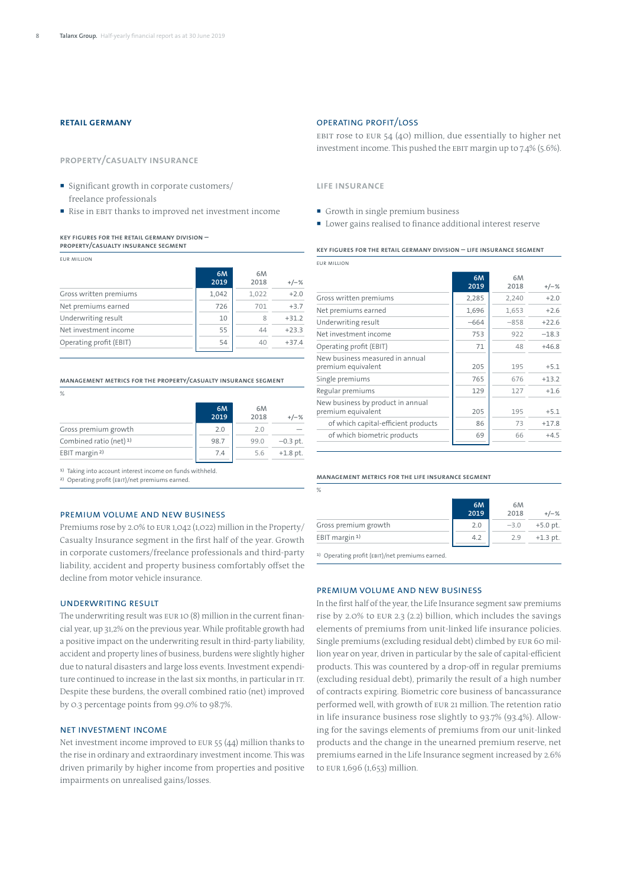## RETAIL GERMANY

### PROPERTY/CASUALTY INSURANCE

- Significant growth in corporate customers/freelance professionals
- Rise in EBIT thanks to improved net investment income

**KEY FIGURES FOR THE RETAIL GERMANY DIVISION — PROPERTY/CASUALTY INSURANCE SEGMENT**

EUR MILLION

| | 6M 2019 | 6M 2018 | +/–% |
|---|---|---|---|
| Gross written premiums | 1,042 | 1,022 | +2.0 |
| Net premiums earned | 726 | 701 | +3.7 |
| Underwriting result | 10 | 8 | +31.2 |
| Net investment income | 55 | 44 | +23.3 |
| Operating profit (EBIT) | 54 | 40 | +37.4 |

**MANAGEMENT METRICS FOR THE PROPERTY/CASUALTY INSURANCE SEGMENT**

%

| | 6M 2019 | 6M 2018 | +/–% |
|---|---|---|---|
| Gross premium growth | 2.0 | 2.0 | — |
| Combined ratio (net) [1] | 98.7 | 99.0 | –0.3 pt. |
| EBIT margin [2] | 7.4 | 5.6 | +1.8 pt. |

[1] Taking into account interest income on funds withheld.
[2] Operating profit (EBIT)/net premiums earned.

#### PREMIUM VOLUME AND NEW BUSINESS

Premiums rose by 2.0% to EUR 1,042 (1,022) million in the Property/Casualty Insurance segment in the first half of the year. Growth in corporate customers/freelance professionals and third-party liability, accident and property business comfortably offset the decline from motor vehicle insurance.

#### UNDERWRITING RESULT

The underwriting result was EUR 10 (8) million in the current financial year, up 31,2% on the previous year. While profitable growth had a positive impact on the underwriting result in third-party liability, accident and property lines of business, burdens were slightly higher due to natural disasters and large loss events. Investment expenditure continued to increase in the last six months, in particular in IT. Despite these burdens, the overall combined ratio (net) improved by 0.3 percentage points from 99.0% to 98.7%.

#### NET INVESTMENT INCOME

Net investment income improved to EUR 55 (44) million thanks to the rise in ordinary and extraordinary investment income. This was driven primarily by higher income from properties and positive impairments on unrealised gains/losses.

#### OPERATING PROFIT/LOSS

EBIT rose to EUR 54 (40) million, due essentially to higher net investment income. This pushed the EBIT margin up to 7.4% (5.6%).

### LIFE INSURANCE

- Growth in single premium business
- Lower gains realised to finance additional interest reserve

**KEY FIGURES FOR THE RETAIL GERMANY DIVISION — LIFE INSURANCE SEGMENT**

EUR MILLION

| | 6M 2019 | 6M 2018 | +/–% |
|---|---|---|---|
| Gross written premiums | 2,285 | 2,240 | +2.0 |
| Net premiums earned | 1,696 | 1,653 | +2.6 |
| Underwriting result | –664 | –858 | +22.6 |
| Net investment income | 753 | 922 | –18.3 |
| Operating profit (EBIT) | 71 | 48 | +46.8 |
| New business measured in annual premium equivalent | 205 | 195 | +5.1 |
| Single premiums | 765 | 676 | +13.2 |
| Regular premiums | 129 | 127 | +1.6 |
| New business by product in annual premium equivalent | 205 | 195 | +5.1 |
| of which capital-efficient products | 86 | 73 | +17.8 |
| of which biometric products | 69 | 66 | +4.5 |

**MANAGEMENT METRICS FOR THE LIFE INSURANCE SEGMENT**

%

| | 6M 2019 | 6M 2018 | +/–% |
|---|---|---|---|
| Gross premium growth | 2.0 | –3.0 | +5.0 pt. |
| EBIT margin [1] | 4.2 | 2.9 | +1.3 pt. |

[1] Operating profit (EBIT)/net premiums earned.

#### PREMIUM VOLUME AND NEW BUSINESS

In the first half of the year, the Life Insurance segment saw premiums rise by 2.0% to EUR 2.3 (2.2) billion, which includes the savings elements of premiums from unit-linked life insurance policies. Single premiums (excluding residual debt) climbed by EUR 60 million year on year, driven in particular by the sale of capital-efficient products. This was countered by a drop-off in regular premiums (excluding residual debt), primarily the result of a high number of contracts expiring. Biometric core business of bancassurance performed well, with growth of EUR 21 million. The retention ratio in life insurance business rose slightly to 93.7% (93.4%). Allowing for the savings elements of premiums from our unit-linked products and the change in the unearned premium reserve, net premiums earned in the Life Insurance segment increased by 2.6% to EUR 1,696 (1,653) million.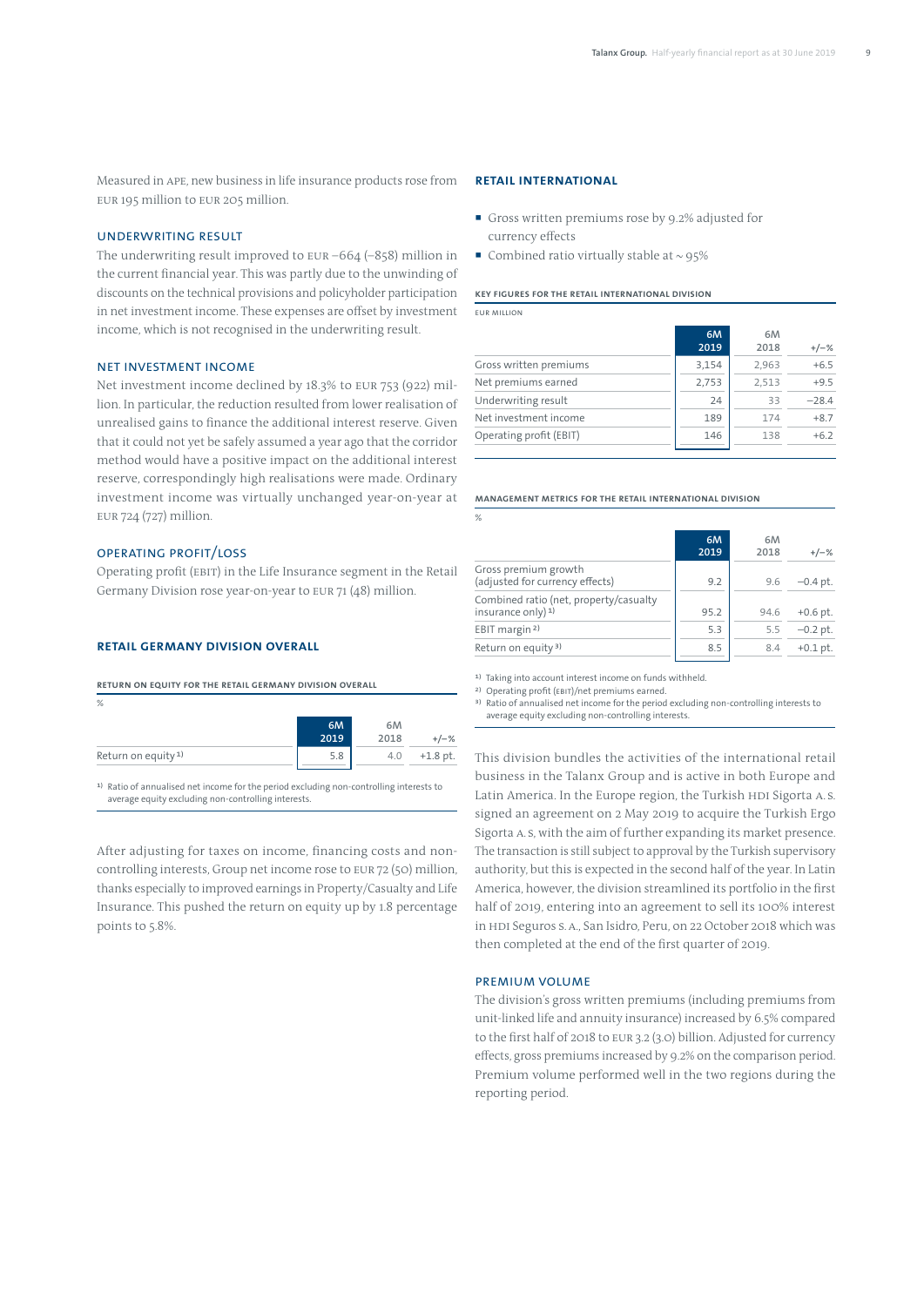Measured in APE, new business in life insurance products rose from EUR 195 million to EUR 205 million.

### UNDERWRITING RESULT

The underwriting result improved to EUR –664 (–858) million in the current financial year. This was partly due to the unwinding of discounts on the technical provisions and policyholder participation in net investment income. These expenses are offset by investment income, which is not recognised in the underwriting result.

### NET INVESTMENT INCOME

Net investment income declined by 18.3% to EUR 753 (922) million. In particular, the reduction resulted from lower realisation of unrealised gains to finance the additional interest reserve. Given that it could not yet be safely assumed a year ago that the corridor method would have a positive impact on the additional interest reserve, correspondingly high realisations were made. Ordinary investment income was virtually unchanged year-on-year at EUR 724 (727) million.

### OPERATING PROFIT/LOSS

Operating profit (EBIT) in the Life Insurance segment in the Retail Germany Division rose year-on-year to EUR 71 (48) million.

## RETAIL GERMANY DIVISION OVERALL

**RETURN ON EQUITY FOR THE RETAIL GERMANY DIVISION OVERALL**

%

| | 6M 2019 | 6M 2018 | +/–% |
|---|---|---|---|
| Return on equity [1] | 5.8 | 4.0 | +1.8 pt. |

[1] Ratio of annualised net income for the period excluding non-controlling interests to average equity excluding non-controlling interests.

After adjusting for taxes on income, financing costs and non-controlling interests, Group net income rose to EUR 72 (50) million, thanks especially to improved earnings in Property/Casualty and Life Insurance. This pushed the return on equity up by 1.8 percentage points to 5.8%.

## RETAIL INTERNATIONAL

- Gross written premiums rose by 9.2% adjusted for currency effects
- Combined ratio virtually stable at ~ 95%

**KEY FIGURES FOR THE RETAIL INTERNATIONAL DIVISION**

EUR MILLION

| | 6M 2019 | 6M 2018 | +/–% |
|---|---|---|---|
| Gross written premiums | 3,154 | 2,963 | +6.5 |
| Net premiums earned | 2,753 | 2,513 | +9.5 |
| Underwriting result | 24 | 33 | –28.4 |
| Net investment income | 189 | 174 | +8.7 |
| Operating profit (EBIT) | 146 | 138 | +6.2 |

**MANAGEMENT METRICS FOR THE RETAIL INTERNATIONAL DIVISION**

%

| | 6M 2019 | 6M 2018 | +/–% |
|---|---|---|---|
| Gross premium growth (adjusted for currency effects) | 9.2 | 9.6 | –0.4 pt. |
| Combined ratio (net, property/casualty insurance only) [1] | 95.2 | 94.6 | +0.6 pt. |
| EBIT margin [2] | 5.3 | 5.5 | –0.2 pt. |
| Return on equity [3] | 8.5 | 8.4 | +0.1 pt. |

[1] Taking into account interest income on funds withheld.
[2] Operating profit (EBIT)/net premiums earned.
[3] Ratio of annualised net income for the period excluding non-controlling interests to average equity excluding non-controlling interests.

This division bundles the activities of the international retail business in the Talanx Group and is active in both Europe and Latin America. In the Europe region, the Turkish HDI Sigorta A. S. signed an agreement on 2 May 2019 to acquire the Turkish Ergo Sigorta A. S, with the aim of further expanding its market presence. The transaction is still subject to approval by the Turkish supervisory authority, but this is expected in the second half of the year. In Latin America, however, the division streamlined its portfolio in the first half of 2019, entering into an agreement to sell its 100% interest in HDI Seguros S. A., San Isidro, Peru, on 22 October 2018 which was then completed at the end of the first quarter of 2019.

### PREMIUM VOLUME

The division's gross written premiums (including premiums from unit-linked life and annuity insurance) increased by 6.5% compared to the first half of 2018 to EUR 3.2 (3.0) billion. Adjusted for currency effects, gross premiums increased by 9.2% on the comparison period. Premium volume performed well in the two regions during the reporting period.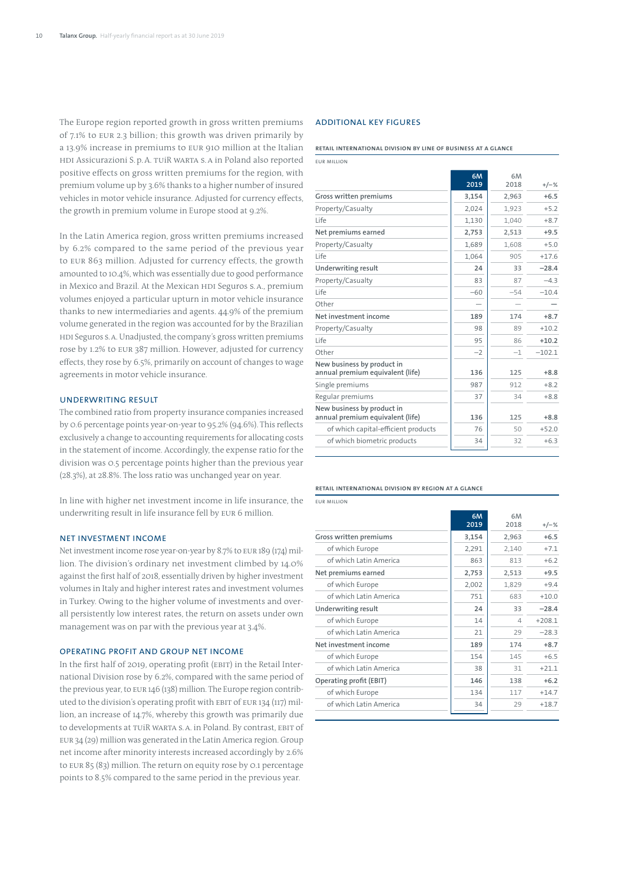The Europe region reported growth in gross written premiums of 7.1% to EUR 2.3 billion; this growth was driven primarily by a 13.9% increase in premiums to EUR 910 million at the Italian HDI Assicurazioni S.p.A. TUiR WARTA S.A in Poland also reported positive effects on gross written premiums for the region, with premium volume up by 3.6% thanks to a higher number of insured vehicles in motor vehicle insurance. Adjusted for currency effects, the growth in premium volume in Europe stood at 9.2%.

In the Latin America region, gross written premiums increased by 6.2% compared to the same period of the previous year to EUR 863 million. Adjusted for currency effects, the growth amounted to 10.4%, which was essentially due to good performance in Mexico and Brazil. At the Mexican HDI Seguros S.A., premium volumes enjoyed a particular upturn in motor vehicle insurance thanks to new intermediaries and agents. 44.9% of the premium volume generated in the region was accounted for by the Brazilian HDI Seguros S.A. Unadjusted, the company's gross written premiums rose by 1.2% to EUR 387 million. However, adjusted for currency effects, they rose by 6.5%, primarily on account of changes to wage agreements in motor vehicle insurance.

## UNDERWRITING RESULT

The combined ratio from property insurance companies increased by 0.6 percentage points year-on-year to 95.2% (94.6%). This reflects exclusively a change to accounting requirements for allocating costs in the statement of income. Accordingly, the expense ratio for the division was 0.5 percentage points higher than the previous year (28.3%), at 28.8%. The loss ratio was unchanged year on year.

In line with higher net investment income in life insurance, the underwriting result in life insurance fell by EUR 6 million.

## NET INVESTMENT INCOME

Net investment income rose year-on-year by 8.7% to EUR 189 (174) million. The division's ordinary net investment climbed by 14.0% against the first half of 2018, essentially driven by higher investment volumes in Italy and higher interest rates and investment volumes in Turkey. Owing to the higher volume of investments and overall persistently low interest rates, the return on assets under own management was on par with the previous year at 3.4%.

## OPERATING PROFIT AND GROUP NET INCOME

In the first half of 2019, operating profit (EBIT) in the Retail International Division rose by 6.2%, compared with the same period of the previous year, to EUR 146 (138) million. The Europe region contributed to the division's operating profit with EBIT of EUR 134 (117) million, an increase of 14.7%, whereby this growth was primarily due to developments at TUiR WARTA S.A. in Poland. By contrast, EBIT of EUR 34 (29) million was generated in the Latin America region. Group net income after minority interests increased accordingly by 2.6% to EUR 85 (83) million. The return on equity rose by 0.1 percentage points to 8.5% compared to the same period in the previous year.

## ADDITIONAL KEY FIGURES

**RETAIL INTERNATIONAL DIVISION BY LINE OF BUSINESS AT A GLANCE**

EUR MILLION

| | 6M 2019 | 6M 2018 | +/−% |
|---|---|---|---|
| Gross written premiums | 3,154 | 2,963 | +6.5 |
| Property/Casualty | 2,024 | 1,923 | +5.2 |
| Life | 1,130 | 1,040 | +8.7 |
| Net premiums earned | 2,753 | 2,513 | +9.5 |
| Property/Casualty | 1,689 | 1,608 | +5.0 |
| Life | 1,064 | 905 | +17.6 |
| Underwriting result | 24 | 33 | −28.4 |
| Property/Casualty | 83 | 87 | −4.3 |
| Life | −60 | −54 | −10.4 |
| Other | — | — | — |
| Net investment income | 189 | 174 | +8.7 |
| Property/Casualty | 98 | 89 | +10.2 |
| Life | 95 | 86 | +10.2 |
| Other | −2 | −1 | −102.1 |
| New business by product in annual premium equivalent (life) | 136 | 125 | +8.8 |
| Single premiums | 987 | 912 | +8.2 |
| Regular premiums | 37 | 34 | +8.8 |
| New business by product in annual premium equivalent (life) | 136 | 125 | +8.8 |
| of which capital-efficient products | 76 | 50 | +52.0 |
| of which biometric products | 34 | 32 | +6.3 |

**RETAIL INTERNATIONAL DIVISION BY REGION AT A GLANCE**

EUR MILLION

| | 6M 2019 | 6M 2018 | +/−% |
|---|---|---|---|
| Gross written premiums | 3,154 | 2,963 | +6.5 |
| of which Europe | 2,291 | 2,140 | +7.1 |
| of which Latin America | 863 | 813 | +6.2 |
| Net premiums earned | 2,753 | 2,513 | +9.5 |
| of which Europe | 2,002 | 1,829 | +9.4 |
| of which Latin America | 751 | 683 | +10.0 |
| Underwriting result | 24 | 33 | −28.4 |
| of which Europe | 14 | 4 | +208.1 |
| of which Latin America | 21 | 29 | −28.3 |
| Net investment income | 189 | 174 | +8.7 |
| of which Europe | 154 | 145 | +6.5 |
| of which Latin America | 38 | 31 | +21.1 |
| Operating profit (EBIT) | 146 | 138 | +6.2 |
| of which Europe | 134 | 117 | +14.7 |
| of which Latin America | 34 | 29 | +18.7 |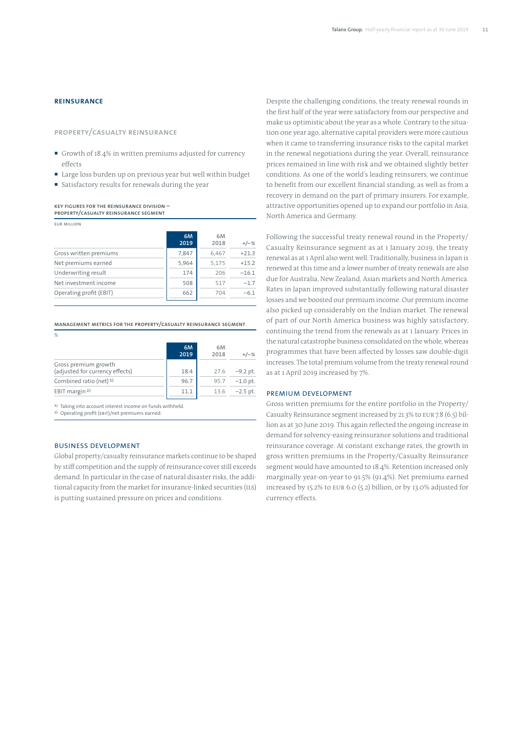## REINSURANCE

### PROPERTY/CASUALTY REINSURANCE

- Growth of 18.4% in written premiums adjusted for currency effects
- Large loss burden up on previous year but well within budget
- Satisfactory results for renewals during the year

**KEY FIGURES FOR THE REINSURANCE DIVISION — PROPERTY/CASUALTY REINSURANCE SEGMENT**

EUR MILLION

| | 6M 2019 | 6M 2018 | +/–% |
|---|---|---|---|
| Gross written premiums | 7,847 | 6,467 | +21.3 |
| Net premiums earned | 5,964 | 5,175 | +15.2 |
| Underwriting result | 174 | 206 | –16.1 |
| Net investment income | 508 | 517 | –1.7 |
| Operating profit (EBIT) | 662 | 704 | –6.1 |

**MANAGEMENT METRICS FOR THE PROPERTY/CASUALTY REINSURANCE SEGMENT**

%

| | 6M 2019 | 6M 2018 | +/–% |
|---|---|---|---|
| Gross premium growth (adjusted for currency effects) | 18.4 | 27.6 | –9.2 pt. |
| Combined ratio (net) [1] | 96.7 | 95.7 | –1.0 pt. |
| EBIT margin [2] | 11.1 | 13.6 | –2.5 pt. |

[1] Taking into account interest income on funds withheld.
[2] Operating profit (EBIT)/net premiums earned.

### BUSINESS DEVELOPMENT

Global property/casualty reinsurance markets continue to be shaped by stiff competition and the supply of reinsurance cover still exceeds demand. In particular in the case of natural disaster risks, the additional capacity from the market for insurance-linked securities (ILS) is putting sustained pressure on prices and conditions.

Despite the challenging conditions, the treaty renewal rounds in the first half of the year were satisfactory from our perspective and make us optimistic about the year as a whole. Contrary to the situation one year ago, alternative capital providers were more cautious when it came to transferring insurance risks to the capital market in the renewal negotiations during the year. Overall, reinsurance prices remained in line with risk and we obtained slightly better conditions. As one of the world's leading reinsurers, we continue to benefit from our excellent financial standing, as well as from a recovery in demand on the part of primary insurers. For example, attractive opportunities opened up to expand our portfolio in Asia, North America and Germany.

Following the successful treaty renewal round in the Property/Casualty Reinsurance segment as at 1 January 2019, the treaty renewal as at 1 April also went well. Traditionally, business in Japan is renewed at this time and a lower number of treaty renewals are also due for Australia, New Zealand, Asian markets and North America. Rates in Japan improved substantially following natural disaster losses and we boosted our premium income. Our premium income also picked up considerably on the Indian market. The renewal of part of our North America business was highly satisfactory, continuing the trend from the renewals as at 1 January. Prices in the natural catastrophe business consolidated on the whole, whereas programmes that have been affected by losses saw double-digit increases. The total premium volume from the treaty renewal round as at 1 April 2019 increased by 7%.

### PREMIUM DEVELOPMENT

Gross written premiums for the entire portfolio in the Property/Casualty Reinsurance segment increased by 21.3% to EUR 7.8 (6.5) billion as at 30 June 2019. This again reflected the ongoing increase in demand for solvency-easing reinsurance solutions and traditional reinsurance coverage. At constant exchange rates, the growth in gross written premiums in the Property/Casualty Reinsurance segment would have amounted to 18.4%. Retention increased only marginally year-on-year to 91.5% (91.4%). Net premiums earned increased by 15.2% to EUR 6.0 (5.2) billion, or by 13.0% adjusted for currency effects.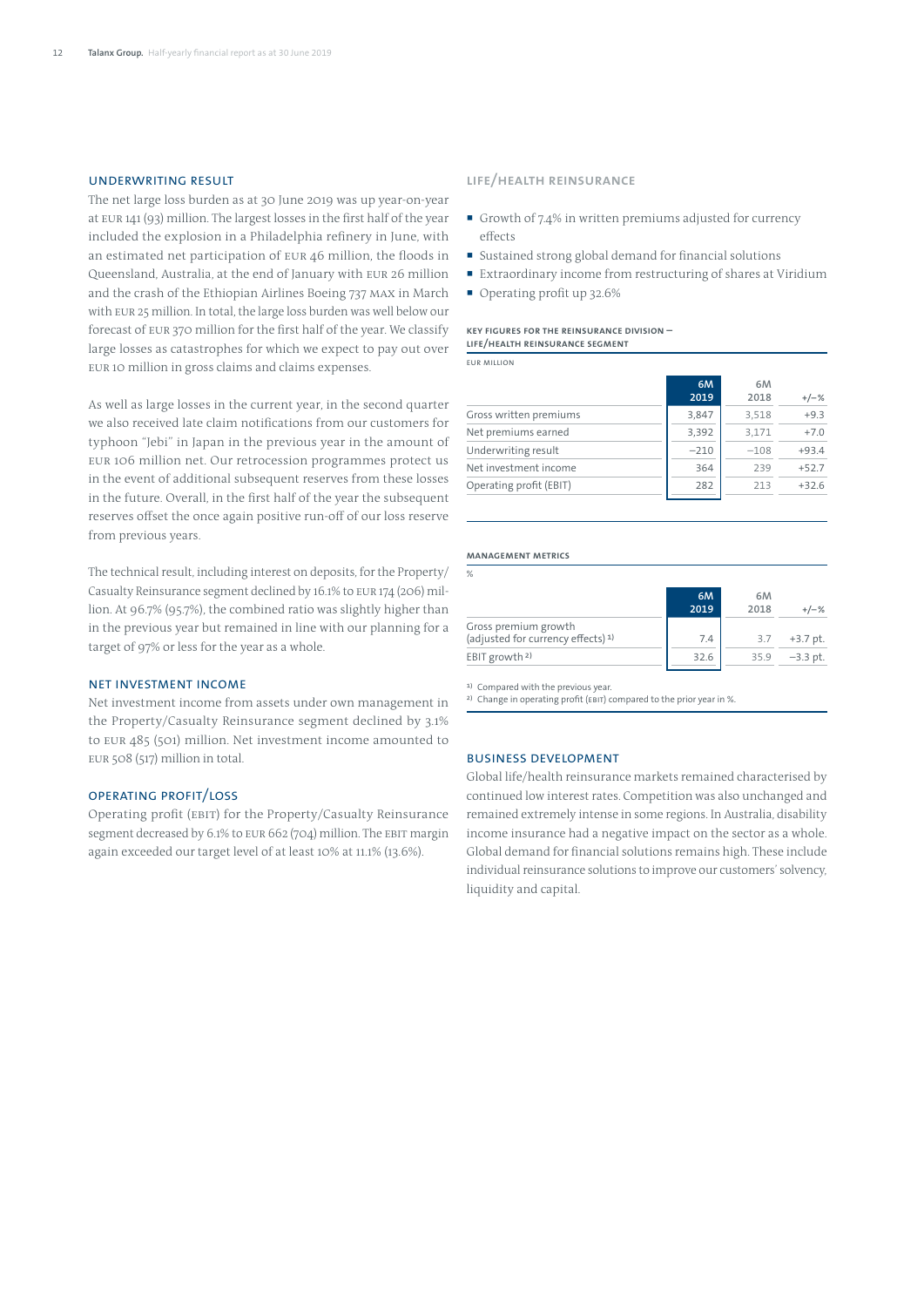## UNDERWRITING RESULT

The net large loss burden as at 30 June 2019 was up year-on-year at EUR 141 (93) million. The largest losses in the first half of the year included the explosion in a Philadelphia refinery in June, with an estimated net participation of EUR 46 million, the floods in Queensland, Australia, at the end of January with EUR 26 million and the crash of the Ethiopian Airlines Boeing 737 MAX in March with EUR 25 million. In total, the large loss burden was well below our forecast of EUR 370 million for the first half of the year. We classify large losses as catastrophes for which we expect to pay out over EUR 10 million in gross claims and claims expenses.

As well as large losses in the current year, in the second quarter we also received late claim notifications from our customers for typhoon "Jebi" in Japan in the previous year in the amount of EUR 106 million net. Our retrocession programmes protect us in the event of additional subsequent reserves from these losses in the future. Overall, in the first half of the year the subsequent reserves offset the once again positive run-off of our loss reserve from previous years.

The technical result, including interest on deposits, for the Property/Casualty Reinsurance segment declined by 16.1% to EUR 174 (206) million. At 96.7% (95.7%), the combined ratio was slightly higher than in the previous year but remained in line with our planning for a target of 97% or less for the year as a whole.

## NET INVESTMENT INCOME

Net investment income from assets under own management in the Property/Casualty Reinsurance segment declined by 3.1% to EUR 485 (501) million. Net investment income amounted to EUR 508 (517) million in total.

## OPERATING PROFIT/LOSS

Operating profit (EBIT) for the Property/Casualty Reinsurance segment decreased by 6.1% to EUR 662 (704) million. The EBIT margin again exceeded our target level of at least 10% at 11.1% (13.6%).

## LIFE/HEALTH REINSURANCE

- Growth of 7.4% in written premiums adjusted for currency effects
- Sustained strong global demand for financial solutions
- Extraordinary income from restructuring of shares at Viridium
- Operating profit up 32.6%

**KEY FIGURES FOR THE REINSURANCE DIVISION — LIFE/HEALTH REINSURANCE SEGMENT**

EUR MILLION

| | 6M 2019 | 6M 2018 | +/–% |
|---|---|---|---|
| Gross written premiums | 3,847 | 3,518 | +9.3 |
| Net premiums earned | 3,392 | 3,171 | +7.0 |
| Underwriting result | −210 | −108 | +93.4 |
| Net investment income | 364 | 239 | +52.7 |
| Operating profit (EBIT) | 282 | 213 | +32.6 |

**MANAGEMENT METRICS**

%

| | 6M 2019 | 6M 2018 | +/–% |
|---|---|---|---|
| Gross premium growth (adjusted for currency effects) [1] | 7.4 | 3.7 | +3.7 pt. |
| EBIT growth [2] | 32.6 | 35.9 | −3.3 pt. |

[1] Compared with the previous year.
[2] Change in operating profit (EBIT) compared to the prior year in %.

## BUSINESS DEVELOPMENT

Global life/health reinsurance markets remained characterised by continued low interest rates. Competition was also unchanged and remained extremely intense in some regions. In Australia, disability income insurance had a negative impact on the sector as a whole. Global demand for financial solutions remains high. These include individual reinsurance solutions to improve our customers' solvency, liquidity and capital.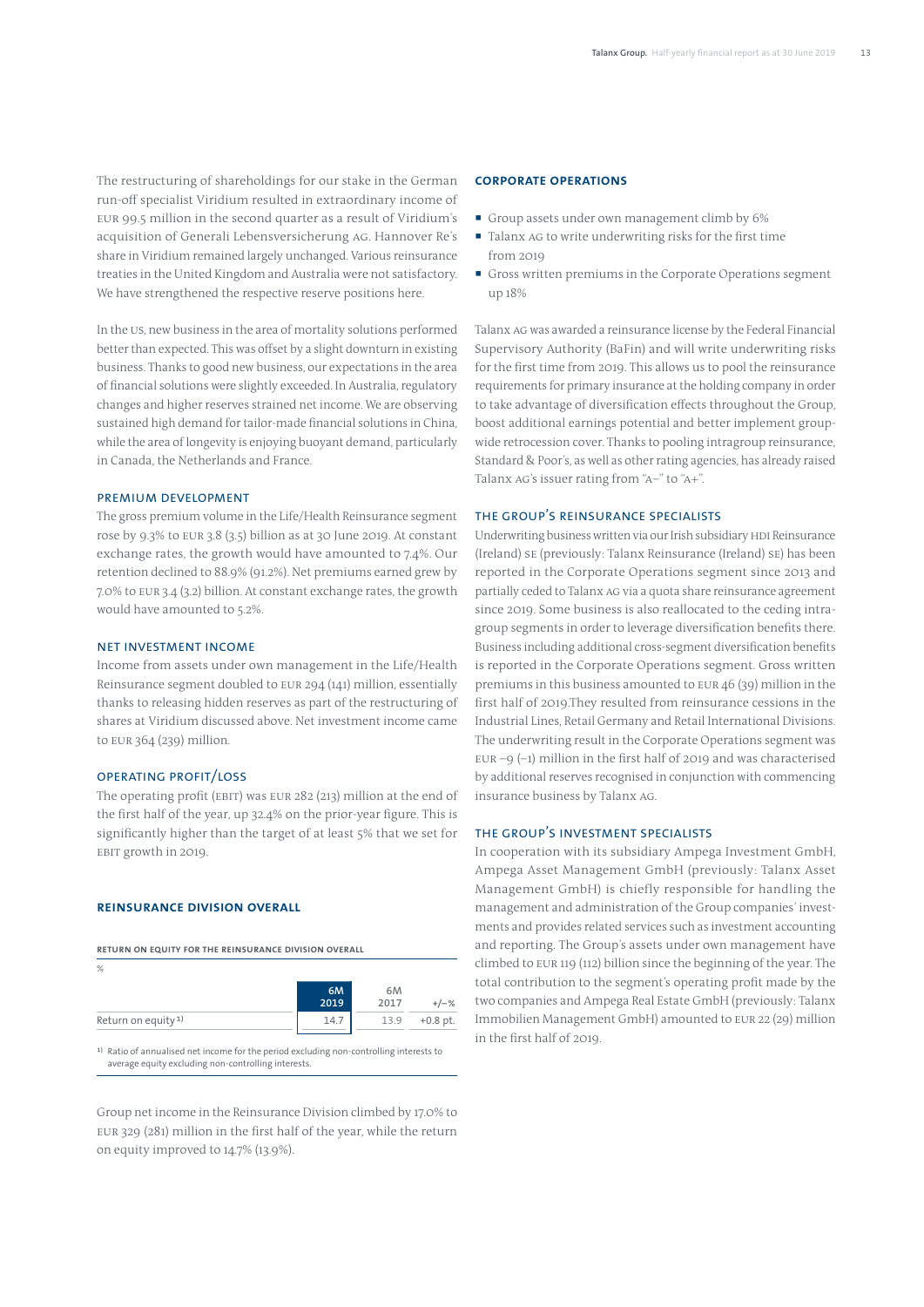The restructuring of shareholdings for our stake in the German run-off specialist Viridium resulted in extraordinary income of EUR 99.5 million in the second quarter as a result of Viridium's acquisition of Generali Lebensversicherung AG. Hannover Re's share in Viridium remained largely unchanged. Various reinsurance treaties in the United Kingdom and Australia were not satisfactory. We have strengthened the respective reserve positions here.

In the US, new business in the area of mortality solutions performed better than expected. This was offset by a slight downturn in existing business. Thanks to good new business, our expectations in the area of financial solutions were slightly exceeded. In Australia, regulatory changes and higher reserves strained net income. We are observing sustained high demand for tailor-made financial solutions in China, while the area of longevity is enjoying buoyant demand, particularly in Canada, the Netherlands and France.

### PREMIUM DEVELOPMENT

The gross premium volume in the Life/Health Reinsurance segment rose by 9.3% to EUR 3.8 (3.5) billion as at 30 June 2019. At constant exchange rates, the growth would have amounted to 7.4%. Our retention declined to 88.9% (91.2%). Net premiums earned grew by 7.0% to EUR 3.4 (3.2) billion. At constant exchange rates, the growth would have amounted to 5.2%.

### NET INVESTMENT INCOME

Income from assets under own management in the Life/Health Reinsurance segment doubled to EUR 294 (141) million, essentially thanks to releasing hidden reserves as part of the restructuring of shares at Viridium discussed above. Net investment income came to EUR 364 (239) million.

### OPERATING PROFIT/LOSS

The operating profit (EBIT) was EUR 282 (213) million at the end of the first half of the year, up 32.4% on the prior-year figure. This is significantly higher than the target of at least 5% that we set for EBIT growth in 2019.

## REINSURANCE DIVISION OVERALL

**RETURN ON EQUITY FOR THE REINSURANCE DIVISION OVERALL**

| % | 6M 2019 | 6M 2017 | +/–% |
|---|---|---|---|
| Return on equity[1] | 14.7 | 13.9 | +0.8 pt. |

[1] Ratio of annualised net income for the period excluding non-controlling interests to average equity excluding non-controlling interests.

Group net income in the Reinsurance Division climbed by 17.0% to EUR 329 (281) million in the first half of the year, while the return on equity improved to 14.7% (13.9%).

## CORPORATE OPERATIONS

- Group assets under own management climb by 6%
- Talanx AG to write underwriting risks for the first time from 2019
- Gross written premiums in the Corporate Operations segment up 18%

Talanx AG was awarded a reinsurance license by the Federal Financial Supervisory Authority (BaFin) and will write underwriting risks for the first time from 2019. This allows us to pool the reinsurance requirements for primary insurance at the holding company in order to take advantage of diversification effects throughout the Group, boost additional earnings potential and better implement group-wide retrocession cover. Thanks to pooling intragroup reinsurance, Standard & Poor's, as well as other rating agencies, has already raised Talanx AG's issuer rating from "A–" to "A+".

### THE GROUP'S REINSURANCE SPECIALISTS

Underwriting business written via our Irish subsidiary HDI Reinsurance (Ireland) SE (previously: Talanx Reinsurance (Ireland) SE) has been reported in the Corporate Operations segment since 2013 and partially ceded to Talanx AG via a quota share reinsurance agreement since 2019. Some business is also reallocated to the ceding intragroup segments in order to leverage diversification benefits there. Business including additional cross-segment diversification benefits is reported in the Corporate Operations segment. Gross written premiums in this business amounted to EUR 46 (39) million in the first half of 2019.They resulted from reinsurance cessions in the Industrial Lines, Retail Germany and Retail International Divisions. The underwriting result in the Corporate Operations segment was EUR –9 (–1) million in the first half of 2019 and was characterised by additional reserves recognised in conjunction with commencing insurance business by Talanx AG.

### THE GROUP'S INVESTMENT SPECIALISTS

In cooperation with its subsidiary Ampega Investment GmbH, Ampega Asset Management GmbH (previously: Talanx Asset Management GmbH) is chiefly responsible for handling the management and administration of the Group companies' investments and provides related services such as investment accounting and reporting. The Group's assets under own management have climbed to EUR 119 (112) billion since the beginning of the year. The total contribution to the segment's operating profit made by the two companies and Ampega Real Estate GmbH (previously: Talanx Immobilien Management GmbH) amounted to EUR 22 (29) million in the first half of 2019.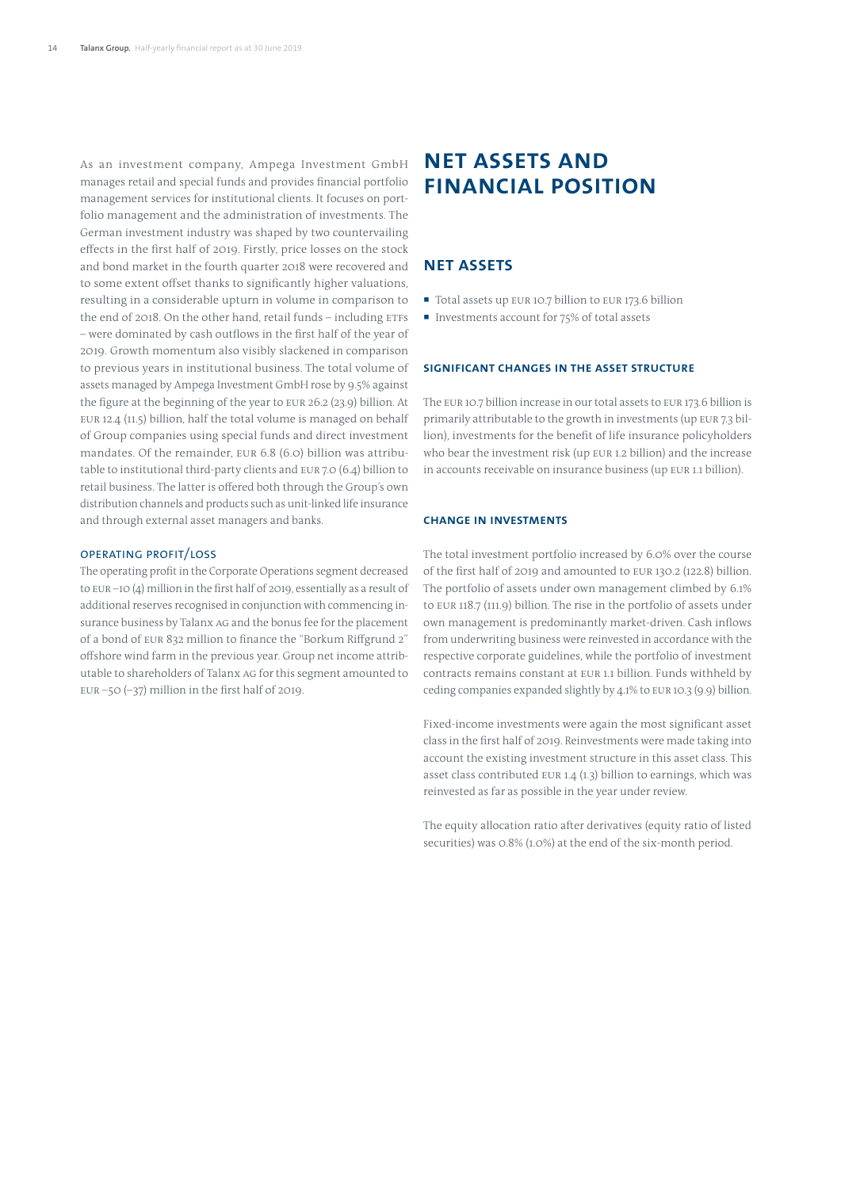As an investment company, Ampega Investment GmbH manages retail and special funds and provides financial portfolio management services for institutional clients. It focuses on portfolio management and the administration of investments. The German investment industry was shaped by two countervailing effects in the first half of 2019. Firstly, price losses on the stock and bond market in the fourth quarter 2018 were recovered and to some extent offset thanks to significantly higher valuations, resulting in a considerable upturn in volume in comparison to the end of 2018. On the other hand, retail funds – including ETFs – were dominated by cash outflows in the first half of the year of 2019. Growth momentum also visibly slackened in comparison to previous years in institutional business. The total volume of assets managed by Ampega Investment GmbH rose by 9.5% against the figure at the beginning of the year to EUR 26.2 (23.9) billion. At EUR 12.4 (11.5) billion, half the total volume is managed on behalf of Group companies using special funds and direct investment mandates. Of the remainder, EUR 6.8 (6.0) billion was attributable to institutional third-party clients and EUR 7.0 (6.4) billion to retail business. The latter is offered both through the Group's own distribution channels and products such as unit-linked life insurance and through external asset managers and banks.

### Operating profit/loss

The operating profit in the Corporate Operations segment decreased to EUR –10 (4) million in the first half of 2019, essentially as a result of additional reserves recognised in conjunction with commencing insurance business by Talanx AG and the bonus fee for the placement of a bond of EUR 832 million to finance the "Borkum Riffgrund 2" offshore wind farm in the previous year. Group net income attributable to shareholders of Talanx AG for this segment amounted to EUR –50 (–37) million in the first half of 2019.

# Net assets and financial position

## Net assets

- Total assets up EUR 10.7 billion to EUR 173.6 billion
- Investments account for 75% of total assets

### Significant changes in the asset structure

The EUR 10.7 billion increase in our total assets to EUR 173.6 billion is primarily attributable to the growth in investments (up EUR 7.3 billion), investments for the benefit of life insurance policyholders who bear the investment risk (up EUR 1.2 billion) and the increase in accounts receivable on insurance business (up EUR 1.1 billion).

### Change in investments

The total investment portfolio increased by 6.0% over the course of the first half of 2019 and amounted to EUR 130.2 (122.8) billion. The portfolio of assets under own management climbed by 6.1% to EUR 118.7 (111.9) billion. The rise in the portfolio of assets under own management is predominantly market-driven. Cash inflows from underwriting business were reinvested in accordance with the respective corporate guidelines, while the portfolio of investment contracts remains constant at EUR 1.1 billion. Funds withheld by ceding companies expanded slightly by 4.1% to EUR 10.3 (9.9) billion.

Fixed-income investments were again the most significant asset class in the first half of 2019. Reinvestments were made taking into account the existing investment structure in this asset class. This asset class contributed EUR 1.4 (1.3) billion to earnings, which was reinvested as far as possible in the year under review.

The equity allocation ratio after derivatives (equity ratio of listed securities) was 0.8% (1.0%) at the end of the six-month period.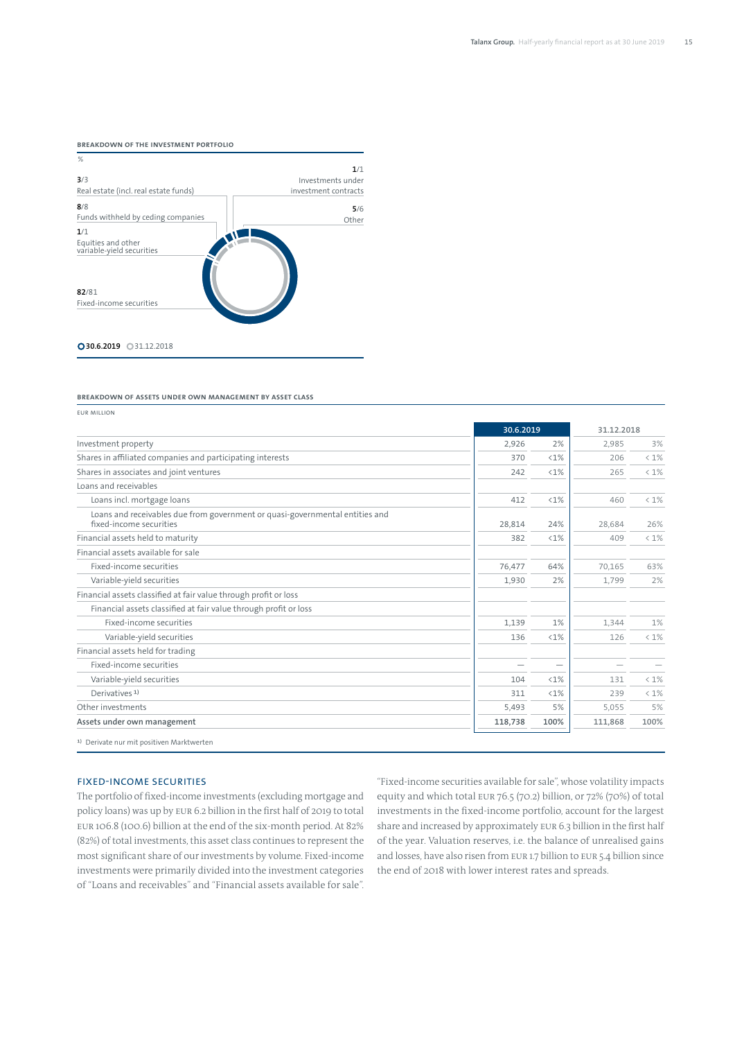**BREAKDOWN OF THE INVESTMENT PORTFOLIO**

%

**3**/3
Real estate (incl. real estate funds)

**8**/8
Funds withheld by ceding companies

**1**/1
Equities and other variable-yield securities

**82**/81
Fixed-income securities

**1**/1
Investments under investment contracts

**5**/6
Other

**30.6.2019** 31.12.2018

**BREAKDOWN OF ASSETS UNDER OWN MANAGEMENT BY ASSET CLASS**

EUR MILLION

| | 30.6.2019 | | 31.12.2018 | |
|---|---|---|---|---|
| Investment property | 2,926 | 2% | 2,985 | 3% |
| Shares in affiliated companies and participating interests | 370 | <1% | 206 | < 1% |
| Shares in associates and joint ventures | 242 | <1% | 265 | < 1% |
| Loans and receivables | | | | |
| Loans incl. mortgage loans | 412 | <1% | 460 | < 1% |
| Loans and receivables due from government or quasi-governmental entities and fixed-income securities | 28,814 | 24% | 28,684 | 26% |
| Financial assets held to maturity | 382 | <1% | 409 | < 1% |
| Financial assets available for sale | | | | |
| Fixed-income securities | 76,477 | 64% | 70,165 | 63% |
| Variable-yield securities | 1,930 | 2% | 1,799 | 2% |
| Financial assets classified at fair value through profit or loss | | | | |
| Financial assets classified at fair value through profit or loss | | | | |
| Fixed-income securities | 1,139 | 1% | 1,344 | 1% |
| Variable-yield securities | 136 | <1% | 126 | < 1% |
| Financial assets held for trading | | | | |
| Fixed-income securities | — | — | — | — |
| Variable-yield securities | 104 | <1% | 131 | < 1% |
| Derivatives [1] | 311 | <1% | 239 | < 1% |
| Other investments | 5,493 | 5% | 5,055 | 5% |
| **Assets under own management** | **118,738** | **100%** | 111,868 | 100% |

[1] Derivate nur mit positiven Marktwerten

## FIXED-INCOME SECURITIES

The portfolio of fixed-income investments (excluding mortgage and policy loans) was up by EUR 6.2 billion in the first half of 2019 to total EUR 106.8 (100.6) billion at the end of the six-month period. At 82% (82%) of total investments, this asset class continues to represent the most significant share of our investments by volume. Fixed-income investments were primarily divided into the investment categories of "Loans and receivables" and "Financial assets available for sale". "Fixed-income securities available for sale", whose volatility impacts equity and which total EUR 76.5 (70.2) billion, or 72% (70%) of total investments in the fixed-income portfolio, account for the largest share and increased by approximately EUR 6.3 billion in the first half of the year. Valuation reserves, i.e. the balance of unrealised gains and losses, have also risen from EUR 1.7 billion to EUR 5.4 billion since the end of 2018 with lower interest rates and spreads.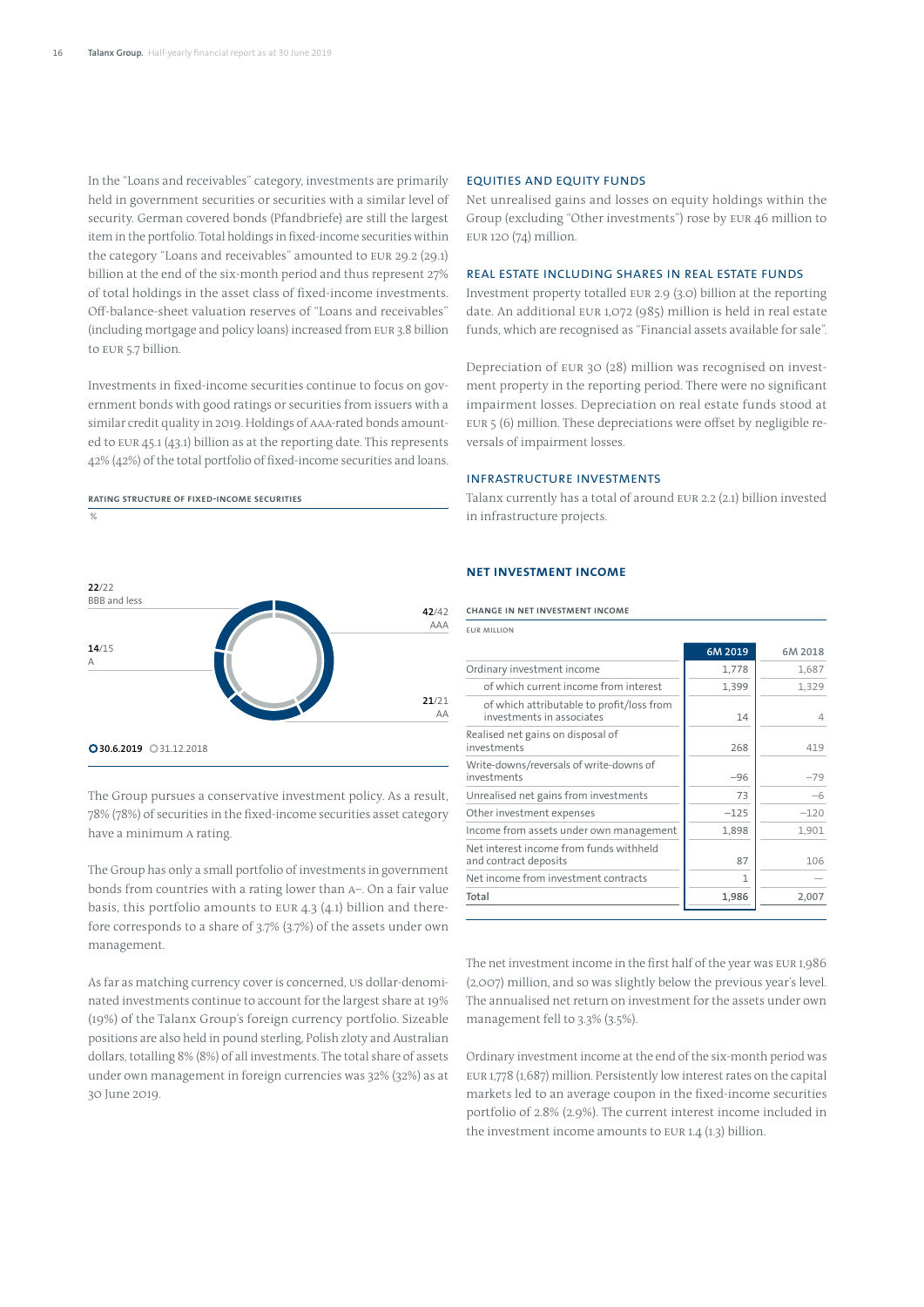In the "Loans and receivables" category, investments are primarily held in government securities or securities with a similar level of security. German covered bonds (Pfandbriefe) are still the largest item in the portfolio. Total holdings in fixed-income securities within the category "Loans and receivables" amounted to EUR 29.2 (29.1) billion at the end of the six-month period and thus represent 27% of total holdings in the asset class of fixed-income investments. Off-balance-sheet valuation reserves of "Loans and receivables" (including mortgage and policy loans) increased from EUR 3.8 billion to EUR 5.7 billion.

Investments in fixed-income securities continue to focus on government bonds with good ratings or securities from issuers with a similar credit quality in 2019. Holdings of AAA-rated bonds amounted to EUR 45.1 (43.1) billion as at the reporting date. This represents 42% (42%) of the total portfolio of fixed-income securities and loans.

**RATING STRUCTURE OF FIXED-INCOME SECURITIES**

%

| Rating | 30.6.2019 | 31.12.2018 |
|---|---|---|
| AAA | 42 | 42 |
| AA | 21 | 21 |
| A | 14 | 15 |
| BBB and less | 22 | 22 |

The Group pursues a conservative investment policy. As a result, 78% (78%) of securities in the fixed-income securities asset category have a minimum A rating.

The Group has only a small portfolio of investments in government bonds from countries with a rating lower than A–. On a fair value basis, this portfolio amounts to EUR 4.3 (4.1) billion and therefore corresponds to a share of 3.7% (3.7%) of the assets under own management.

As far as matching currency cover is concerned, US dollar-denominated investments continue to account for the largest share at 19% (19%) of the Talanx Group's foreign currency portfolio. Sizeable positions are also held in pound sterling, Polish zloty and Australian dollars, totalling 8% (8%) of all investments. The total share of assets under own management in foreign currencies was 32% (32%) as at 30 June 2019.

### EQUITIES AND EQUITY FUNDS

Net unrealised gains and losses on equity holdings within the Group (excluding "Other investments") rose by EUR 46 million to EUR 120 (74) million.

### REAL ESTATE INCLUDING SHARES IN REAL ESTATE FUNDS

Investment property totalled EUR 2.9 (3.0) billion at the reporting date. An additional EUR 1,072 (985) million is held in real estate funds, which are recognised as "Financial assets available for sale".

Depreciation of EUR 30 (28) million was recognised on investment property in the reporting period. There were no significant impairment losses. Depreciation on real estate funds stood at EUR 5 (6) million. These depreciations were offset by negligible reversals of impairment losses.

### INFRASTRUCTURE INVESTMENTS

Talanx currently has a total of around EUR 2.2 (2.1) billion invested in infrastructure projects.

## NET INVESTMENT INCOME

**CHANGE IN NET INVESTMENT INCOME**

EUR MILLION

| | 6M 2019 | 6M 2018 |
|---|---|---|
| Ordinary investment income | 1,778 | 1,687 |
| of which current income from interest | 1,399 | 1,329 |
| of which attributable to profit/loss from investments in associates | 14 | 4 |
| Realised net gains on disposal of investments | 268 | 419 |
| Write-downs/reversals of write-downs of investments | –96 | –79 |
| Unrealised net gains from investments | 73 | –6 |
| Other investment expenses | –125 | –120 |
| Income from assets under own management | 1,898 | 1,901 |
| Net interest income from funds withheld and contract deposits | 87 | 106 |
| Net income from investment contracts | 1 | — |
| **Total** | **1,986** | **2,007** |

The net investment income in the first half of the year was EUR 1,986 (2,007) million, and so was slightly below the previous year's level. The annualised net return on investment for the assets under own management fell to 3.3% (3.5%).

Ordinary investment income at the end of the six-month period was EUR 1,778 (1,687) million. Persistently low interest rates on the capital markets led to an average coupon in the fixed-income securities portfolio of 2.8% (2.9%). The current interest income included in the investment income amounts to EUR 1.4 (1.3) billion.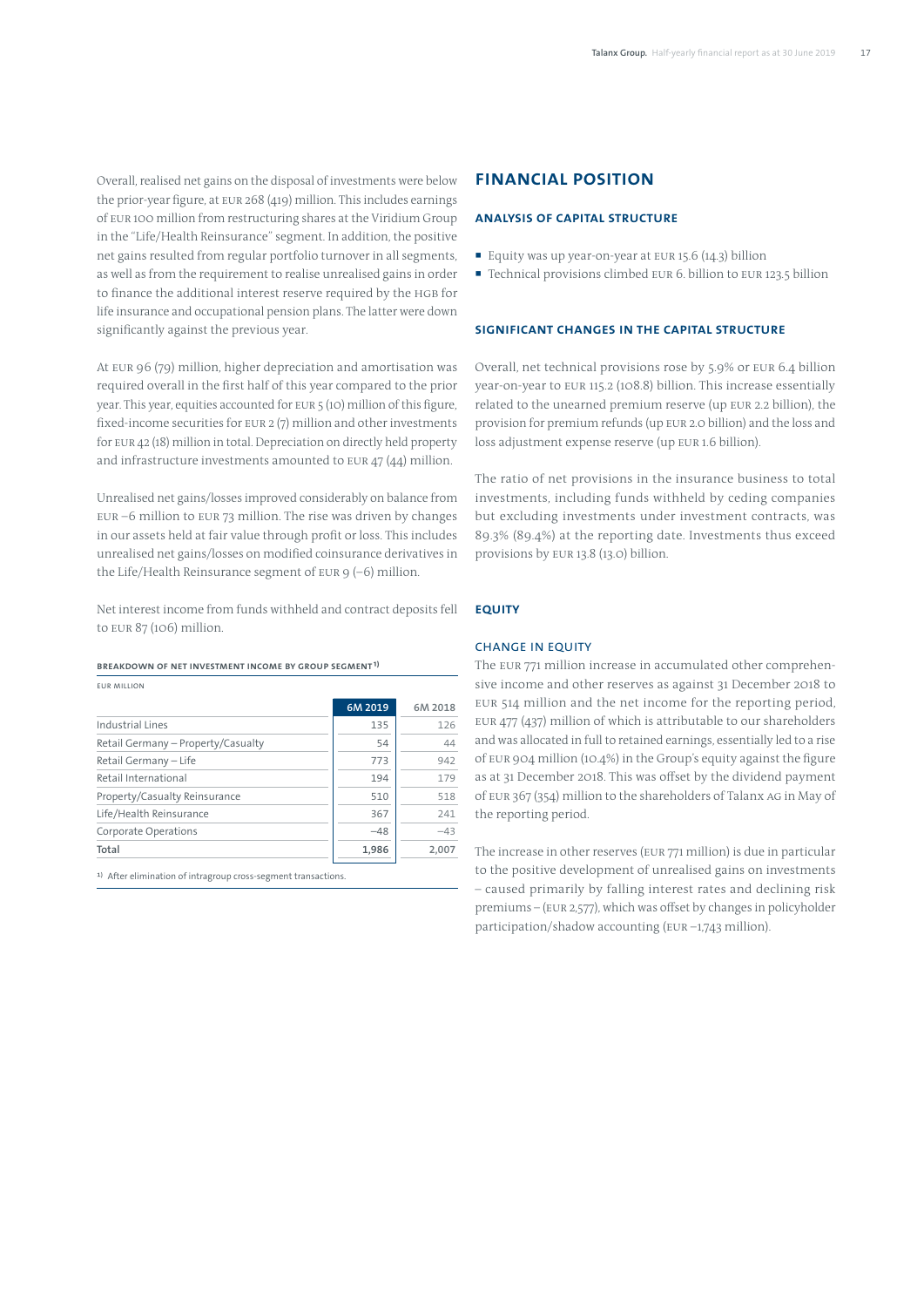Overall, realised net gains on the disposal of investments were below the prior-year figure, at EUR 268 (419) million. This includes earnings of EUR 100 million from restructuring shares at the Viridium Group in the "Life/Health Reinsurance" segment. In addition, the positive net gains resulted from regular portfolio turnover in all segments, as well as from the requirement to realise unrealised gains in order to finance the additional interest reserve required by the HGB for life insurance and occupational pension plans. The latter were down significantly against the previous year.

At EUR 96 (79) million, higher depreciation and amortisation was required overall in the first half of this year compared to the prior year. This year, equities accounted for EUR 5 (10) million of this figure, fixed-income securities for EUR 2 (7) million and other investments for EUR 42 (18) million in total. Depreciation on directly held property and infrastructure investments amounted to EUR 47 (44) million.

Unrealised net gains/losses improved considerably on balance from EUR –6 million to EUR 73 million. The rise was driven by changes in our assets held at fair value through profit or loss. This includes unrealised net gains/losses on modified coinsurance derivatives in the Life/Health Reinsurance segment of EUR 9 (–6) million.

Net interest income from funds withheld and contract deposits fell to EUR 87 (106) million.

**BREAKDOWN OF NET INVESTMENT INCOME BY GROUP SEGMENT[1]**

EUR MILLION

| | 6M 2019 | 6M 2018 |
|---|---|---|
| Industrial Lines | 135 | 126 |
| Retail Germany – Property/Casualty | 54 | 44 |
| Retail Germany – Life | 773 | 942 |
| Retail International | 194 | 179 |
| Property/Casualty Reinsurance | 510 | 518 |
| Life/Health Reinsurance | 367 | 241 |
| Corporate Operations | –48 | –43 |
| **Total** | **1,986** | **2,007** |

[1] After elimination of intragroup cross-segment transactions.

## FINANCIAL POSITION

### ANALYSIS OF CAPITAL STRUCTURE

- Equity was up year-on-year at EUR 15.6 (14.3) billion
- Technical provisions climbed EUR 6. billion to EUR 123.5 billion

### SIGNIFICANT CHANGES IN THE CAPITAL STRUCTURE

Overall, net technical provisions rose by 5.9% or EUR 6.4 billion year-on-year to EUR 115.2 (108.8) billion. This increase essentially related to the unearned premium reserve (up EUR 2.2 billion), the provision for premium refunds (up EUR 2.0 billion) and the loss and loss adjustment expense reserve (up EUR 1.6 billion).

The ratio of net provisions in the insurance business to total investments, including funds withheld by ceding companies but excluding investments under investment contracts, was 89.3% (89.4%) at the reporting date. Investments thus exceed provisions by EUR 13.8 (13.0) billion.

### EQUITY

#### CHANGE IN EQUITY

The EUR 771 million increase in accumulated other comprehensive income and other reserves as against 31 December 2018 to EUR 514 million and the net income for the reporting period, EUR 477 (437) million of which is attributable to our shareholders and was allocated in full to retained earnings, essentially led to a rise of EUR 904 million (10.4%) in the Group's equity against the figure as at 31 December 2018. This was offset by the dividend payment of EUR 367 (354) million to the shareholders of Talanx AG in May of the reporting period.

The increase in other reserves (EUR 771 million) is due in particular to the positive development of unrealised gains on investments – caused primarily by falling interest rates and declining risk premiums – (EUR 2,577), which was offset by changes in policyholder participation/shadow accounting (EUR –1,743 million).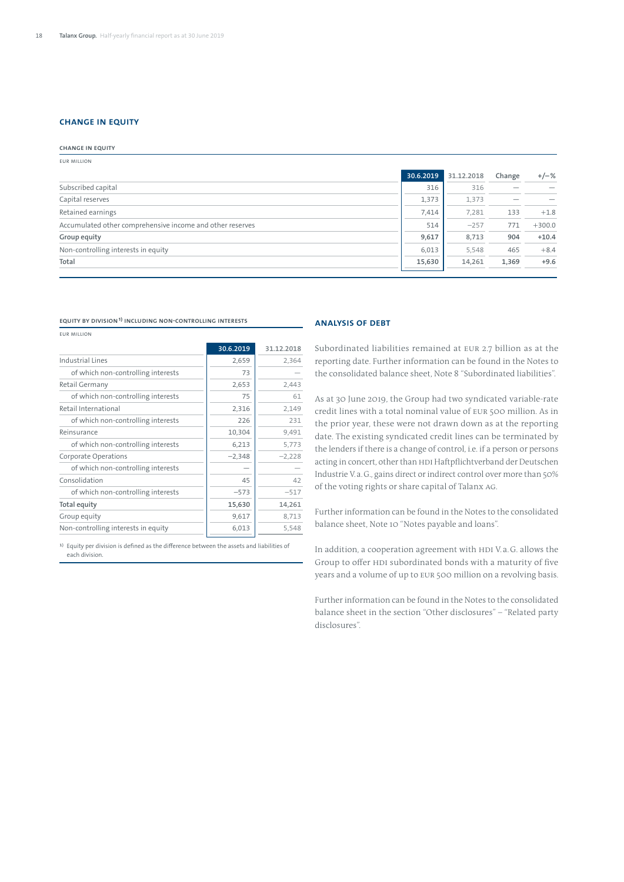## CHANGE IN EQUITY

**CHANGE IN EQUITY**

EUR MILLION

| | 30.6.2019 | 31.12.2018 | Change | +/–% |
|---|---|---|---|---|
| Subscribed capital | 316 | 316 | — | — |
| Capital reserves | 1,373 | 1,373 | — | — |
| Retained earnings | 7,414 | 7,281 | 133 | +1.8 |
| Accumulated other comprehensive income and other reserves | 514 | –257 | 771 | +300.0 |
| **Group equity** | **9,617** | 8,713 | 904 | **+10.4** |
| Non-controlling interests in equity | 6,013 | 5,548 | 465 | +8.4 |
| **Total** | **15,630** | 14,261 | **1,369** | **+9.6** |

**EQUITY BY DIVISION[1] INCLUDING NON-CONTROLLING INTERESTS**

EUR MILLION

| | 30.6.2019 | 31.12.2018 |
|---|---|---|
| Industrial Lines | 2,659 | 2,364 |
| of which non-controlling interests | 73 | — |
| Retail Germany | 2,653 | 2,443 |
| of which non-controlling interests | 75 | 61 |
| Retail International | 2,316 | 2,149 |
| of which non-controlling interests | 226 | 231 |
| Reinsurance | 10,304 | 9,491 |
| of which non-controlling interests | 6,213 | 5,773 |
| Corporate Operations | –2,348 | –2,228 |
| of which non-controlling interests | — | — |
| Consolidation | 45 | 42 |
| of which non-controlling interests | –573 | –517 |
| **Total equity** | **15,630** | **14,261** |
| Group equity | 9,617 | 8,713 |
| Non-controlling interests in equity | 6,013 | 5,548 |

[1] Equity per division is defined as the difference between the assets and liabilities of each division.

## ANALYSIS OF DEBT

Subordinated liabilities remained at EUR 2.7 billion as at the reporting date. Further information can be found in the Notes to the consolidated balance sheet, Note 8 "Subordinated liabilities".

As at 30 June 2019, the Group had two syndicated variable-rate credit lines with a total nominal value of EUR 500 million. As in the prior year, these were not drawn down as at the reporting date. The existing syndicated credit lines can be terminated by the lenders if there is a change of control, i.e. if a person or persons acting in concert, other than HDI Haftpflichtverband der Deutschen Industrie V.a.G., gains direct or indirect control over more than 50% of the voting rights or share capital of Talanx AG.

Further information can be found in the Notes to the consolidated balance sheet, Note 10 "Notes payable and loans".

In addition, a cooperation agreement with HDI V.a.G. allows the Group to offer HDI subordinated bonds with a maturity of five years and a volume of up to EUR 500 million on a revolving basis.

Further information can be found in the Notes to the consolidated balance sheet in the section "Other disclosures" – "Related party disclosures".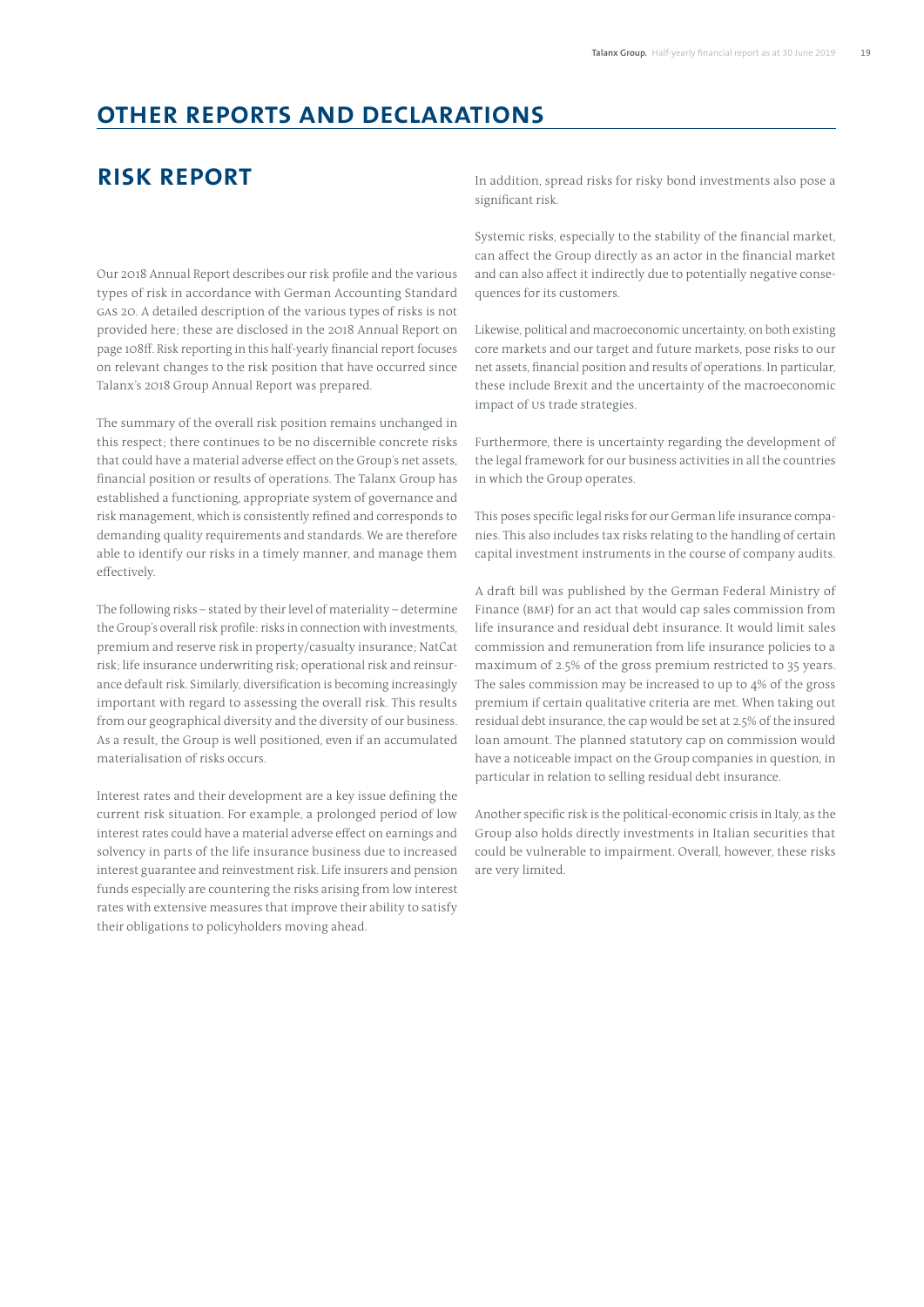# OTHER REPORTS AND DECLARATIONS

## RISK REPORT

Our 2018 Annual Report describes our risk profile and the various types of risk in accordance with German Accounting Standard GAS 20. A detailed description of the various types of risks is not provided here; these are disclosed in the 2018 Annual Report on page 108ff. Risk reporting in this half-yearly financial report focuses on relevant changes to the risk position that have occurred since Talanx's 2018 Group Annual Report was prepared.

The summary of the overall risk position remains unchanged in this respect; there continues to be no discernible concrete risks that could have a material adverse effect on the Group's net assets, financial position or results of operations. The Talanx Group has established a functioning, appropriate system of governance and risk management, which is consistently refined and corresponds to demanding quality requirements and standards. We are therefore able to identify our risks in a timely manner, and manage them effectively.

The following risks – stated by their level of materiality – determine the Group's overall risk profile: risks in connection with investments, premium and reserve risk in property/casualty insurance; NatCat risk; life insurance underwriting risk; operational risk and reinsurance default risk. Similarly, diversification is becoming increasingly important with regard to assessing the overall risk. This results from our geographical diversity and the diversity of our business. As a result, the Group is well positioned, even if an accumulated materialisation of risks occurs.

Interest rates and their development are a key issue defining the current risk situation. For example, a prolonged period of low interest rates could have a material adverse effect on earnings and solvency in parts of the life insurance business due to increased interest guarantee and reinvestment risk. Life insurers and pension funds especially are countering the risks arising from low interest rates with extensive measures that improve their ability to satisfy their obligations to policyholders moving ahead.

In addition, spread risks for risky bond investments also pose a significant risk.

Systemic risks, especially to the stability of the financial market, can affect the Group directly as an actor in the financial market and can also affect it indirectly due to potentially negative consequences for its customers.

Likewise, political and macroeconomic uncertainty, on both existing core markets and our target and future markets, pose risks to our net assets, financial position and results of operations. In particular, these include Brexit and the uncertainty of the macroeconomic impact of US trade strategies.

Furthermore, there is uncertainty regarding the development of the legal framework for our business activities in all the countries in which the Group operates.

This poses specific legal risks for our German life insurance companies. This also includes tax risks relating to the handling of certain capital investment instruments in the course of company audits.

A draft bill was published by the German Federal Ministry of Finance (BMF) for an act that would cap sales commission from life insurance and residual debt insurance. It would limit sales commission and remuneration from life insurance policies to a maximum of 2.5% of the gross premium restricted to 35 years. The sales commission may be increased to up to 4% of the gross premium if certain qualitative criteria are met. When taking out residual debt insurance, the cap would be set at 2.5% of the insured loan amount. The planned statutory cap on commission would have a noticeable impact on the Group companies in question, in particular in relation to selling residual debt insurance.

Another specific risk is the political-economic crisis in Italy, as the Group also holds directly investments in Italian securities that could be vulnerable to impairment. Overall, however, these risks are very limited.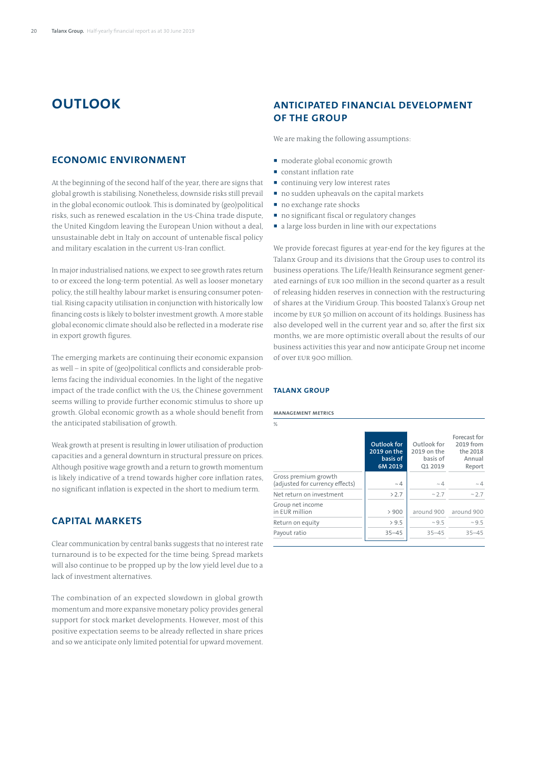# OUTLOOK

## ECONOMIC ENVIRONMENT

At the beginning of the second half of the year, there are signs that global growth is stabilising. Nonetheless, downside risks still prevail in the global economic outlook. This is dominated by (geo)political risks, such as renewed escalation in the US-China trade dispute, the United Kingdom leaving the European Union without a deal, unsustainable debt in Italy on account of untenable fiscal policy and military escalation in the current US-Iran conflict.

In major industrialised nations, we expect to see growth rates return to or exceed the long-term potential. As well as looser monetary policy, the still healthy labour market is ensuring consumer potential. Rising capacity utilisation in conjunction with historically low financing costs is likely to bolster investment growth. A more stable global economic climate should also be reflected in a moderate rise in export growth figures.

The emerging markets are continuing their economic expansion as well – in spite of (geo)political conflicts and considerable problems facing the individual economies. In the light of the negative impact of the trade conflict with the US, the Chinese government seems willing to provide further economic stimulus to shore up growth. Global economic growth as a whole should benefit from the anticipated stabilisation of growth.

Weak growth at present is resulting in lower utilisation of production capacities and a general downturn in structural pressure on prices. Although positive wage growth and a return to growth momentum is likely indicative of a trend towards higher core inflation rates, no significant inflation is expected in the short to medium term.

## CAPITAL MARKETS

Clear communication by central banks suggests that no interest rate turnaround is to be expected for the time being. Spread markets will also continue to be propped up by the low yield level due to a lack of investment alternatives.

The combination of an expected slowdown in global growth momentum and more expansive monetary policy provides general support for stock market developments. However, most of this positive expectation seems to be already reflected in share prices and so we anticipate only limited potential for upward movement.

## ANTICIPATED FINANCIAL DEVELOPMENT OF THE GROUP

We are making the following assumptions:

- moderate global economic growth
- constant inflation rate
- continuing very low interest rates
- no sudden upheavals on the capital markets
- no exchange rate shocks
- no significant fiscal or regulatory changes
- a large loss burden in line with our expectations

We provide forecast figures at year-end for the key figures at the Talanx Group and its divisions that the Group uses to control its business operations. The Life/Health Reinsurance segment generated earnings of EUR 100 million in the second quarter as a result of releasing hidden reserves in connection with the restructuring of shares at the Viridium Group. This boosted Talanx's Group net income by EUR 50 million on account of its holdings. Business has also developed well in the current year and so, after the first six months, we are more optimistic overall about the results of our business activities this year and now anticipate Group net income of over EUR 900 million.

### TALANX GROUP

**MANAGEMENT METRICS**

%

| | Outlook for 2019 on the basis of 6M 2019 | Outlook for 2019 on the basis of Q1 2019 | Forecast for 2019 from the 2018 Annual Report |
|---|---|---|---|
| Gross premium growth (adjusted for currency effects) | ~ 4 | ~ 4 | ~ 4 |
| Net return on investment | > 2.7 | ~ 2.7 | ~ 2.7 |
| Group net income in EUR million | > 900 | around 900 | around 900 |
| Return on equity | > 9.5 | ~ 9.5 | ~ 9.5 |
| Payout ratio | 35–45 | 35–45 | 35–45 |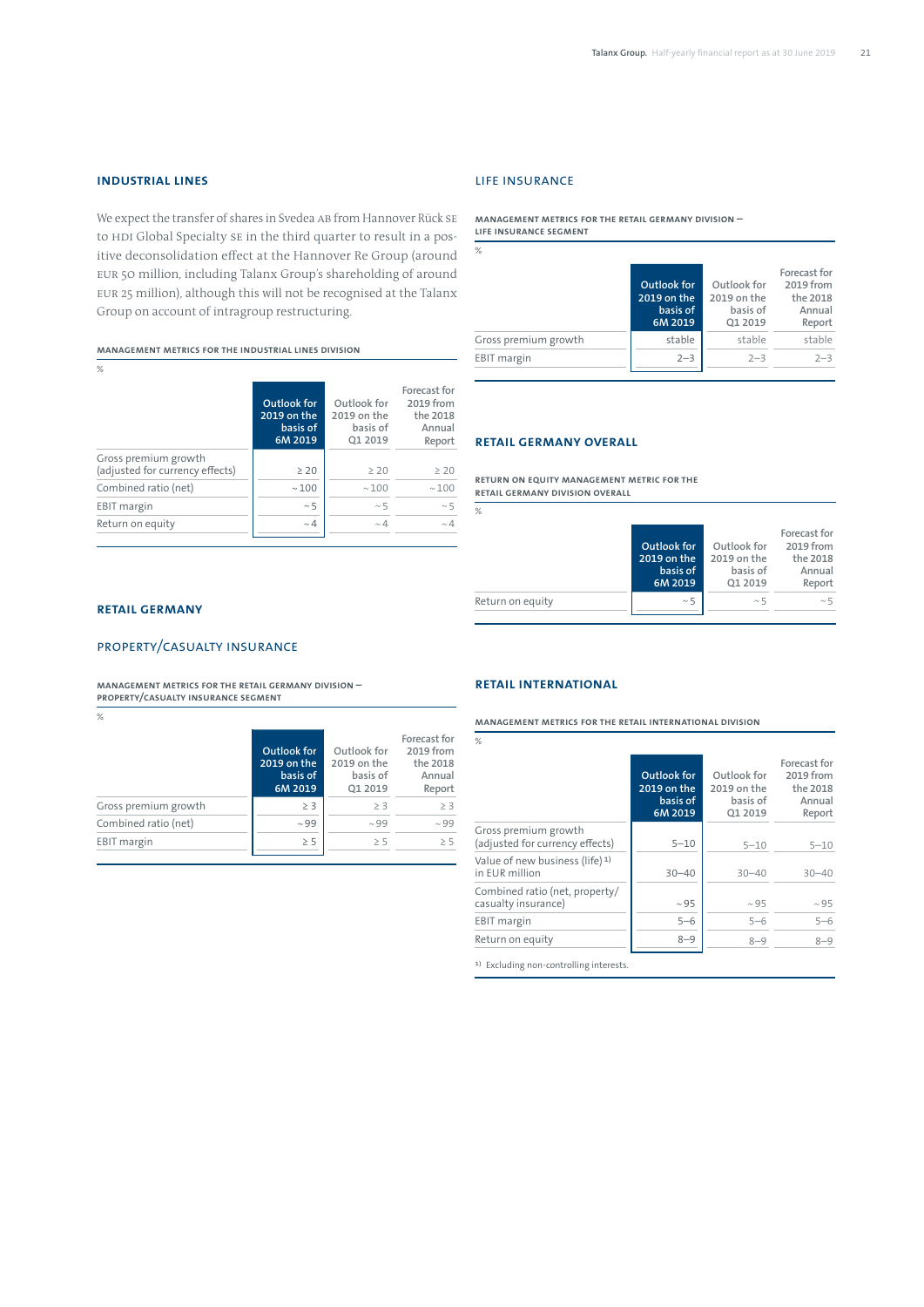## INDUSTRIAL LINES

We expect the transfer of shares in Svedea AB from Hannover Rück SE to HDI Global Specialty SE in the third quarter to result in a positive deconsolidation effect at the Hannover Re Group (around EUR 50 million, including Talanx Group's shareholding of around EUR 25 million), although this will not be recognised at the Talanx Group on account of intragroup restructuring.

**MANAGEMENT METRICS FOR THE INDUSTRIAL LINES DIVISION**

%

| | Outlook for 2019 on the basis of 6M 2019 | Outlook for 2019 on the basis of Q1 2019 | Forecast for 2019 from the 2018 Annual Report |
|---|---|---|---|
| Gross premium growth (adjusted for currency effects) | ≥ 20 | ≥ 20 | ≥ 20 |
| Combined ratio (net) | ~ 100 | ~ 100 | ~ 100 |
| EBIT margin | ~ 5 | ~ 5 | ~ 5 |
| Return on equity | ~ 4 | ~ 4 | ~ 4 |

## RETAIL GERMANY

### PROPERTY/CASUALTY INSURANCE

**MANAGEMENT METRICS FOR THE RETAIL GERMANY DIVISION — PROPERTY/CASUALTY INSURANCE SEGMENT**

%

| | Outlook for 2019 on the basis of 6M 2019 | Outlook for 2019 on the basis of Q1 2019 | Forecast for 2019 from the 2018 Annual Report |
|---|---|---|---|
| Gross premium growth | ≥ 3 | ≥ 3 | ≥ 3 |
| Combined ratio (net) | ~ 99 | ~ 99 | ~ 99 |
| EBIT margin | ≥ 5 | ≥ 5 | ≥ 5 |

### LIFE INSURANCE

**MANAGEMENT METRICS FOR THE RETAIL GERMANY DIVISION — LIFE INSURANCE SEGMENT**

%

| | Outlook for 2019 on the basis of 6M 2019 | Outlook for 2019 on the basis of Q1 2019 | Forecast for 2019 from the 2018 Annual Report |
|---|---|---|---|
| Gross premium growth | stable | stable | stable |
| EBIT margin | 2–3 | 2–3 | 2–3 |

## RETAIL GERMANY OVERALL

**RETURN ON EQUITY MANAGEMENT METRIC FOR THE RETAIL GERMANY DIVISION OVERALL**

%

| | Outlook for 2019 on the basis of 6M 2019 | Outlook for 2019 on the basis of Q1 2019 | Forecast for 2019 from the 2018 Annual Report |
|---|---|---|---|
| Return on equity | ~ 5 | ~ 5 | ~ 5 |

## RETAIL INTERNATIONAL

**MANAGEMENT METRICS FOR THE RETAIL INTERNATIONAL DIVISION**

%

| | Outlook for 2019 on the basis of 6M 2019 | Outlook for 2019 on the basis of Q1 2019 | Forecast for 2019 from the 2018 Annual Report |
|---|---|---|---|
| Gross premium growth (adjusted for currency effects) | 5–10 | 5–10 | 5–10 |
| Value of new business (life) [1] in EUR million | 30–40 | 30–40 | 30–40 |
| Combined ratio (net, property/casualty insurance) | ~ 95 | ~ 95 | ~ 95 |
| EBIT margin | 5–6 | 5–6 | 5–6 |
| Return on equity | 8–9 | 8–9 | 8–9 |

[1] Excluding non-controlling interests.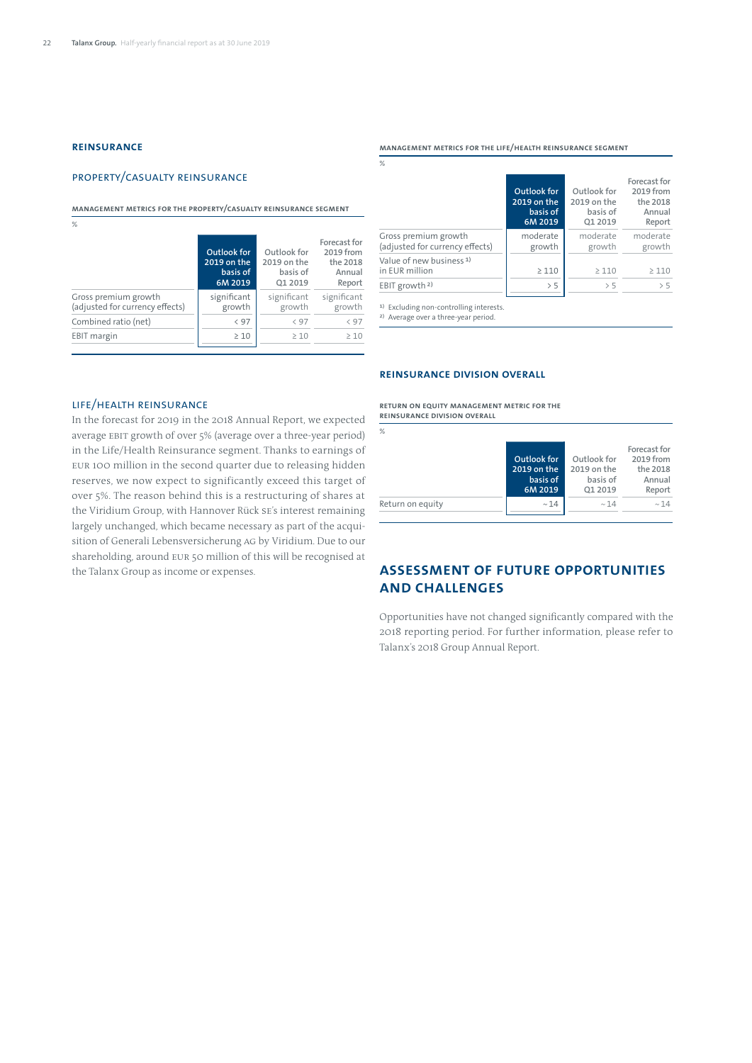## REINSURANCE

### PROPERTY/CASUALTY REINSURANCE

**MANAGEMENT METRICS FOR THE PROPERTY/CASUALTY REINSURANCE SEGMENT**

%

| | Outlook for 2019 on the basis of 6M 2019 | Outlook for 2019 on the basis of Q1 2019 | Forecast for 2019 from the 2018 Annual Report |
|---|---|---|---|
| Gross premium growth (adjusted for currency effects) | significant growth | significant growth | significant growth |
| Combined ratio (net) | < 97 | < 97 | < 97 |
| EBIT margin | ≥ 10 | ≥ 10 | ≥ 10 |

### LIFE/HEALTH REINSURANCE

In the forecast for 2019 in the 2018 Annual Report, we expected average EBIT growth of over 5% (average over a three-year period) in the Life/Health Reinsurance segment. Thanks to earnings of EUR 100 million in the second quarter due to releasing hidden reserves, we now expect to significantly exceed this target of over 5%. The reason behind this is a restructuring of shares at the Viridium Group, with Hannover Rück SE's interest remaining largely unchanged, which became necessary as part of the acquisition of Generali Lebensversicherung AG by Viridium. Due to our shareholding, around EUR 50 million of this will be recognised at the Talanx Group as income or expenses.

**MANAGEMENT METRICS FOR THE LIFE/HEALTH REINSURANCE SEGMENT**

%

| | Outlook for 2019 on the basis of 6M 2019 | Outlook for 2019 on the basis of Q1 2019 | Forecast for 2019 from the 2018 Annual Report |
|---|---|---|---|
| Gross premium growth (adjusted for currency effects) | moderate growth | moderate growth | moderate growth |
| Value of new business [1] in EUR million | ≥ 110 | ≥ 110 | ≥ 110 |
| EBIT growth [2] | > 5 | > 5 | > 5 |

[1] Excluding non-controlling interests.
[2] Average over a three-year period.

## REINSURANCE DIVISION OVERALL

**RETURN ON EQUITY MANAGEMENT METRIC FOR THE REINSURANCE DIVISION OVERALL**

%

| | Outlook for 2019 on the basis of 6M 2019 | Outlook for 2019 on the basis of Q1 2019 | Forecast for 2019 from the 2018 Annual Report |
|---|---|---|---|
| Return on equity | ~14 | ~14 | ~14 |

## ASSESSMENT OF FUTURE OPPORTUNITIES AND CHALLENGES

Opportunities have not changed significantly compared with the 2018 reporting period. For further information, please refer to Talanx's 2018 Group Annual Report.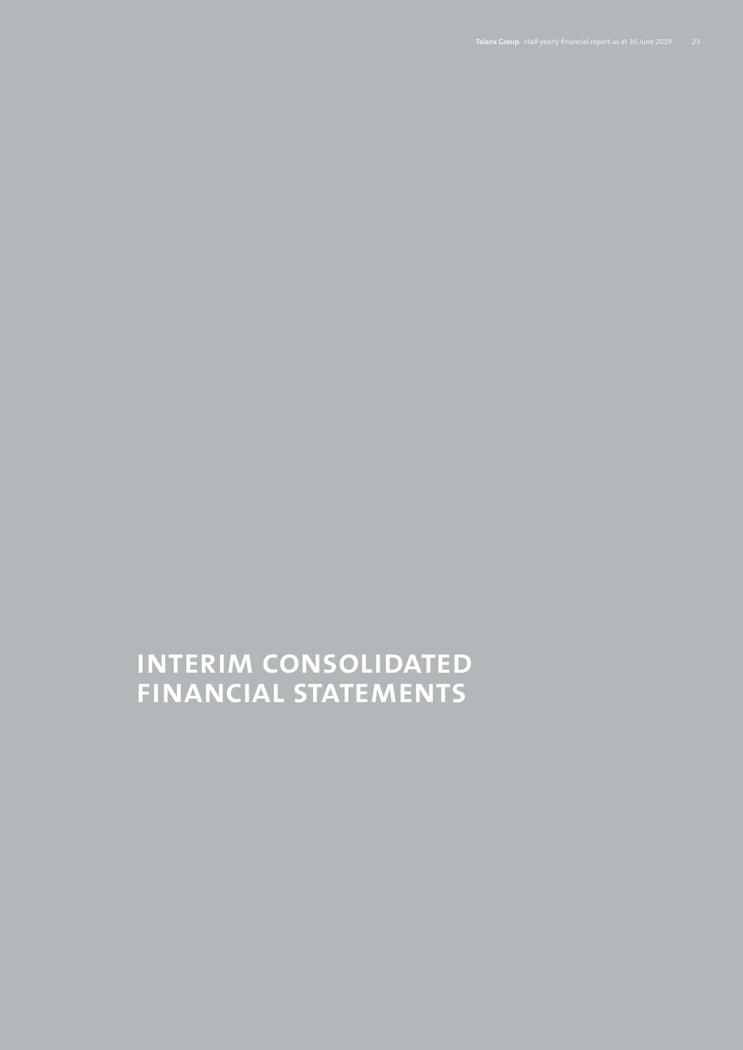# INTERIM CONSOLIDATED FINANCIAL STATEMENTS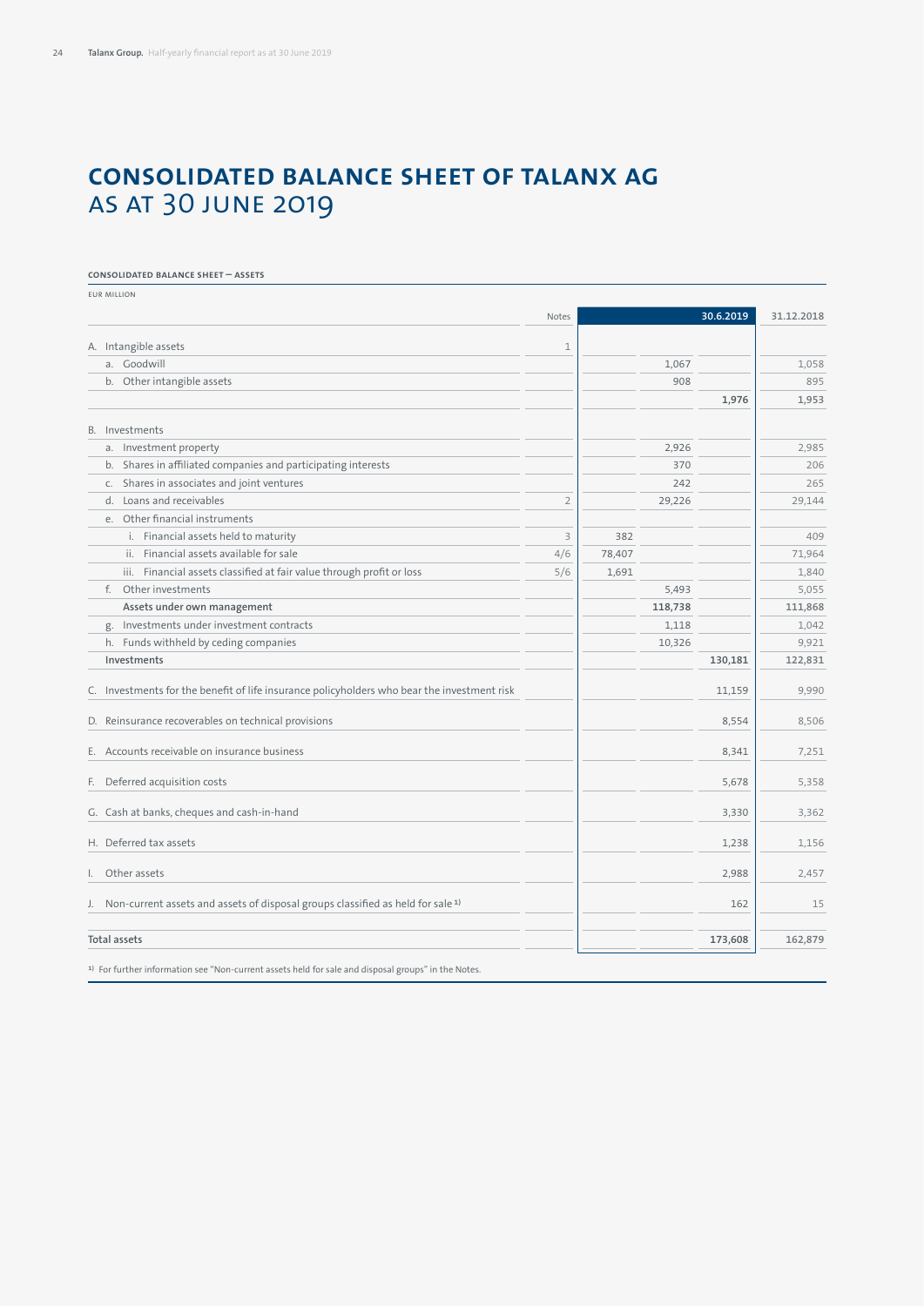# CONSOLIDATED BALANCE SHEET OF TALANX AG AS AT 30 JUNE 2019

**CONSOLIDATED BALANCE SHEET — ASSETS**

EUR MILLION

| | Notes | | | 30.6.2019 | 31.12.2018 |
|---|---|---|---|---|---|
| A. Intangible assets | 1 | | | | |
| a. Goodwill | | | 1,067 | | 1,058 |
| b. Other intangible assets | | | 908 | | 895 |
| | | | | **1,976** | **1,953** |
| B. Investments | | | | | |
| a. Investment property | | | 2,926 | | 2,985 |
| b. Shares in affiliated companies and participating interests | | | 370 | | 206 |
| c. Shares in associates and joint ventures | | | 242 | | 265 |
| d. Loans and receivables | 2 | | 29,226 | | 29,144 |
| e. Other financial instruments | | | | | |
| i. Financial assets held to maturity | 3 | 382 | | | 409 |
| ii. Financial assets available for sale | 4/6 | 78,407 | | | 71,964 |
| iii. Financial assets classified at fair value through profit or loss | 5/6 | 1,691 | | | 1,840 |
| f. Other investments | | | 5,493 | | 5,055 |
| **Assets under own management** | | | **118,738** | | **111,868** |
| g. Investments under investment contracts | | | 1,118 | | 1,042 |
| h. Funds withheld by ceding companies | | | 10,326 | | 9,921 |
| **Investments** | | | | **130,181** | **122,831** |
| C. Investments for the benefit of life insurance policyholders who bear the investment risk | | | | 11,159 | 9,990 |
| D. Reinsurance recoverables on technical provisions | | | | 8,554 | 8,506 |
| E. Accounts receivable on insurance business | | | | 8,341 | 7,251 |
| F. Deferred acquisition costs | | | | 5,678 | 5,358 |
| G. Cash at banks, cheques and cash-in-hand | | | | 3,330 | 3,362 |
| H. Deferred tax assets | | | | 1,238 | 1,156 |
| I. Other assets | | | | 2,988 | 2,457 |
| J. Non-current assets and assets of disposal groups classified as held for sale [1] | | | | 162 | 15 |
| **Total assets** | | | | **173,608** | **162,879** |

[1] For further information see "Non-current assets held for sale and disposal groups" in the Notes.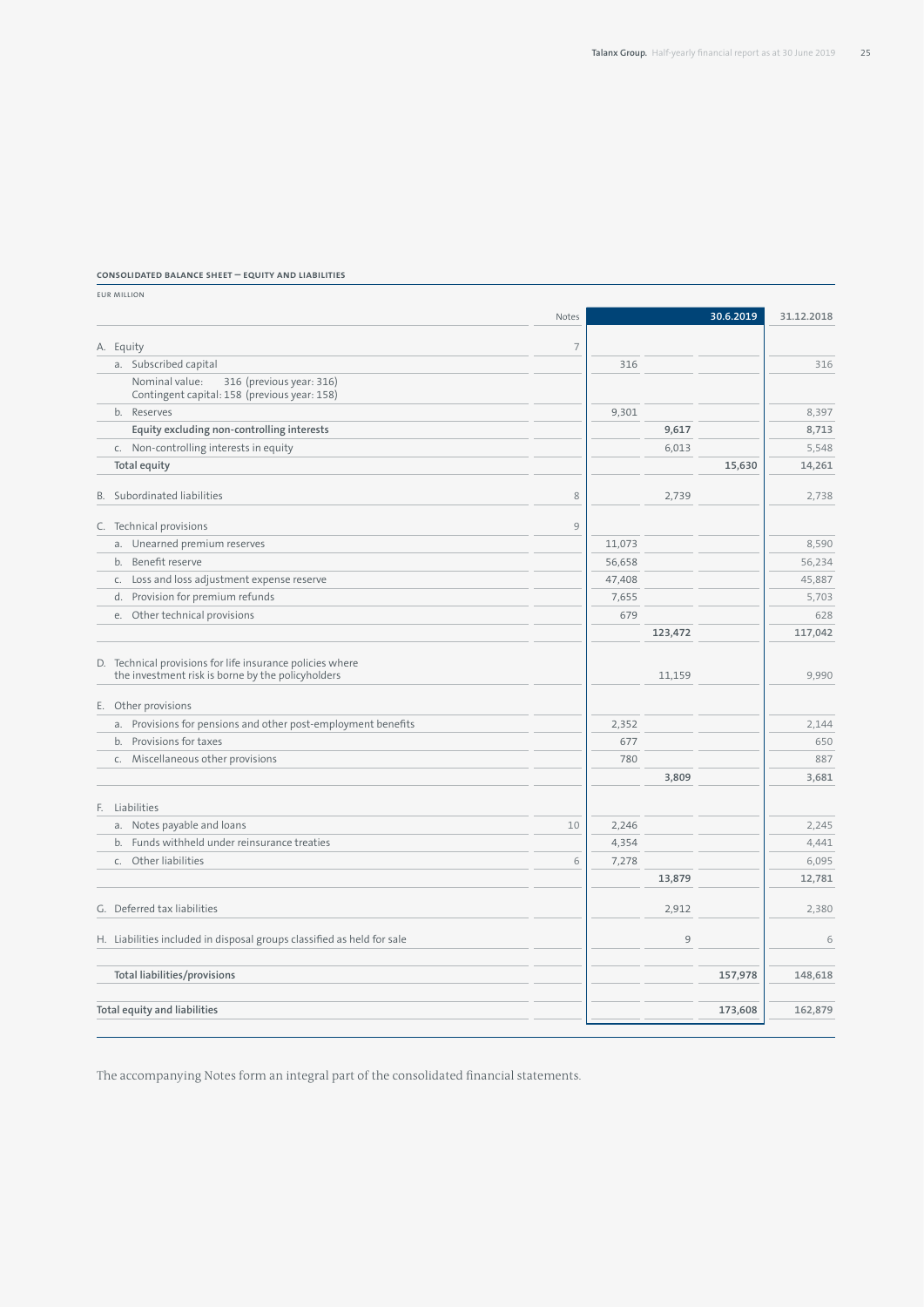**CONSOLIDATED BALANCE SHEET — EQUITY AND LIABILITIES**

EUR MILLION

| | Notes | | | 30.6.2019 | 31.12.2018 |
|---|---|---|---|---|---|
| A. Equity | 7 | | | | |
| a. Subscribed capital | | 316 | | | 316 |
| Nominal value: 316 (previous year: 316) Contingent capital: 158 (previous year: 158) | | | | | |
| b. Reserves | | 9,301 | | | 8,397 |
| **Equity excluding non-controlling interests** | | | **9,617** | | **8,713** |
| c. Non-controlling interests in equity | | | 6,013 | | 5,548 |
| **Total equity** | | | | **15,630** | **14,261** |
| B. Subordinated liabilities | 8 | | 2,739 | | 2,738 |
| C. Technical provisions | 9 | | | | |
| a. Unearned premium reserves | | 11,073 | | | 8,590 |
| b. Benefit reserve | | 56,658 | | | 56,234 |
| c. Loss and loss adjustment expense reserve | | 47,408 | | | 45,887 |
| d. Provision for premium refunds | | 7,655 | | | 5,703 |
| e. Other technical provisions | | 679 | | | 628 |
| | | | **123,472** | | **117,042** |
| D. Technical provisions for life insurance policies where the investment risk is borne by the policyholders | | | 11,159 | | 9,990 |
| E. Other provisions | | | | | |
| a. Provisions for pensions and other post-employment benefits | | 2,352 | | | 2,144 |
| b. Provisions for taxes | | 677 | | | 650 |
| c. Miscellaneous other provisions | | 780 | | | 887 |
| | | | **3,809** | | **3,681** |
| F. Liabilities | | | | | |
| a. Notes payable and loans | 10 | 2,246 | | | 2,245 |
| b. Funds withheld under reinsurance treaties | | 4,354 | | | 4,441 |
| c. Other liabilities | 6 | 7,278 | | | 6,095 |
| | | | **13,879** | | **12,781** |
| G. Deferred tax liabilities | | | 2,912 | | 2,380 |
| H. Liabilities included in disposal groups classified as held for sale | | | 9 | | 6 |
| **Total liabilities/provisions** | | | | **157,978** | **148,618** |
| **Total equity and liabilities** | | | | **173,608** | **162,879** |

The accompanying Notes form an integral part of the consolidated financial statements.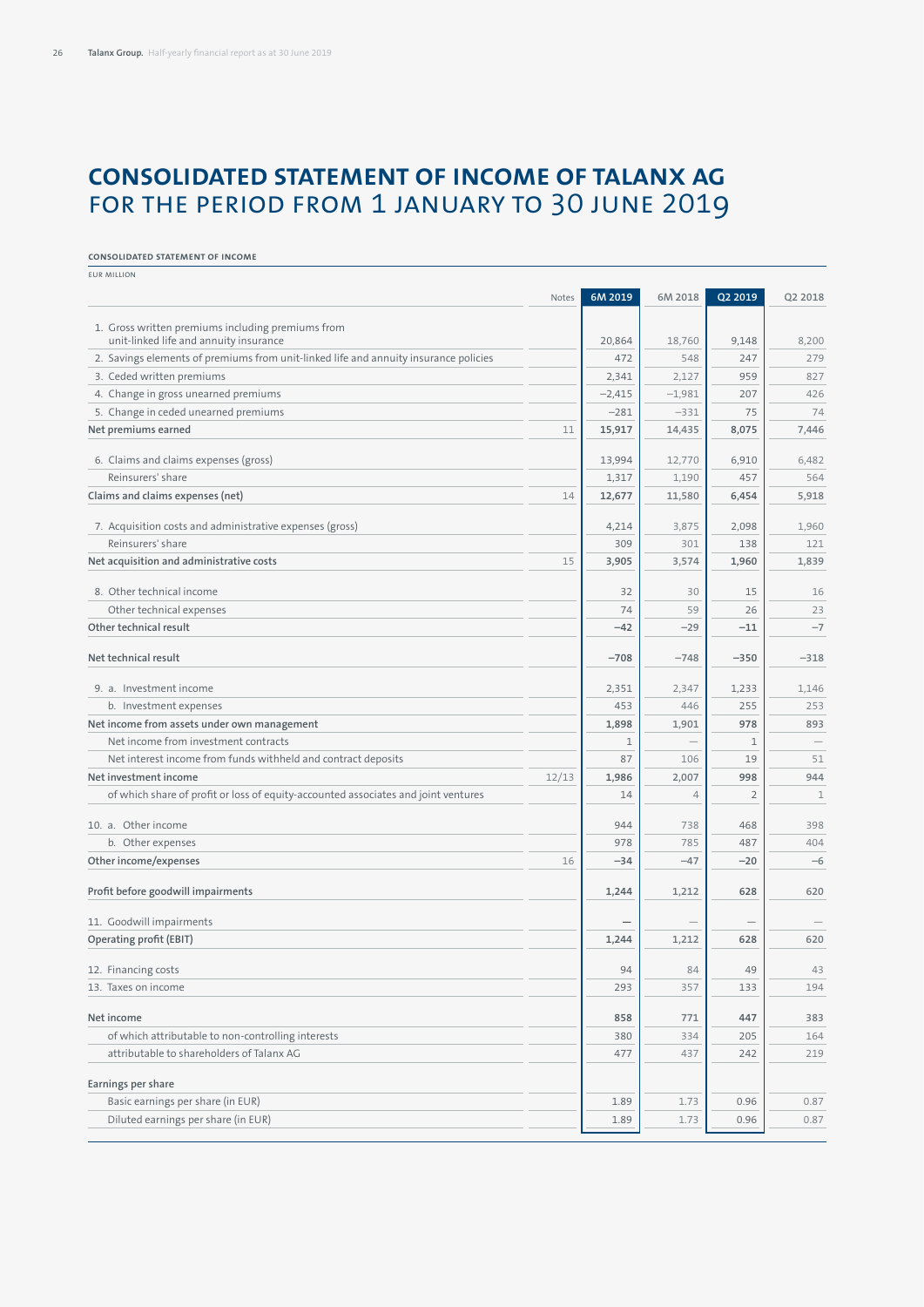# CONSOLIDATED STATEMENT OF INCOME OF TALANX AG FOR THE PERIOD FROM 1 JANUARY TO 30 JUNE 2019

**CONSOLIDATED STATEMENT OF INCOME**

EUR MILLION

| | Notes | 6M 2019 | 6M 2018 | Q2 2019 | Q2 2018 |
|---|---|---|---|---|---|
| 1. Gross written premiums including premiums from unit-linked life and annuity insurance | | 20,864 | 18,760 | 9,148 | 8,200 |
| 2. Savings elements of premiums from unit-linked life and annuity insurance policies | | 472 | 548 | 247 | 279 |
| 3. Ceded written premiums | | 2,341 | 2,127 | 959 | 827 |
| 4. Change in gross unearned premiums | | −2,415 | −1,981 | 207 | 426 |
| 5. Change in ceded unearned premiums | | −281 | −331 | 75 | 74 |
| **Net premiums earned** | 11 | **15,917** | 14,435 | **8,075** | 7,446 |
| 6. Claims and claims expenses (gross) | | 13,994 | 12,770 | 6,910 | 6,482 |
| Reinsurers' share | | 1,317 | 1,190 | 457 | 564 |
| **Claims and claims expenses (net)** | 14 | **12,677** | 11,580 | **6,454** | 5,918 |
| 7. Acquisition costs and administrative expenses (gross) | | 4,214 | 3,875 | 2,098 | 1,960 |
| Reinsurers' share | | 309 | 301 | 138 | 121 |
| **Net acquisition and administrative costs** | 15 | **3,905** | 3,574 | **1,960** | 1,839 |
| 8. Other technical income | | 32 | 30 | 15 | 16 |
| Other technical expenses | | 74 | 59 | 26 | 23 |
| **Other technical result** | | **−42** | −29 | **−11** | −7 |
| **Net technical result** | | **−708** | −748 | **−350** | −318 |
| 9. a. Investment income | | 2,351 | 2,347 | 1,233 | 1,146 |
| b. Investment expenses | | 453 | 446 | 255 | 253 |
| **Net income from assets under own management** | | **1,898** | 1,901 | **978** | 893 |
| Net income from investment contracts | | 1 | — | 1 | — |
| Net interest income from funds withheld and contract deposits | | 87 | 106 | 19 | 51 |
| **Net investment income** | 12/13 | **1,986** | 2,007 | **998** | 944 |
| of which share of profit or loss of equity-accounted associates and joint ventures | | 14 | 4 | 2 | 1 |
| 10. a. Other income | | 944 | 738 | 468 | 398 |
| b. Other expenses | | 978 | 785 | 487 | 404 |
| **Other income/expenses** | 16 | **−34** | −47 | **−20** | −6 |
| **Profit before goodwill impairments** | | **1,244** | 1,212 | **628** | 620 |
| 11. Goodwill impairments | | — | — | — | — |
| **Operating profit (EBIT)** | | **1,244** | 1,212 | **628** | 620 |
| 12. Financing costs | | 94 | 84 | 49 | 43 |
| 13. Taxes on income | | 293 | 357 | 133 | 194 |
| **Net income** | | **858** | 771 | **447** | 383 |
| of which attributable to non-controlling interests | | 380 | 334 | 205 | 164 |
| attributable to shareholders of Talanx AG | | 477 | 437 | 242 | 219 |
| **Earnings per share** | | | | | |
| Basic earnings per share (in EUR) | | 1.89 | 1.73 | 0.96 | 0.87 |
| Diluted earnings per share (in EUR) | | 1.89 | 1.73 | 0.96 | 0.87 |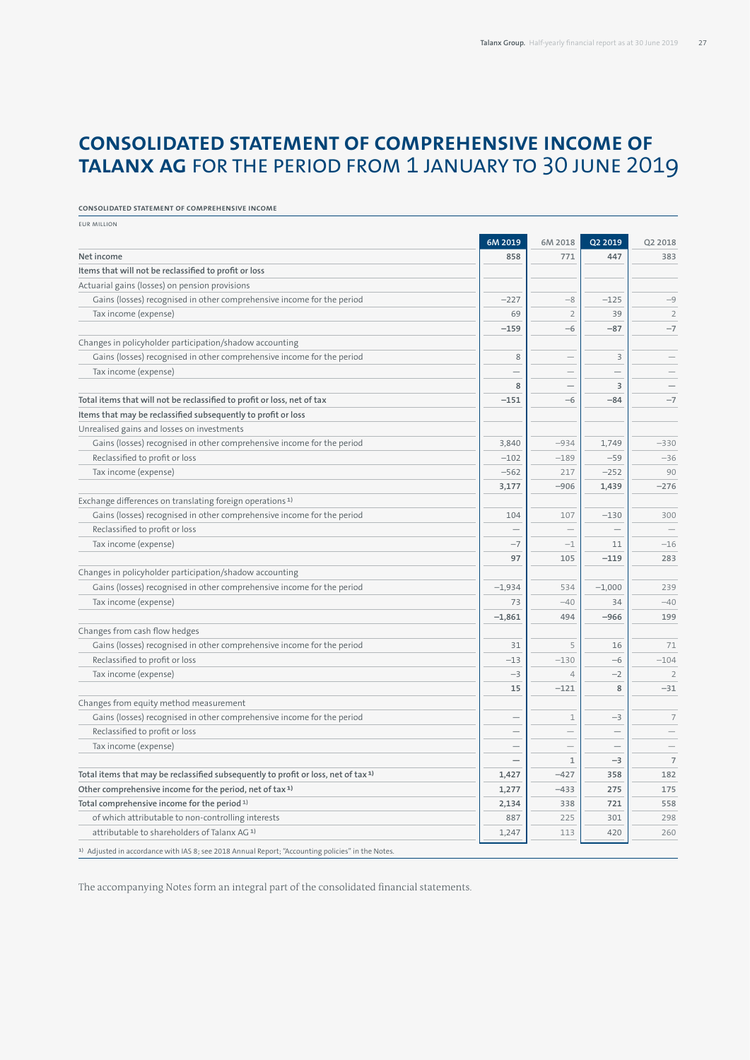# CONSOLIDATED STATEMENT OF COMPREHENSIVE INCOME OF TALANX AG FOR THE PERIOD FROM 1 JANUARY TO 30 JUNE 2019

**CONSOLIDATED STATEMENT OF COMPREHENSIVE INCOME**

EUR MILLION

| | 6M 2019 | 6M 2018 | Q2 2019 | Q2 2018 |
|---|---|---|---|---|
| Net income | 858 | 771 | 447 | 383 |
| **Items that will not be reclassified to profit or loss** | | | | |
| Actuarial gains (losses) on pension provisions | | | | |
| Gains (losses) recognised in other comprehensive income for the period | −227 | −8 | −125 | −9 |
| Tax income (expense) | 69 | 2 | 39 | 2 |
| | −159 | −6 | −87 | −7 |
| Changes in policyholder participation/shadow accounting | | | | |
| Gains (losses) recognised in other comprehensive income for the period | 8 | — | 3 | — |
| Tax income (expense) | — | — | — | — |
| | 8 | — | 3 | — |
| **Total items that will not be reclassified to profit or loss, net of tax** | −151 | −6 | −84 | −7 |
| **Items that may be reclassified subsequently to profit or loss** | | | | |
| Unrealised gains and losses on investments | | | | |
| Gains (losses) recognised in other comprehensive income for the period | 3,840 | −934 | 1,749 | −330 |
| Reclassified to profit or loss | −102 | −189 | −59 | −36 |
| Tax income (expense) | −562 | 217 | −252 | 90 |
| | 3,177 | −906 | 1,439 | −276 |
| Exchange differences on translating foreign operations [1] | | | | |
| Gains (losses) recognised in other comprehensive income for the period | 104 | 107 | −130 | 300 |
| Reclassified to profit or loss | — | — | — | — |
| Tax income (expense) | −7 | −1 | 11 | −16 |
| | 97 | 105 | −119 | 283 |
| Changes in policyholder participation/shadow accounting | | | | |
| Gains (losses) recognised in other comprehensive income for the period | −1,934 | 534 | −1,000 | 239 |
| Tax income (expense) | 73 | −40 | 34 | −40 |
| | −1,861 | 494 | −966 | 199 |
| Changes from cash flow hedges | | | | |
| Gains (losses) recognised in other comprehensive income for the period | 31 | 5 | 16 | 71 |
| Reclassified to profit or loss | −13 | −130 | −6 | −104 |
| Tax income (expense) | −3 | 4 | −2 | 2 |
| | 15 | −121 | 8 | −31 |
| Changes from equity method measurement | | | | |
| Gains (losses) recognised in other comprehensive income for the period | — | 1 | −3 | 7 |
| Reclassified to profit or loss | — | — | — | — |
| Tax income (expense) | — | — | — | — |
| | — | 1 | −3 | 7 |
| **Total items that may be reclassified subsequently to profit or loss, net of tax** [1] | 1,427 | −427 | 358 | 182 |
| **Other comprehensive income for the period, net of tax** [1] | 1,277 | −433 | 275 | 175 |
| **Total comprehensive income for the period** [1] | 2,134 | 338 | 721 | 558 |
| of which attributable to non-controlling interests | 887 | 225 | 301 | 298 |
| attributable to shareholders of Talanx AG [1] | 1,247 | 113 | 420 | 260 |

[1] Adjusted in accordance with IAS 8; see 2018 Annual Report; "Accounting policies" in the Notes.

The accompanying Notes form an integral part of the consolidated financial statements.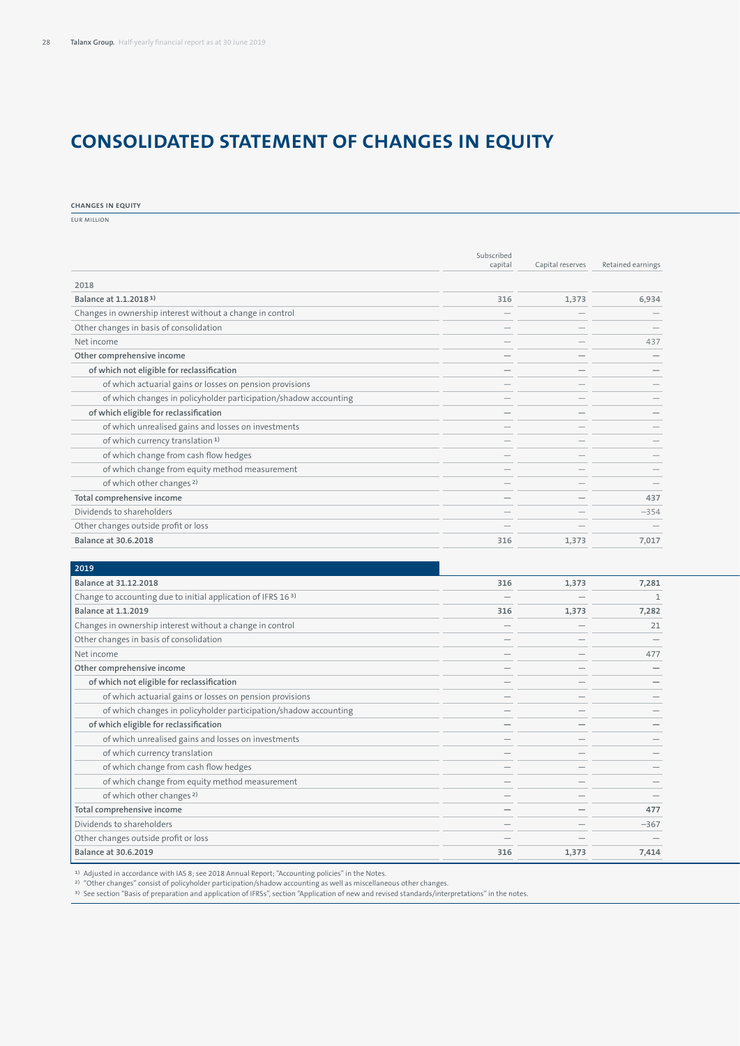# CONSOLIDATED STATEMENT OF CHANGES IN EQUITY

**CHANGES IN EQUITY**

EUR MILLION

| | Subscribed capital | Capital reserves | Retained earnings |
|---|---|---|---|
| 2018 | | | |
| **Balance at 1.1.2018** [1] | 316 | 1,373 | 6,934 |
| Changes in ownership interest without a change in control | — | — | — |
| Other changes in basis of consolidation | — | — | — |
| Net income | — | — | 437 |
| **Other comprehensive income** | — | — | — |
| **of which not eligible for reclassification** | — | — | — |
| of which actuarial gains or losses on pension provisions | — | — | — |
| of which changes in policyholder participation/shadow accounting | — | — | — |
| **of which eligible for reclassification** | — | — | — |
| of which unrealised gains and losses on investments | — | — | — |
| of which currency translation [1] | — | — | — |
| of which change from cash flow hedges | — | — | — |
| of which change from equity method measurement | — | — | — |
| of which other changes [2] | — | — | — |
| **Total comprehensive income** | — | — | 437 |
| Dividends to shareholders | — | — | −354 |
| Other changes outside profit or loss | — | — | — |
| **Balance at 30.6.2018** | 316 | 1,373 | 7,017 |
| **2019** | | | |
| **Balance at 31.12.2018** | 316 | 1,373 | 7,281 |
| Change to accounting due to initial application of IFRS 16 [3] | — | — | 1 |
| **Balance at 1.1.2019** | 316 | 1,373 | 7,282 |
| Changes in ownership interest without a change in control | — | — | 21 |
| Other changes in basis of consolidation | — | — | — |
| Net income | — | — | 477 |
| **Other comprehensive income** | — | — | — |
| **of which not eligible for reclassification** | — | — | — |
| of which actuarial gains or losses on pension provisions | — | — | — |
| of which changes in policyholder participation/shadow accounting | — | — | — |
| **of which eligible for reclassification** | — | — | — |
| of which unrealised gains and losses on investments | — | — | — |
| of which currency translation | — | — | — |
| of which change from cash flow hedges | — | — | — |
| of which change from equity method measurement | — | — | — |
| of which other changes [2] | — | — | — |
| **Total comprehensive income** | — | — | 477 |
| Dividends to shareholders | — | — | −367 |
| Other changes outside profit or loss | — | — | — |
| **Balance at 30.6.2019** | 316 | 1,373 | 7,414 |

[1] Adjusted in accordance with IAS 8; see 2018 Annual Report; "Accounting policies" in the Notes.

[2] "Other changes" consist of policyholder participation/shadow accounting as well as miscellaneous other changes.

[3] See section "Basis of preparation and application of IFRSs", section "Application of new and revised standards/interpretations" in the notes.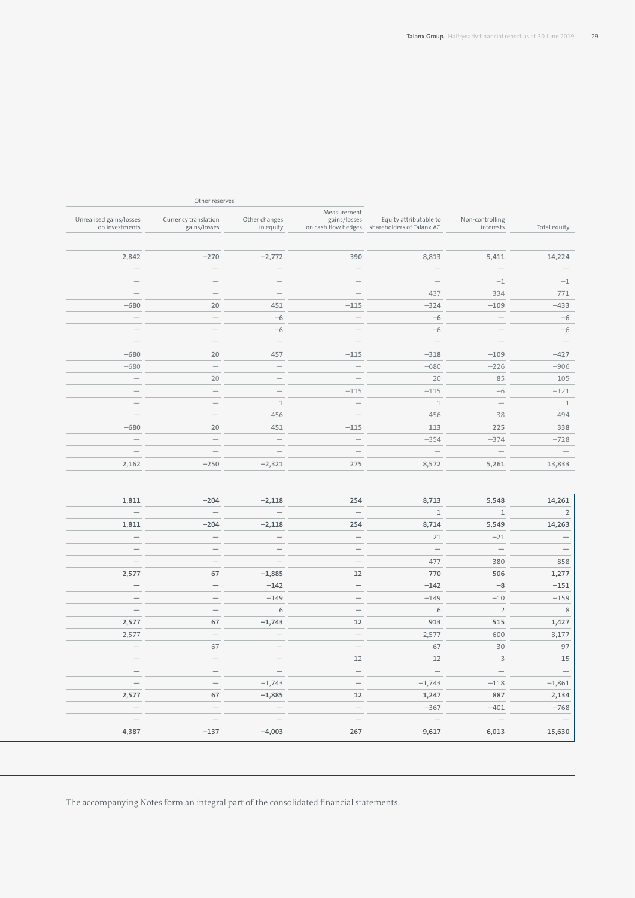| Other reserves | | | | | | |
|---|---|---|---|---|---|---|
| Unrealised gains/losses on investments | Currency translation gains/losses | Other changes in equity | Measurement gains/losses on cash flow hedges | Equity attributable to shareholders of Talanx AG | Non-controlling interests | Total equity |
| | | | | | | |
| **2,842** | **−270** | **−2,772** | **390** | **8,813** | **5,411** | **14,224** |
| — | — | — | — | — | — | — |
| — | — | — | — | — | −1 | −1 |
| — | — | — | — | 437 | 334 | 771 |
| **−680** | **20** | **451** | **−115** | **−324** | **−109** | **−433** |
| — | — | **−6** | — | **−6** | — | **−6** |
| — | — | −6 | — | −6 | — | −6 |
| — | — | — | — | — | — | — |
| **−680** | **20** | **457** | **−115** | **−318** | **−109** | **−427** |
| −680 | — | — | — | −680 | −226 | −906 |
| — | 20 | — | — | 20 | 85 | 105 |
| — | — | — | −115 | −115 | −6 | −121 |
| — | — | 1 | — | 1 | — | 1 |
| — | — | 456 | — | 456 | 38 | 494 |
| **−680** | **20** | **451** | **−115** | **113** | **225** | **338** |
| — | — | — | — | −354 | −374 | −728 |
| — | — | — | — | — | — | — |
| **2,162** | **−250** | **−2,321** | **275** | **8,572** | **5,261** | **13,833** |
| | | | | | | |
| **1,811** | **−204** | **−2,118** | **254** | **8,713** | **5,548** | **14,261** |
| — | — | — | — | 1 | 1 | 2 |
| **1,811** | **−204** | **−2,118** | **254** | **8,714** | **5,549** | **14,263** |
| — | — | — | — | 21 | −21 | — |
| — | — | — | — | — | — | — |
| — | — | — | — | 477 | 380 | 858 |
| **2,577** | **67** | **−1,885** | **12** | **770** | **506** | **1,277** |
| **—** | **—** | **−142** | **—** | **−142** | **−8** | **−151** |
| — | — | −149 | — | −149 | −10 | −159 |
| — | — | 6 | — | 6 | 2 | 8 |
| **2,577** | **67** | **−1,743** | **12** | **913** | **515** | **1,427** |
| 2,577 | — | — | — | 2,577 | 600 | 3,177 |
| — | 67 | — | — | 67 | 30 | 97 |
| — | — | — | 12 | 12 | 3 | 15 |
| — | — | — | — | — | — | — |
| — | — | −1,743 | — | −1,743 | −118 | −1,861 |
| **2,577** | **67** | **−1,885** | **12** | **1,247** | **887** | **2,134** |
| — | — | — | — | −367 | −401 | −768 |
| — | — | — | — | — | — | — |
| **4,387** | **−137** | **−4,003** | **267** | **9,617** | **6,013** | **15,630** |

The accompanying Notes form an integral part of the consolidated financial statements.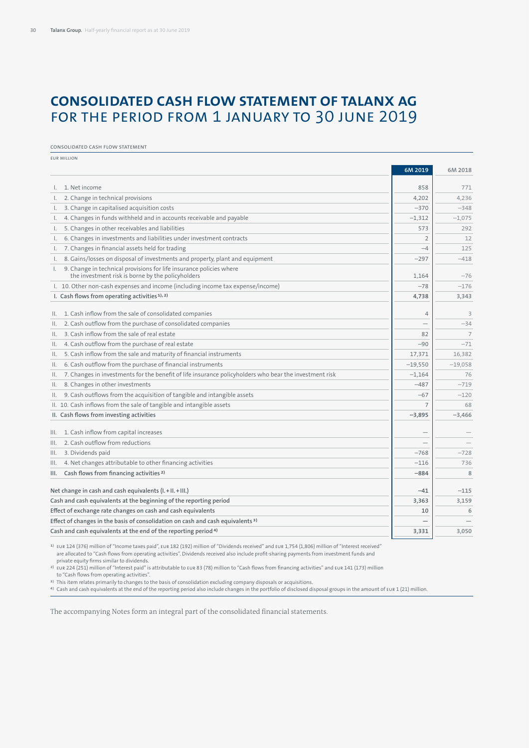# CONSOLIDATED CASH FLOW STATEMENT OF TALANX AG FOR THE PERIOD FROM 1 JANUARY TO 30 JUNE 2019

CONSOLIDATED CASH FLOW STATEMENT

EUR MILLION

| | 6M 2019 | 6M 2018 |
|---|---|---|
| I. 1. Net income | 858 | 771 |
| I. 2. Change in technical provisions | 4,202 | 4,236 |
| I. 3. Change in capitalised acquisition costs | −370 | −348 |
| I. 4. Changes in funds withheld and in accounts receivable and payable | −1,312 | −1,075 |
| I. 5. Changes in other receivables and liabilities | 573 | 292 |
| I. 6. Changes in investments and liabilities under investment contracts | 2 | 12 |
| I. 7. Changes in financial assets held for trading | −4 | 125 |
| I. 8. Gains/losses on disposal of investments and property, plant and equipment | −297 | −418 |
| I. 9. Change in technical provisions for life insurance policies where the investment risk is borne by the policyholders | 1,164 | −76 |
| I. 10. Other non-cash expenses and income (including income tax expense/income) | −78 | −176 |
| **I. Cash flows from operating activities [1), 2)]** | **4,738** | 3,343 |
| II. 1. Cash inflow from the sale of consolidated companies | 4 | 3 |
| II. 2. Cash outflow from the purchase of consolidated companies | — | −34 |
| II. 3. Cash inflow from the sale of real estate | 82 | 7 |
| II. 4. Cash outflow from the purchase of real estate | −90 | −71 |
| II. 5. Cash inflow from the sale and maturity of financial instruments | 17,371 | 16,382 |
| II. 6. Cash outflow from the purchase of financial instruments | −19,550 | −19,058 |
| II. 7. Changes in investments for the benefit of life insurance policyholders who bear the investment risk | −1,164 | 76 |
| II. 8. Changes in other investments | −487 | −719 |
| II. 9. Cash outflows from the acquisition of tangible and intangible assets | −67 | −120 |
| II. 10. Cash inflows from the sale of tangible and intangible assets | 7 | 68 |
| **II. Cash flows from investing activities** | **−3,895** | −3,466 |
| III. 1. Cash inflow from capital increases | — | — |
| III. 2. Cash outflow from reductions | — | — |
| III. 3. Dividends paid | −768 | −728 |
| III. 4. Net changes attributable to other financing activities | −116 | 736 |
| **III. Cash flows from financing activities [2)]** | **−884** | 8 |
| **Net change in cash and cash equivalents (I. + II. + III.)** | **−41** | −115 |
| **Cash and cash equivalents at the beginning of the reporting period** | **3,363** | 3,159 |
| **Effect of exchange rate changes on cash and cash equivalents** | **10** | 6 |
| **Effect of changes in the basis of consolidation on cash and cash equivalents [3)]** | **—** | — |
| **Cash and cash equivalents at the end of the reporting period [4)]** | **3,331** | 3,050 |

1) EUR 124 (376) million of "Income taxes paid", EUR 182 (192) million of "Dividends received" and EUR 1,754 (1,806) million of "Interest received" are allocated to "Cash flows from operating activities". Dividends received also include profit-sharing payments from investment funds and private equity firms similar to dividends.

2) EUR 224 (251) million of "Interest paid" is attributable to EUR 83 (78) million to "Cash flows from financing activities" and EUR 141 (173) million to "Cash flows from operating activities".

3) This item relates primarily to changes to the basis of consolidation excluding company disposals or acquisitions.

4) Cash and cash equivalents at the end of the reporting period also include changes in the portfolio of disclosed disposal groups in the amount of EUR 1 (21) million.

The accompanying Notes form an integral part of the consolidated financial statements.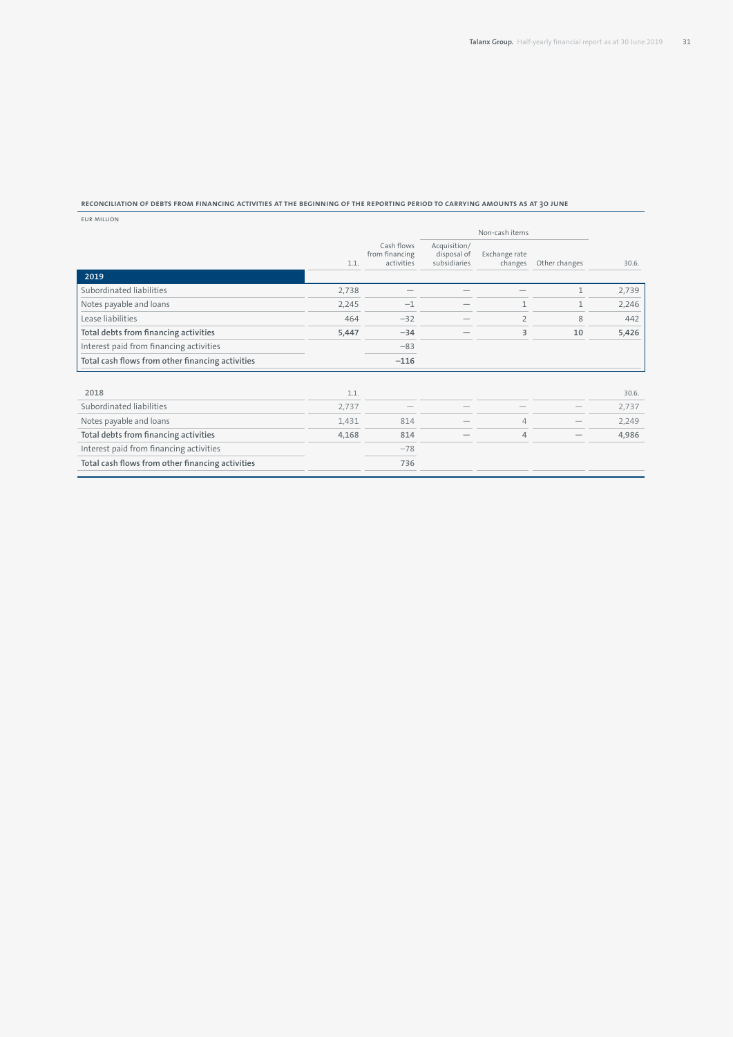**RECONCILIATION OF DEBTS FROM FINANCING ACTIVITIES AT THE BEGINNING OF THE REPORTING PERIOD TO CARRYING AMOUNTS AS AT 30 JUNE**

EUR MILLION

| | | | Non-cash items | | | |
|---|---|---|---|---|---|---|
| | 1.1. | Cash flows from financing activities | Acquisition/ disposal of subsidiaries | Exchange rate changes | Other changes | 30.6. |
| **2019** | | | | | | |
| Subordinated liabilities | 2,738 | — | — | — | 1 | 2,739 |
| Notes payable and loans | 2,245 | −1 | — | 1 | 1 | 2,246 |
| Lease liabilities | 464 | −32 | — | 2 | 8 | 442 |
| **Total debts from financing activities** | **5,447** | **−34** | **—** | **3** | **10** | **5,426** |
| Interest paid from financing activities | | −83 | | | | |
| **Total cash flows from other financing activities** | | **−116** | | | | |
| | | | | | | |
| **2018** | 1.1. | | | | | 30.6. |
| Subordinated liabilities | 2,737 | — | — | — | — | 2,737 |
| Notes payable and loans | 1,431 | 814 | — | 4 | — | 2,249 |
| **Total debts from financing activities** | **4,168** | **814** | **—** | **4** | **—** | **4,986** |
| Interest paid from financing activities | | −78 | | | | |
| **Total cash flows from other financing activities** | | **736** | | | | |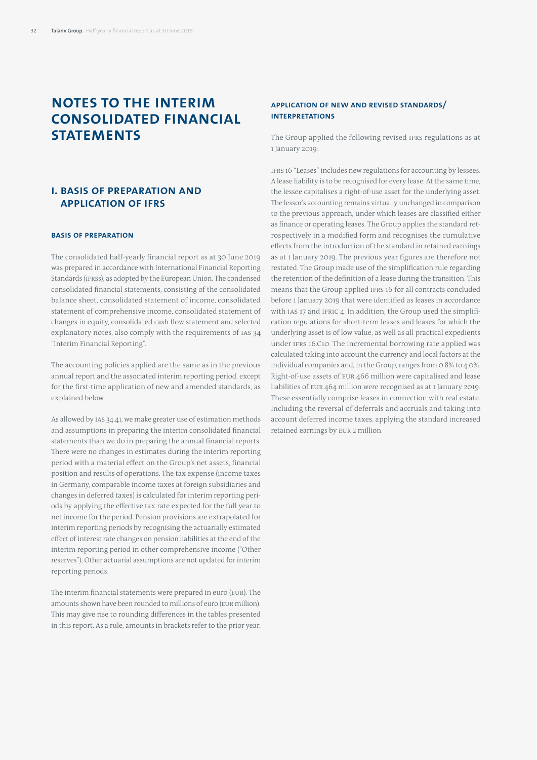# NOTES TO THE INTERIM CONSOLIDATED FINANCIAL STATEMENTS

## I. BASIS OF PREPARATION AND APPLICATION OF IFRS

### BASIS OF PREPARATION

The consolidated half-yearly financial report as at 30 June 2019 was prepared in accordance with International Financial Reporting Standards (IFRSs), as adopted by the European Union. The condensed consolidated financial statements, consisting of the consolidated balance sheet, consolidated statement of income, consolidated statement of comprehensive income, consolidated statement of changes in equity, consolidated cash flow statement and selected explanatory notes, also comply with the requirements of IAS 34 "Interim Financial Reporting".

The accounting policies applied are the same as in the previous annual report and the associated interim reporting period, except for the first-time application of new and amended standards, as explained below.

As allowed by IAS 34.41, we make greater use of estimation methods and assumptions in preparing the interim consolidated financial statements than we do in preparing the annual financial reports. There were no changes in estimates during the interim reporting period with a material effect on the Group's net assets, financial position and results of operations. The tax expense (income taxes in Germany, comparable income taxes at foreign subsidiaries and changes in deferred taxes) is calculated for interim reporting periods by applying the effective tax rate expected for the full year to net income for the period. Pension provisions are extrapolated for interim reporting periods by recognising the actuarially estimated effect of interest rate changes on pension liabilities at the end of the interim reporting period in other comprehensive income ("Other reserves"). Other actuarial assumptions are not updated for interim reporting periods.

The interim financial statements were prepared in euro (EUR). The amounts shown have been rounded to millions of euro (EUR million). This may give rise to rounding differences in the tables presented in this report. As a rule, amounts in brackets refer to the prior year.

### APPLICATION OF NEW AND REVISED STANDARDS/ INTERPRETATIONS

The Group applied the following revised IFRS regulations as at 1 January 2019:

IFRS 16 "Leases" includes new regulations for accounting by lessees. A lease liability is to be recognised for every lease. At the same time, the lessee capitalises a right-of-use asset for the underlying asset. The lessor's accounting remains virtually unchanged in comparison to the previous approach, under which leases are classified either as finance or operating leases. The Group applies the standard retrospectively in a modified form and recognises the cumulative effects from the introduction of the standard in retained earnings as at 1 January 2019. The previous year figures are therefore not restated. The Group made use of the simplification rule regarding the retention of the definition of a lease during the transition. This means that the Group applied IFRS 16 for all contracts concluded before 1 January 2019 that were identified as leases in accordance with IAS 17 and IFRIC 4. In addition, the Group used the simplification regulations for short-term leases and leases for which the underlying asset is of low value, as well as all practical expedients under IFRS 16.C10. The incremental borrowing rate applied was calculated taking into account the currency and local factors at the individual companies and, in the Group, ranges from 0.8% to 4.0%. Right-of-use assets of EUR 466 million were capitalised and lease liabilities of EUR 464 million were recognised as at 1 January 2019. These essentially comprise leases in connection with real estate. Including the reversal of deferrals and accruals and taking into account deferred income taxes, applying the standard increased retained earnings by EUR 2 million.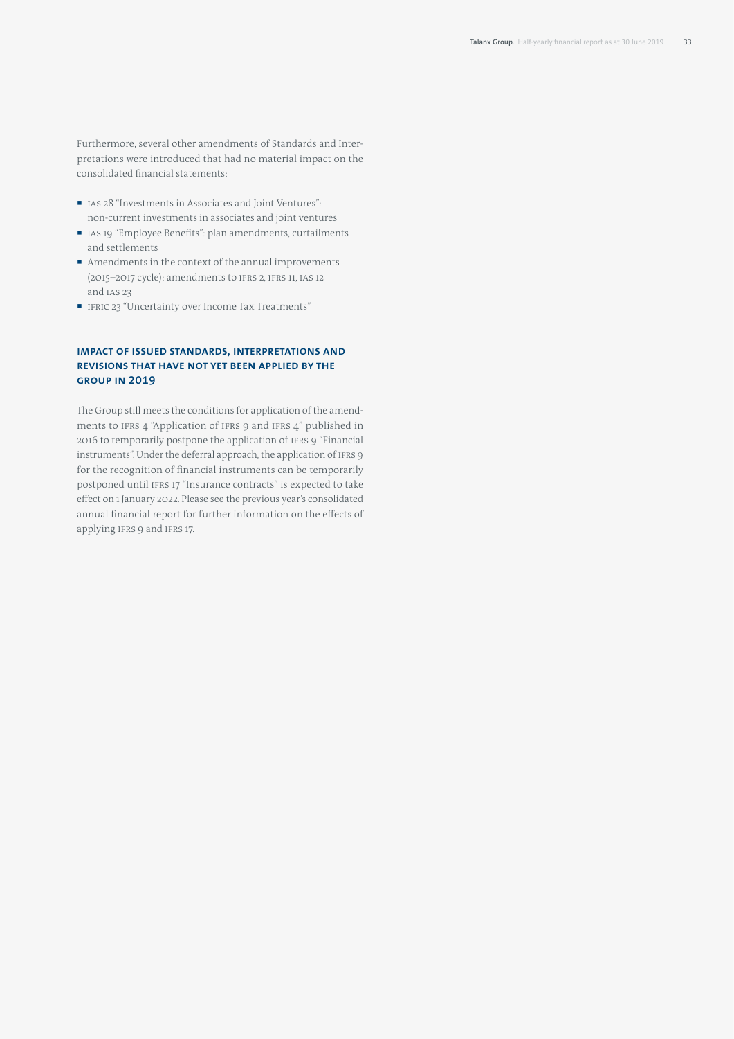Furthermore, several other amendments of Standards and Interpretations were introduced that had no material impact on the consolidated financial statements:

- IAS 28 "Investments in Associates and Joint Ventures": non-current investments in associates and joint ventures
- IAS 19 "Employee Benefits": plan amendments, curtailments and settlements
- Amendments in the context of the annual improvements (2015–2017 cycle): amendments to IFRS 2, IFRS 11, IAS 12 and IAS 23
- IFRIC 23 "Uncertainty over Income Tax Treatments"

### IMPACT OF ISSUED STANDARDS, INTERPRETATIONS AND REVISIONS THAT HAVE NOT YET BEEN APPLIED BY THE GROUP IN 2019

The Group still meets the conditions for application of the amendments to IFRS 4 "Application of IFRS 9 and IFRS 4" published in 2016 to temporarily postpone the application of IFRS 9 "Financial instruments". Under the deferral approach, the application of IFRS 9 for the recognition of financial instruments can be temporarily postponed until IFRS 17 "Insurance contracts" is expected to take effect on 1 January 2022. Please see the previous year's consolidated annual financial report for further information on the effects of applying IFRS 9 and IFRS 17.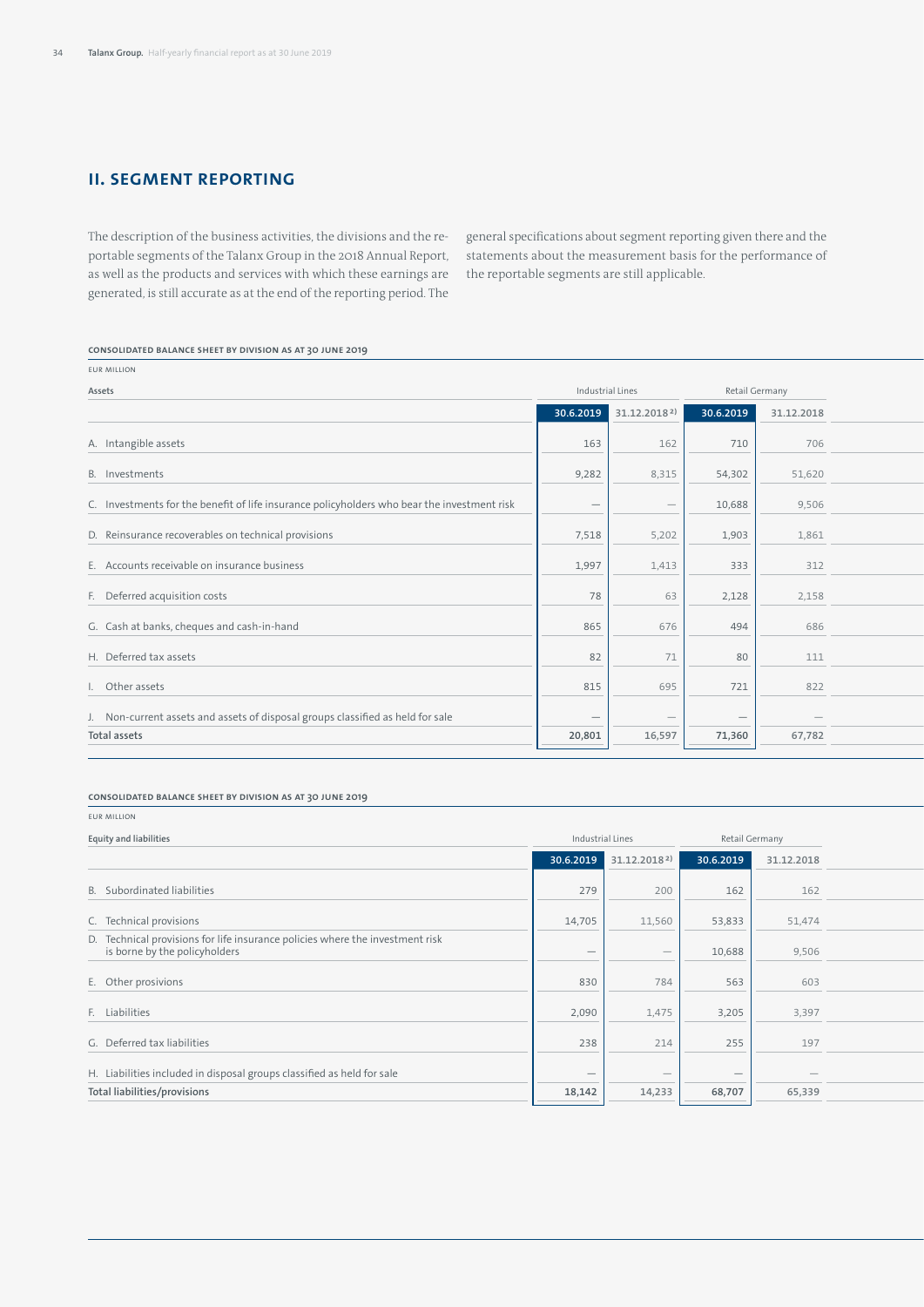## II. SEGMENT REPORTING

The description of the business activities, the divisions and the reportable segments of the Talanx Group in the 2018 Annual Report, as well as the products and services with which these earnings are generated, is still accurate as at the end of the reporting period. The general specifications about segment reporting given there and the statements about the measurement basis for the performance of the reportable segments are still applicable.

**CONSOLIDATED BALANCE SHEET BY DIVISION AS AT 30 JUNE 2019**

EUR MILLION

| Assets | Industrial Lines | | Retail Germany | |
|---|---|---|---|---|
| | 30.6.2019 | 31.12.2018[2)] | 30.6.2019 | 31.12.2018 |
| A. Intangible assets | 163 | 162 | 710 | 706 |
| B. Investments | 9,282 | 8,315 | 54,302 | 51,620 |
| C. Investments for the benefit of life insurance policyholders who bear the investment risk | — | — | 10,688 | 9,506 |
| D. Reinsurance recoverables on technical provisions | 7,518 | 5,202 | 1,903 | 1,861 |
| E. Accounts receivable on insurance business | 1,997 | 1,413 | 333 | 312 |
| F. Deferred acquisition costs | 78 | 63 | 2,128 | 2,158 |
| G. Cash at banks, cheques and cash-in-hand | 865 | 676 | 494 | 686 |
| H. Deferred tax assets | 82 | 71 | 80 | 111 |
| I. Other assets | 815 | 695 | 721 | 822 |
| J. Non-current assets and assets of disposal groups classified as held for sale | — | — | — | — |
| Total assets | 20,801 | 16,597 | 71,360 | 67,782 |

**CONSOLIDATED BALANCE SHEET BY DIVISION AS AT 30 JUNE 2019**

EUR MILLION

| Equity and liabilities | Industrial Lines | | Retail Germany | |
|---|---|---|---|---|
| | 30.6.2019 | 31.12.2018[2)] | 30.6.2019 | 31.12.2018 |
| B. Subordinated liabilities | 279 | 200 | 162 | 162 |
| C. Technical provisions | 14,705 | 11,560 | 53,833 | 51,474 |
| D. Technical provisions for life insurance policies where the investment risk is borne by the policyholders | — | — | 10,688 | 9,506 |
| E. Other provisions | 830 | 784 | 563 | 603 |
| F. Liabilities | 2,090 | 1,475 | 3,205 | 3,397 |
| G. Deferred tax liabilities | 238 | 214 | 255 | 197 |
| H. Liabilities included in disposal groups classified as held for sale | — | — | — | — |
| Total liabilities/provisions | 18,142 | 14,233 | 68,707 | 65,339 |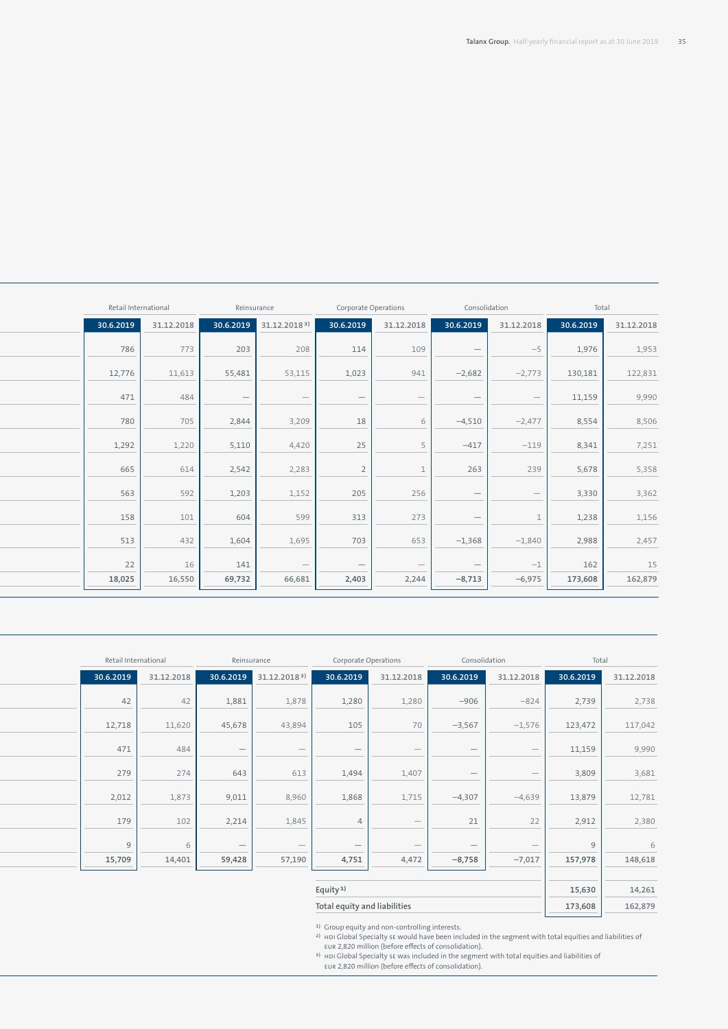| Retail International | | Reinsurance | | Corporate Operations | | Consolidation | | Total | |
|---|---|---|---|---|---|---|---|---|---|
| 30.6.2019 | 31.12.2018 | 30.6.2019 | 31.12.2018 [3] | 30.6.2019 | 31.12.2018 | 30.6.2019 | 31.12.2018 | 30.6.2019 | 31.12.2018 |
| 786 | 773 | 203 | 208 | 114 | 109 | — | −5 | 1,976 | 1,953 |
| 12,776 | 11,613 | 55,481 | 53,115 | 1,023 | 941 | −2,682 | −2,773 | 130,181 | 122,831 |
| 471 | 484 | — | — | — | — | — | — | 11,159 | 9,990 |
| 780 | 705 | 2,844 | 3,209 | 18 | 6 | −4,510 | −2,477 | 8,554 | 8,506 |
| 1,292 | 1,220 | 5,110 | 4,420 | 25 | 5 | −417 | −119 | 8,341 | 7,251 |
| 665 | 614 | 2,542 | 2,283 | 2 | 1 | 263 | 239 | 5,678 | 5,358 |
| 563 | 592 | 1,203 | 1,152 | 205 | 256 | — | — | 3,330 | 3,362 |
| 158 | 101 | 604 | 599 | 313 | 273 | — | 1 | 1,238 | 1,156 |
| 513 | 432 | 1,604 | 1,695 | 703 | 653 | −1,368 | −1,840 | 2,988 | 2,457 |
| 22 | 16 | 141 | — | — | — | — | −1 | 162 | 15 |
| **18,025** | **16,550** | **69,732** | **66,681** | **2,403** | **2,244** | **−8,713** | **−6,975** | **173,608** | **162,879** |

| Retail International | | Reinsurance | | Corporate Operations | | Consolidation | | Total | |
|---|---|---|---|---|---|---|---|---|---|
| 30.6.2019 | 31.12.2018 | 30.6.2019 | 31.12.2018 [3] | 30.6.2019 | 31.12.2018 | 30.6.2019 | 31.12.2018 | 30.6.2019 | 31.12.2018 |
| 42 | 42 | 1,881 | 1,878 | 1,280 | 1,280 | −906 | −824 | 2,739 | 2,738 |
| 12,718 | 11,620 | 45,678 | 43,894 | 105 | 70 | −3,567 | −1,576 | 123,472 | 117,042 |
| 471 | 484 | — | — | — | — | — | — | 11,159 | 9,990 |
| 279 | 274 | 643 | 613 | 1,494 | 1,407 | — | — | 3,809 | 3,681 |
| 2,012 | 1,873 | 9,011 | 8,960 | 1,868 | 1,715 | −4,307 | −4,639 | 13,879 | 12,781 |
| 179 | 102 | 2,214 | 1,845 | 4 | — | 21 | 22 | 2,912 | 2,380 |
| 9 | 6 | — | — | — | — | — | — | 9 | 6 |
| **15,709** | **14,401** | **59,428** | **57,190** | **4,751** | **4,472** | **−8,758** | **−7,017** | **157,978** | **148,618** |
| | | | | Equity [1] | | | | **15,630** | **14,261** |
| | | | | Total equity and liabilities | | | | **173,608** | **162,879** |

[1] Group equity and non-controlling interests.

[2] HDI Global Specialty SE would have been included in the segment with total equities and liabilities of EUR 2,820 million (before effects of consolidation).

[3] HDI Global Specialty SE was included in the segment with total equities and liabilities of EUR 2,820 million (before effects of consolidation).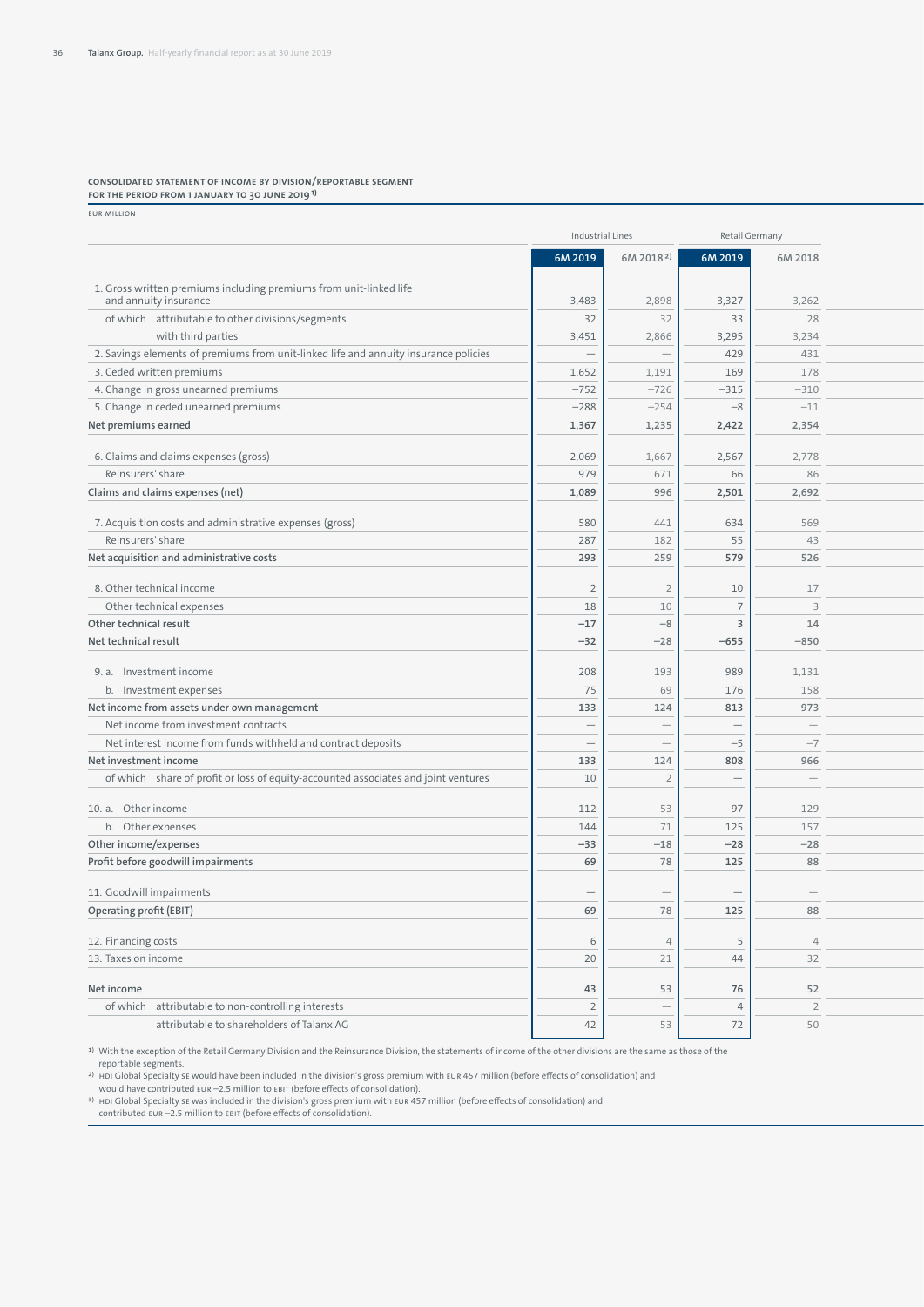**CONSOLIDATED STATEMENT OF INCOME BY DIVISION/REPORTABLE SEGMENT**
**FOR THE PERIOD FROM 1 JANUARY TO 30 JUNE 2019** [1]

EUR MILLION

| | Industrial Lines | | Retail Germany | |
|---|---|---|---|---|
| | 6M 2019 | 6M 2018 [2] | 6M 2019 | 6M 2018 |
| 1. Gross written premiums including premiums from unit-linked life and annuity insurance | 3,483 | 2,898 | 3,327 | 3,262 |
| of which attributable to other divisions/segments | 32 | 32 | 33 | 28 |
| with third parties | 3,451 | 2,866 | 3,295 | 3,234 |
| 2. Savings elements of premiums from unit-linked life and annuity insurance policies | — | — | 429 | 431 |
| 3. Ceded written premiums | 1,652 | 1,191 | 169 | 178 |
| 4. Change in gross unearned premiums | −752 | −726 | −315 | −310 |
| 5. Change in ceded unearned premiums | −288 | −254 | −8 | −11 |
| **Net premiums earned** | **1,367** | **1,235** | **2,422** | **2,354** |
| 6. Claims and claims expenses (gross) | 2,069 | 1,667 | 2,567 | 2,778 |
| Reinsurers' share | 979 | 671 | 66 | 86 |
| **Claims and claims expenses (net)** | **1,089** | **996** | **2,501** | **2,692** |
| 7. Acquisition costs and administrative expenses (gross) | 580 | 441 | 634 | 569 |
| Reinsurers' share | 287 | 182 | 55 | 43 |
| **Net acquisition and administrative costs** | **293** | **259** | **579** | **526** |
| 8. Other technical income | 2 | 2 | 10 | 17 |
| Other technical expenses | 18 | 10 | 7 | 3 |
| **Other technical result** | **−17** | **−8** | **3** | **14** |
| **Net technical result** | **−32** | **−28** | **−655** | **−850** |
| 9. a. Investment income | 208 | 193 | 989 | 1,131 |
| b. Investment expenses | 75 | 69 | 176 | 158 |
| **Net income from assets under own management** | **133** | **124** | **813** | **973** |
| Net income from investment contracts | — | — | — | — |
| Net interest income from funds withheld and contract deposits | — | — | −5 | −7 |
| **Net investment income** | **133** | **124** | **808** | **966** |
| of which share of profit or loss of equity-accounted associates and joint ventures | 10 | 2 | — | — |
| 10. a. Other income | 112 | 53 | 97 | 129 |
| b. Other expenses | 144 | 71 | 125 | 157 |
| **Other income/expenses** | **−33** | **−18** | **−28** | **−28** |
| **Profit before goodwill impairments** | **69** | **78** | **125** | **88** |
| 11. Goodwill impairments | — | — | — | — |
| **Operating profit (EBIT)** | **69** | **78** | **125** | **88** |
| 12. Financing costs | 6 | 4 | 5 | 4 |
| 13. Taxes on income | 20 | 21 | 44 | 32 |
| **Net income** | **43** | **53** | **76** | **52** |
| of which attributable to non-controlling interests | 2 | — | 4 | 2 |
| attributable to shareholders of Talanx AG | 42 | 53 | 72 | 50 |

[1] With the exception of the Retail Germany Division and the Reinsurance Division, the statements of income of the other divisions are the same as those of the reportable segments.

[2] HDI Global Specialty SE would have been included in the division's gross premium with EUR 457 million (before effects of consolidation) and would have contributed EUR −2.5 million to EBIT (before effects of consolidation).

[3] HDI Global Specialty SE was included in the division's gross premium with EUR 457 million (before effects of consolidation) and contributed EUR −2.5 million to EBIT (before effects of consolidation).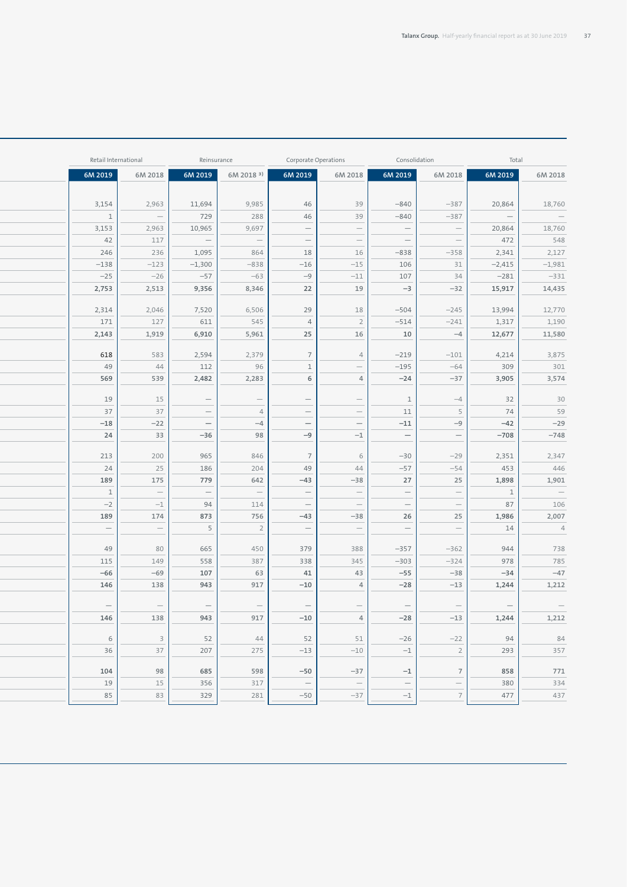| Retail International | | Reinsurance | | Corporate Operations | | Consolidation | | Total | |
|---|---|---|---|---|---|---|---|---|---|
| 6M 2019 | 6M 2018 | 6M 2019 | 6M 2018 [3] | 6M 2019 | 6M 2018 | 6M 2019 | 6M 2018 | 6M 2019 | 6M 2018 |
| | | | | | | | | | |
| 3,154 | 2,963 | 11,694 | 9,985 | 46 | 39 | −840 | −387 | 20,864 | 18,760 |
| 1 | — | 729 | 288 | 46 | 39 | −840 | −387 | — | — |
| 3,153 | 2,963 | 10,965 | 9,697 | — | — | — | — | 20,864 | 18,760 |
| 42 | 117 | — | — | — | — | — | — | 472 | 548 |
| 246 | 236 | 1,095 | 864 | 18 | 16 | −838 | −358 | 2,341 | 2,127 |
| −138 | −123 | −1,300 | −838 | −16 | −15 | 106 | 31 | −2,415 | −1,981 |
| −25 | −26 | −57 | −63 | −9 | −11 | 107 | 34 | −281 | −331 |
| **2,753** | **2,513** | **9,356** | **8,346** | **22** | **19** | **−3** | **−32** | **15,917** | **14,435** |
| | | | | | | | | | |
| 2,314 | 2,046 | 7,520 | 6,506 | 29 | 18 | −504 | −245 | 13,994 | 12,770 |
| 171 | 127 | 611 | 545 | 4 | 2 | −514 | −241 | 1,317 | 1,190 |
| **2,143** | **1,919** | **6,910** | **5,961** | **25** | **16** | **10** | **−4** | **12,677** | **11,580** |
| | | | | | | | | | |
| **618** | 583 | **2,594** | 2,379 | **7** | 4 | **−219** | −101 | **4,214** | 3,875 |
| 49 | 44 | 112 | 96 | 1 | — | −195 | −64 | 309 | 301 |
| **569** | **539** | **2,482** | **2,283** | **6** | **4** | **−24** | **−37** | **3,905** | **3,574** |
| | | | | | | | | | |
| 19 | 15 | — | — | — | — | 1 | −4 | 32 | 30 |
| 37 | 37 | — | 4 | — | — | 11 | 5 | 74 | 59 |
| **−18** | **−22** | **—** | **−4** | **—** | **—** | **−11** | **−9** | **−42** | **−29** |
| 24 | 33 | −36 | 98 | −9 | −1 | — | — | −708 | −748 |
| | | | | | | | | | |
| 213 | 200 | 965 | 846 | 7 | 6 | −30 | −29 | 2,351 | 2,347 |
| 24 | 25 | 186 | 204 | 49 | 44 | −57 | −54 | 453 | 446 |
| **189** | **175** | **779** | **642** | **−43** | **−38** | **27** | **25** | **1,898** | **1,901** |
| 1 | — | — | — | — | — | — | — | 1 | — |
| −2 | −1 | 94 | 114 | — | — | — | — | 87 | 106 |
| **189** | **174** | **873** | **756** | **−43** | **−38** | **26** | **25** | **1,986** | **2,007** |
| — | — | 5 | 2 | — | — | — | — | 14 | 4 |
| | | | | | | | | | |
| 49 | 80 | 665 | 450 | 379 | 388 | −357 | −362 | 944 | 738 |
| 115 | 149 | 558 | 387 | 338 | 345 | −303 | −324 | 978 | 785 |
| **−66** | **−69** | **107** | **63** | **41** | **43** | **−55** | **−38** | **−34** | **−47** |
| **146** | **138** | **943** | **917** | **−10** | **4** | **−28** | **−13** | **1,244** | **1,212** |
| | | | | | | | | | |
| — | — | — | — | — | — | — | — | — | — |
| **146** | **138** | **943** | **917** | **−10** | **4** | **−28** | **−13** | **1,244** | **1,212** |
| | | | | | | | | | |
| 6 | 3 | 52 | 44 | 52 | 51 | −26 | −22 | 94 | 84 |
| 36 | 37 | 207 | 275 | −13 | −10 | −1 | 2 | 293 | 357 |
| | | | | | | | | | |
| **104** | **98** | **685** | **598** | **−50** | **−37** | **−1** | **7** | **858** | **771** |
| 19 | 15 | 356 | 317 | — | — | — | — | 380 | 334 |
| 85 | 83 | 329 | 281 | −50 | −37 | −1 | 7 | 477 | 437 |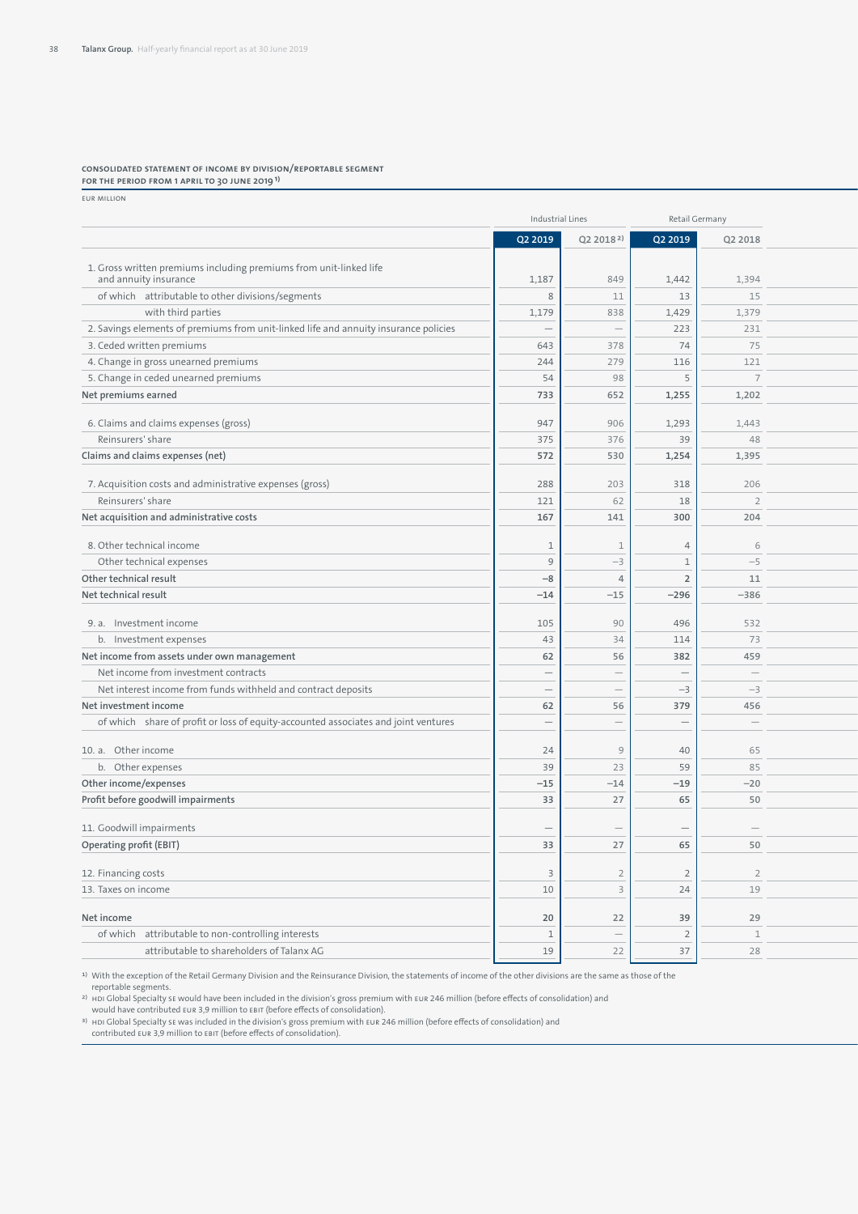**CONSOLIDATED STATEMENT OF INCOME BY DIVISION/REPORTABLE SEGMENT FOR THE PERIOD FROM 1 APRIL TO 30 JUNE 2019[1]**

EUR MILLION

| | Industrial Lines | | Retail Germany | |
|---|---|---|---|---|
| | Q2 2019 | Q2 2018[2] | Q2 2019 | Q2 2018 |
| 1. Gross written premiums including premiums from unit-linked life and annuity insurance | 1,187 | 849 | 1,442 | 1,394 |
| of which attributable to other divisions/segments | 8 | 11 | 13 | 15 |
| with third parties | 1,179 | 838 | 1,429 | 1,379 |
| 2. Savings elements of premiums from unit-linked life and annuity insurance policies | — | — | 223 | 231 |
| 3. Ceded written premiums | 643 | 378 | 74 | 75 |
| 4. Change in gross unearned premiums | 244 | 279 | 116 | 121 |
| 5. Change in ceded unearned premiums | 54 | 98 | 5 | 7 |
| **Net premiums earned** | **733** | 652 | **1,255** | 1,202 |
| 6. Claims and claims expenses (gross) | 947 | 906 | 1,293 | 1,443 |
| Reinsurers' share | 375 | 376 | 39 | 48 |
| **Claims and claims expenses (net)** | **572** | 530 | **1,254** | 1,395 |
| 7. Acquisition costs and administrative expenses (gross) | 288 | 203 | 318 | 206 |
| Reinsurers' share | 121 | 62 | 18 | 2 |
| **Net acquisition and administrative costs** | **167** | 141 | **300** | 204 |
| 8. Other technical income | 1 | 1 | 4 | 6 |
| Other technical expenses | 9 | −3 | 1 | −5 |
| **Other technical result** | **−8** | 4 | **2** | 11 |
| **Net technical result** | **−14** | −15 | **−296** | −386 |
| 9. a. Investment income | 105 | 90 | 496 | 532 |
| b. Investment expenses | 43 | 34 | 114 | 73 |
| **Net income from assets under own management** | **62** | 56 | **382** | 459 |
| Net income from investment contracts | — | — | — | — |
| Net interest income from funds withheld and contract deposits | — | — | −3 | −3 |
| **Net investment income** | **62** | 56 | **379** | 456 |
| of which share of profit or loss of equity-accounted associates and joint ventures | — | — | — | — |
| 10. a. Other income | 24 | 9 | 40 | 65 |
| b. Other expenses | 39 | 23 | 59 | 85 |
| **Other income/expenses** | **−15** | −14 | **−19** | −20 |
| **Profit before goodwill impairments** | **33** | 27 | **65** | 50 |
| 11. Goodwill impairments | — | — | — | — |
| **Operating profit (EBIT)** | **33** | 27 | **65** | 50 |
| 12. Financing costs | 3 | 2 | 2 | 2 |
| 13. Taxes on income | 10 | 3 | 24 | 19 |
| **Net income** | **20** | 22 | **39** | 29 |
| of which attributable to non-controlling interests | 1 | — | 2 | 1 |
| attributable to shareholders of Talanx AG | 19 | 22 | 37 | 28 |

[1] With the exception of the Retail Germany Division and the Reinsurance Division, the statements of income of the other divisions are the same as those of the reportable segments.

[2] HDI Global Specialty SE would have been included in the division's gross premium with EUR 246 million (before effects of consolidation) and would have contributed EUR 3,9 million to EBIT (before effects of consolidation).

[3] HDI Global Specialty SE was included in the division's gross premium with EUR 246 million (before effects of consolidation) and contributed EUR 3,9 million to EBIT (before effects of consolidation).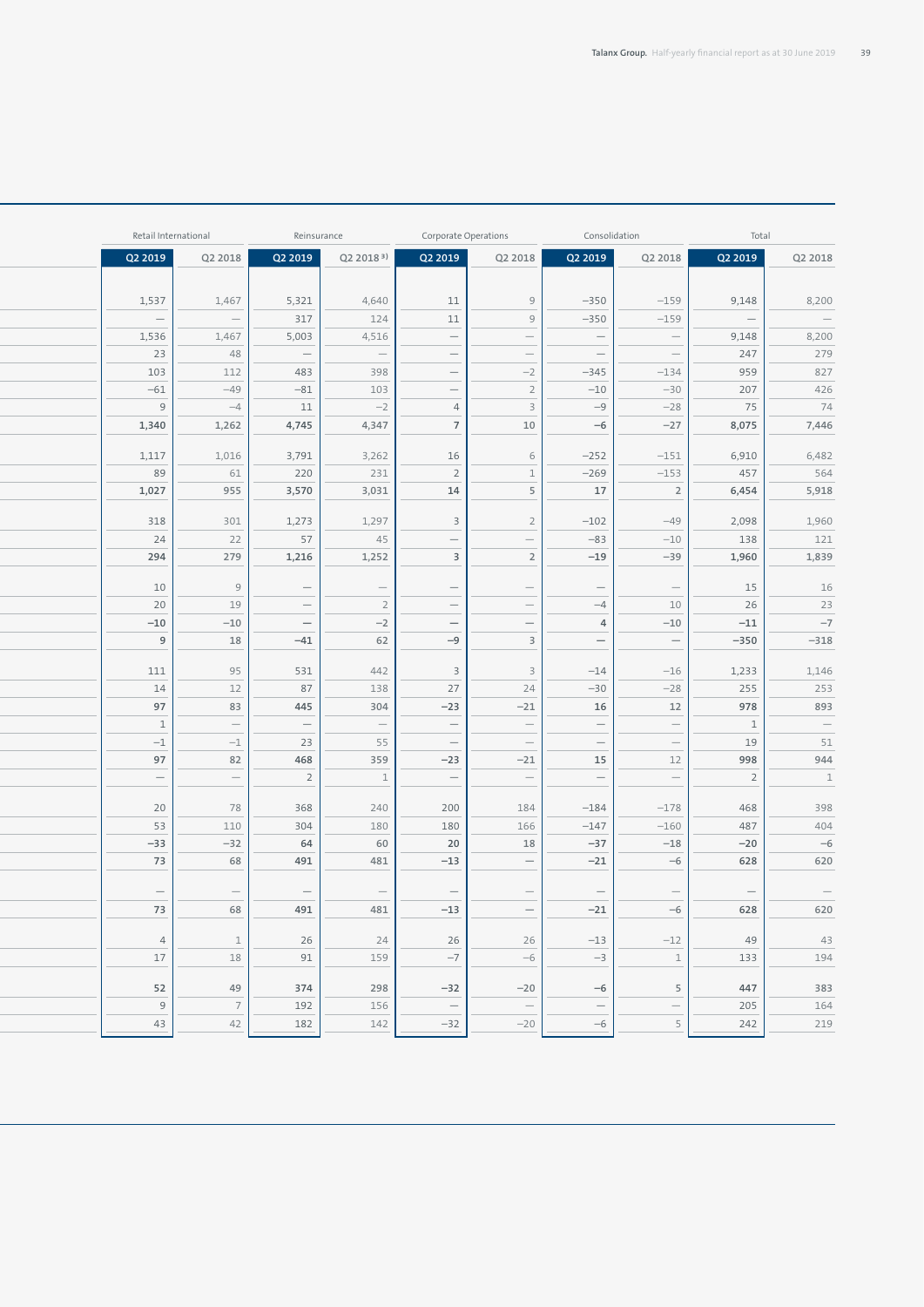| Retail International | | Reinsurance | | Corporate Operations | | Consolidation | | Total | |
|---|---|---|---|---|---|---|---|---|---|
| Q2 2019 | Q2 2018 | Q2 2019 | Q2 2018 [3)] | Q2 2019 | Q2 2018 | Q2 2019 | Q2 2018 | Q2 2019 | Q2 2018 |
| | | | | | | | | | |
| 1,537 | 1,467 | 5,321 | 4,640 | 11 | 9 | −350 | −159 | 9,148 | 8,200 |
| — | — | 317 | 124 | 11 | 9 | −350 | −159 | — | — |
| 1,536 | 1,467 | 5,003 | 4,516 | — | — | — | — | 9,148 | 8,200 |
| 23 | 48 | — | — | — | — | — | — | 247 | 279 |
| 103 | 112 | 483 | 398 | — | −2 | −345 | −134 | 959 | 827 |
| −61 | −49 | −81 | 103 | — | 2 | −10 | −30 | 207 | 426 |
| 9 | −4 | 11 | −2 | 4 | 3 | −9 | −28 | 75 | 74 |
| **1,340** | **1,262** | **4,745** | **4,347** | **7** | **10** | **−6** | **−27** | **8,075** | **7,446** |
| | | | | | | | | | |
| 1,117 | 1,016 | 3,791 | 3,262 | 16 | 6 | −252 | −151 | 6,910 | 6,482 |
| 89 | 61 | 220 | 231 | 2 | 1 | −269 | −153 | 457 | 564 |
| **1,027** | **955** | **3,570** | **3,031** | **14** | **5** | **17** | **2** | **6,454** | **5,918** |
| | | | | | | | | | |
| 318 | 301 | 1,273 | 1,297 | 3 | 2 | −102 | −49 | 2,098 | 1,960 |
| 24 | 22 | 57 | 45 | — | — | −83 | −10 | 138 | 121 |
| **294** | **279** | **1,216** | **1,252** | **3** | **2** | **−19** | **−39** | **1,960** | **1,839** |
| | | | | | | | | | |
| 10 | 9 | — | — | — | — | — | — | 15 | 16 |
| 20 | 19 | — | 2 | — | — | −4 | 10 | 26 | 23 |
| **−10** | **−10** | **—** | **−2** | **—** | **—** | **4** | **−10** | **−11** | **−7** |
| **9** | **18** | **−41** | **62** | **−9** | **3** | **—** | **—** | **−350** | **−318** |
| | | | | | | | | | |
| 111 | 95 | 531 | 442 | 3 | 3 | −14 | −16 | 1,233 | 1,146 |
| 14 | 12 | 87 | 138 | 27 | 24 | −30 | −28 | 255 | 253 |
| **97** | **83** | **445** | **304** | **−23** | **−21** | **16** | **12** | **978** | **893** |
| 1 | — | — | — | — | — | — | — | 1 | — |
| −1 | −1 | 23 | 55 | — | — | — | — | 19 | 51 |
| **97** | **82** | **468** | **359** | **−23** | **−21** | **15** | **12** | **998** | **944** |
| — | — | 2 | 1 | — | — | — | — | 2 | 1 |
| | | | | | | | | | |
| 20 | 78 | 368 | 240 | 200 | 184 | −184 | −178 | 468 | 398 |
| 53 | 110 | 304 | 180 | 180 | 166 | −147 | −160 | 487 | 404 |
| **−33** | **−32** | **64** | **60** | **20** | **18** | **−37** | **−18** | **−20** | **−6** |
| **73** | **68** | **491** | **481** | **−13** | **—** | **−21** | **−6** | **628** | **620** |
| | | | | | | | | | |
| — | — | — | — | — | — | — | — | — | — |
| **73** | **68** | **491** | **481** | **−13** | **—** | **−21** | **−6** | **628** | **620** |
| | | | | | | | | | |
| 4 | 1 | 26 | 24 | 26 | 26 | −13 | −12 | 49 | 43 |
| 17 | 18 | 91 | 159 | −7 | −6 | −3 | 1 | 133 | 194 |
| | | | | | | | | | |
| **52** | **49** | **374** | **298** | **−32** | **−20** | **−6** | **5** | **447** | **383** |
| 9 | 7 | 192 | 156 | — | — | — | — | 205 | 164 |
| 43 | 42 | 182 | 142 | −32 | −20 | −6 | 5 | 242 | 219 |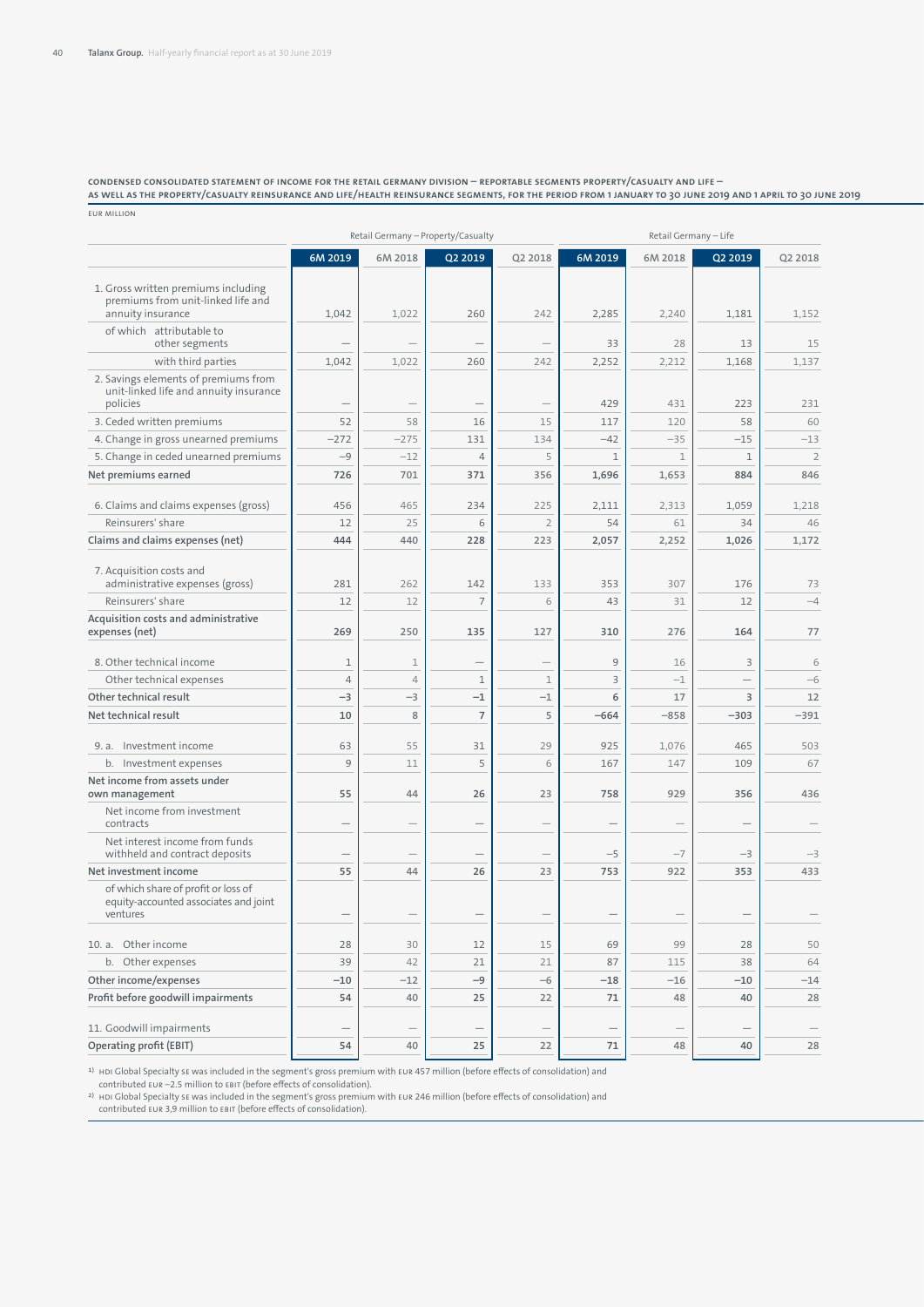**CONDENSED CONSOLIDATED STATEMENT OF INCOME FOR THE RETAIL GERMANY DIVISION – REPORTABLE SEGMENTS PROPERTY/CASUALTY AND LIFE – AS WELL AS THE PROPERTY/CASUALTY REINSURANCE AND LIFE/HEALTH REINSURANCE SEGMENTS, FOR THE PERIOD FROM 1 JANUARY TO 30 JUNE 2019 AND 1 APRIL TO 30 JUNE 2019**

EUR MILLION

| | Retail Germany – Property/Casualty | | | | Retail Germany – Life | | | |
|---|---|---|---|---|---|---|---|---|
| | 6M 2019 | 6M 2018 | Q2 2019 | Q2 2018 | 6M 2019 | 6M 2018 | Q2 2019 | Q2 2018 |
| 1. Gross written premiums including premiums from unit-linked life and annuity insurance | 1,042 | 1,022 | 260 | 242 | 2,285 | 2,240 | 1,181 | 1,152 |
| of which attributable to other segments | — | — | — | — | 33 | 28 | 13 | 15 |
| with third parties | 1,042 | 1,022 | 260 | 242 | 2,252 | 2,212 | 1,168 | 1,137 |
| 2. Savings elements of premiums from unit-linked life and annuity insurance policies | — | — | — | — | 429 | 431 | 223 | 231 |
| 3. Ceded written premiums | 52 | 58 | 16 | 15 | 117 | 120 | 58 | 60 |
| 4. Change in gross unearned premiums | −272 | −275 | 131 | 134 | −42 | −35 | −15 | −13 |
| 5. Change in ceded unearned premiums | −9 | −12 | 4 | 5 | 1 | 1 | 1 | 2 |
| **Net premiums earned** | **726** | 701 | **371** | 356 | **1,696** | 1,653 | **884** | 846 |
| 6. Claims and claims expenses (gross) | 456 | 465 | 234 | 225 | 2,111 | 2,313 | 1,059 | 1,218 |
| Reinsurers' share | 12 | 25 | 6 | 2 | 54 | 61 | 34 | 46 |
| **Claims and claims expenses (net)** | **444** | 440 | **228** | 223 | **2,057** | 2,252 | **1,026** | 1,172 |
| 7. Acquisition costs and administrative expenses (gross) | 281 | 262 | 142 | 133 | 353 | 307 | 176 | 73 |
| Reinsurers' share | 12 | 12 | 7 | 6 | 43 | 31 | 12 | −4 |
| **Acquisition costs and administrative expenses (net)** | **269** | 250 | **135** | 127 | **310** | 276 | **164** | 77 |
| 8. Other technical income | 1 | 1 | — | — | 9 | 16 | 3 | 6 |
| Other technical expenses | 4 | 4 | 1 | 1 | 3 | −1 | — | −6 |
| **Other technical result** | **−3** | −3 | **−1** | −1 | **6** | 17 | **3** | 12 |
| **Net technical result** | **10** | 8 | **7** | 5 | **−664** | −858 | **−303** | −391 |
| 9. a. Investment income | 63 | 55 | 31 | 29 | 925 | 1,076 | 465 | 503 |
| b. Investment expenses | 9 | 11 | 5 | 6 | 167 | 147 | 109 | 67 |
| **Net income from assets under own management** | **55** | 44 | **26** | 23 | **758** | 929 | **356** | 436 |
| Net income from investment contracts | — | — | — | — | — | — | — | — |
| Net interest income from funds withheld and contract deposits | — | — | — | — | −5 | −7 | −3 | −3 |
| **Net investment income** | **55** | 44 | **26** | 23 | **753** | 922 | **353** | 433 |
| of which share of profit or loss of equity-accounted associates and joint ventures | — | — | — | — | — | — | — | — |
| 10. a. Other income | 28 | 30 | 12 | 15 | 69 | 99 | 28 | 50 |
| b. Other expenses | 39 | 42 | 21 | 21 | 87 | 115 | 38 | 64 |
| **Other income/expenses** | **−10** | −12 | **−9** | −6 | **−18** | −16 | **−10** | −14 |
| **Profit before goodwill impairments** | **54** | 40 | **25** | 22 | **71** | 48 | **40** | 28 |
| 11. Goodwill impairments | — | — | — | — | — | — | — | — |
| **Operating profit (EBIT)** | **54** | 40 | **25** | 22 | **71** | 48 | **40** | 28 |

[1] HDI Global Specialty SE was included in the segment's gross premium with EUR 457 million (before effects of consolidation) and contributed EUR −2.5 million to EBIT (before effects of consolidation).

[2] HDI Global Specialty SE was included in the segment's gross premium with EUR 246 million (before effects of consolidation) and contributed EUR 3,9 million to EBIT (before effects of consolidation).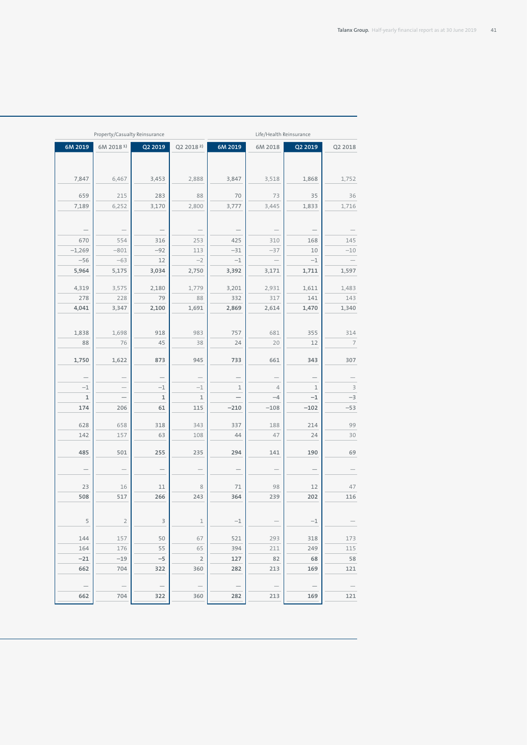| Property/Casualty Reinsurance | | | | Life/Health Reinsurance | | | |
|---|---|---|---|---|---|---|---|
| 6M 2019 | 6M 2018 [1)] | Q2 2019 | Q2 2018 [2)] | 6M 2019 | 6M 2018 | Q2 2019 | Q2 2018 |
| | | | | | | | |
| 7,847 | 6,467 | 3,453 | 2,888 | 3,847 | 3,518 | 1,868 | 1,752 |
| 659 | 215 | 283 | 88 | 70 | 73 | 35 | 36 |
| 7,189 | 6,252 | 3,170 | 2,800 | 3,777 | 3,445 | 1,833 | 1,716 |
| | | | | | | | |
| — | — | — | — | — | — | — | — |
| 670 | 554 | 316 | 253 | 425 | 310 | 168 | 145 |
| −1,269 | −801 | −92 | 113 | −31 | −37 | 10 | −10 |
| −56 | −63 | 12 | −2 | −1 | — | −1 | — |
| **5,964** | 5,175 | **3,034** | 2,750 | **3,392** | 3,171 | **1,711** | 1,597 |
| 4,319 | 3,575 | 2,180 | 1,779 | 3,201 | 2,931 | 1,611 | 1,483 |
| 278 | 228 | 79 | 88 | 332 | 317 | 141 | 143 |
| **4,041** | 3,347 | **2,100** | 1,691 | **2,869** | 2,614 | **1,470** | 1,340 |
| | | | | | | | |
| 1,838 | 1,698 | 918 | 983 | 757 | 681 | 355 | 314 |
| 88 | 76 | 45 | 38 | 24 | 20 | 12 | 7 |
| **1,750** | 1,622 | **873** | 945 | **733** | 661 | **343** | 307 |
| — | — | — | — | — | — | — | — |
| −1 | — | −1 | −1 | 1 | 4 | 1 | 3 |
| **1** | — | **1** | 1 | **—** | −4 | **−1** | −3 |
| **174** | 206 | **61** | 115 | **−210** | −108 | **−102** | −53 |
| 628 | 658 | 318 | 343 | 337 | 188 | 214 | 99 |
| 142 | 157 | 63 | 108 | 44 | 47 | 24 | 30 |
| **485** | 501 | **255** | 235 | **294** | 141 | **190** | 69 |
| — | — | — | — | — | — | — | — |
| 23 | 16 | 11 | 8 | 71 | 98 | 12 | 47 |
| **508** | 517 | **266** | 243 | **364** | 239 | **202** | 116 |
| | | | | | | | |
| 5 | 2 | 3 | 1 | −1 | — | −1 | — |
| 144 | 157 | 50 | 67 | 521 | 293 | 318 | 173 |
| 164 | 176 | 55 | 65 | 394 | 211 | 249 | 115 |
| **−21** | −19 | **−5** | 2 | **127** | 82 | **68** | 58 |
| **662** | 704 | **322** | 360 | **282** | 213 | **169** | 121 |
| — | — | — | — | — | — | — | — |
| **662** | 704 | **322** | 360 | **282** | 213 | **169** | 121 |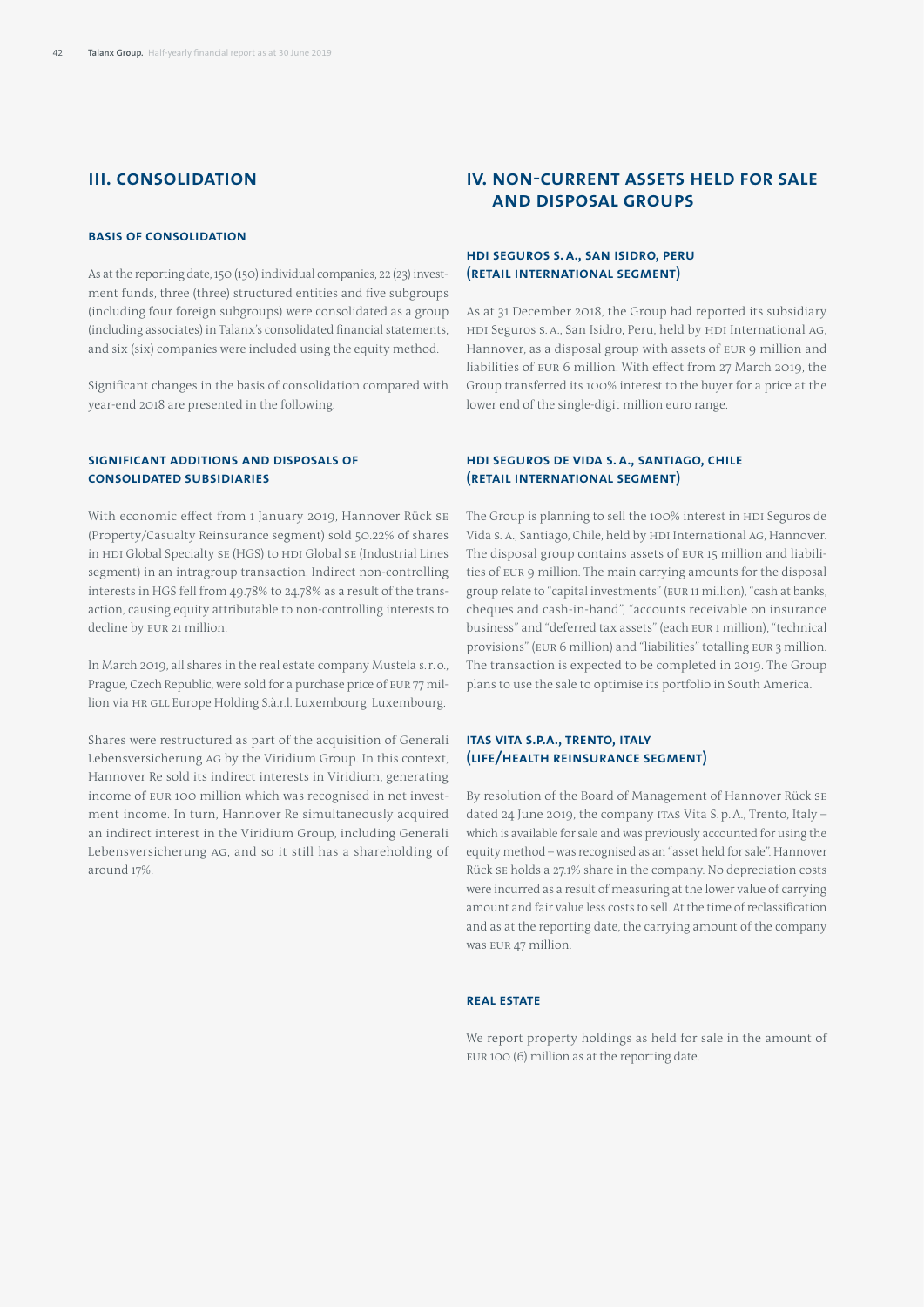## III. Consolidation

### Basis of consolidation

As at the reporting date, 150 (150) individual companies, 22 (23) investment funds, three (three) structured entities and five subgroups (including four foreign subgroups) were consolidated as a group (including associates) in Talanx's consolidated financial statements, and six (six) companies were included using the equity method.

Significant changes in the basis of consolidation compared with year-end 2018 are presented in the following.

### Significant additions and disposals of consolidated subsidiaries

With economic effect from 1 January 2019, Hannover Rück SE (Property/Casualty Reinsurance segment) sold 50.22% of shares in HDI Global Specialty SE (HGS) to HDI Global SE (Industrial Lines segment) in an intragroup transaction. Indirect non-controlling interests in HGS fell from 49.78% to 24.78% as a result of the transaction, causing equity attributable to non-controlling interests to decline by EUR 21 million.

In March 2019, all shares in the real estate company Mustela s. r. o., Prague, Czech Republic, were sold for a purchase price of EUR 77 million via HR GLL Europe Holding S.à.r.l. Luxembourg, Luxembourg.

Shares were restructured as part of the acquisition of Generali Lebensversicherung AG by the Viridium Group. In this context, Hannover Re sold its indirect interests in Viridium, generating income of EUR 100 million which was recognised in net investment income. In turn, Hannover Re simultaneously acquired an indirect interest in the Viridium Group, including Generali Lebensversicherung AG, and so it still has a shareholding of around 17%.

## IV. Non-current assets held for sale and disposal groups

### HDI Seguros S. A., San Isidro, Peru (Retail International segment)

As at 31 December 2018, the Group had reported its subsidiary HDI Seguros S. A., San Isidro, Peru, held by HDI International AG, Hannover, as a disposal group with assets of EUR 9 million and liabilities of EUR 6 million. With effect from 27 March 2019, the Group transferred its 100% interest to the buyer for a price at the lower end of the single-digit million euro range.

### HDI Seguros de Vida S. A., Santiago, Chile (Retail International segment)

The Group is planning to sell the 100% interest in HDI Seguros de Vida S. A., Santiago, Chile, held by HDI International AG, Hannover. The disposal group contains assets of EUR 15 million and liabilities of EUR 9 million. The main carrying amounts for the disposal group relate to "capital investments" (EUR 11 million), "cash at banks, cheques and cash-in-hand", "accounts receivable on insurance business" and "deferred tax assets" (each EUR 1 million), "technical provisions" (EUR 6 million) and "liabilities" totalling EUR 3 million. The transaction is expected to be completed in 2019. The Group plans to use the sale to optimise its portfolio in South America.

### ITAS Vita S.p.A., Trento, Italy (Life/Health Reinsurance segment)

By resolution of the Board of Management of Hannover Rück SE dated 24 June 2019, the company ITAS Vita S. p. A., Trento, Italy – which is available for sale and was previously accounted for using the equity method – was recognised as an "asset held for sale". Hannover Rück SE holds a 27.1% share in the company. No depreciation costs were incurred as a result of measuring at the lower value of carrying amount and fair value less costs to sell. At the time of reclassification and as at the reporting date, the carrying amount of the company was EUR 47 million.

### Real estate

We report property holdings as held for sale in the amount of EUR 100 (6) million as at the reporting date.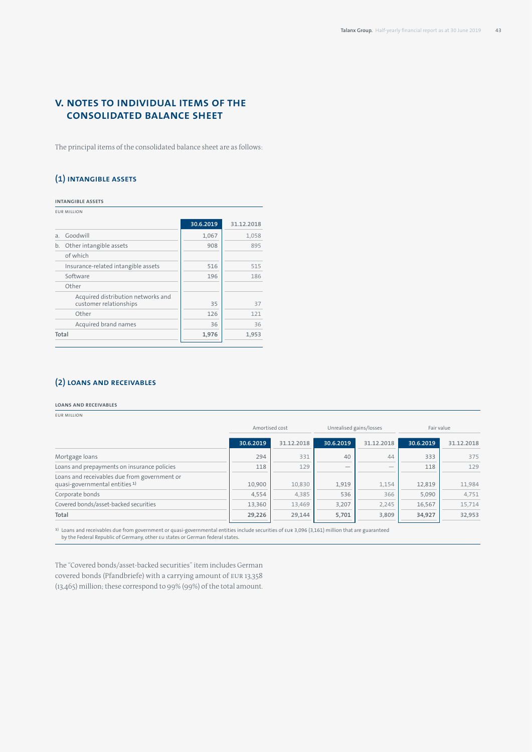# V. NOTES TO INDIVIDUAL ITEMS OF THE CONSOLIDATED BALANCE SHEET

The principal items of the consolidated balance sheet are as follows:

## (1) INTANGIBLE ASSETS

**INTANGIBLE ASSETS**

EUR MILLION

| | 30.6.2019 | 31.12.2018 |
|---|---|---|
| a. Goodwill | 1,067 | 1,058 |
| b. Other intangible assets | 908 | 895 |
| of which | | |
| Insurance-related intangible assets | 516 | 515 |
| Software | 196 | 186 |
| Other | | |
| Acquired distribution networks and customer relationships | 35 | 37 |
| Other | 126 | 121 |
| Acquired brand names | 36 | 36 |
| **Total** | **1,976** | **1,953** |

## (2) LOANS AND RECEIVABLES

**LOANS AND RECEIVABLES**

EUR MILLION

| | Amortised cost | | Unrealised gains/losses | | Fair value | |
|---|---|---|---|---|---|---|
| | 30.6.2019 | 31.12.2018 | 30.6.2019 | 31.12.2018 | 30.6.2019 | 31.12.2018 |
| Mortgage loans | 294 | 331 | 40 | 44 | 333 | 375 |
| Loans and prepayments on insurance policies | 118 | 129 | — | — | 118 | 129 |
| Loans and receivables due from government or quasi-governmental entities [1] | 10,900 | 10,830 | 1,919 | 1,154 | 12,819 | 11,984 |
| Corporate bonds | 4,554 | 4,385 | 536 | 366 | 5,090 | 4,751 |
| Covered bonds/asset-backed securities | 13,360 | 13,469 | 3,207 | 2,245 | 16,567 | 15,714 |
| **Total** | **29,226** | **29,144** | **5,701** | **3,809** | **34,927** | **32,953** |

[1] Loans and receivables due from government or quasi-governmental entities include securities of EUR 3,096 (3,161) million that are guaranteed by the Federal Republic of Germany, other EU states or German federal states.

The "Covered bonds/asset-backed securities" item includes German covered bonds (Pfandbriefe) with a carrying amount of EUR 13,358 (13,465) million; these correspond to 99% (99%) of the total amount.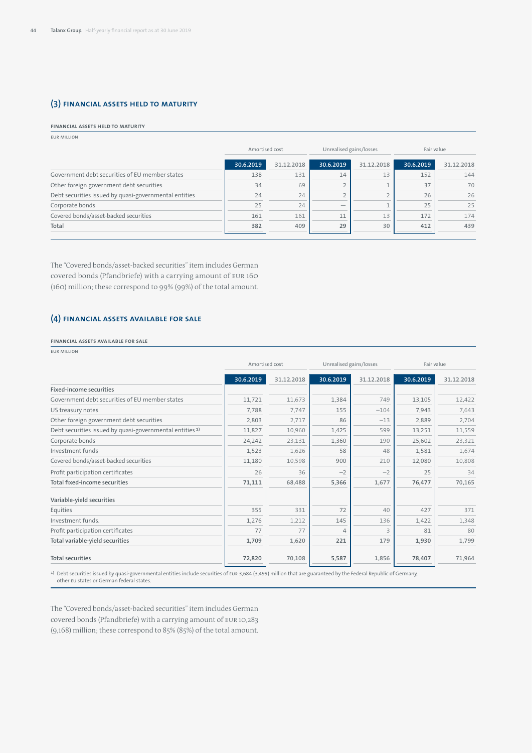## (3) FINANCIAL ASSETS HELD TO MATURITY

**FINANCIAL ASSETS HELD TO MATURITY**

EUR MILLION

| | Amortised cost | | Unrealised gains/losses | | Fair value | |
|---|---|---|---|---|---|---|
| | 30.6.2019 | 31.12.2018 | 30.6.2019 | 31.12.2018 | 30.6.2019 | 31.12.2018 |
| Government debt securities of EU member states | 138 | 131 | 14 | 13 | 152 | 144 |
| Other foreign government debt securities | 34 | 69 | 2 | 1 | 37 | 70 |
| Debt securities issued by quasi-governmental entities | 24 | 24 | 2 | 2 | 26 | 26 |
| Corporate bonds | 25 | 24 | — | 1 | 25 | 25 |
| Covered bonds/asset-backed securities | 161 | 161 | 11 | 13 | 172 | 174 |
| **Total** | **382** | 409 | **29** | 30 | **412** | 439 |

The "Covered bonds/asset-backed securities" item includes German covered bonds (Pfandbriefe) with a carrying amount of EUR 160 (160) million; these correspond to 99% (99%) of the total amount.

## (4) FINANCIAL ASSETS AVAILABLE FOR SALE

**FINANCIAL ASSETS AVAILABLE FOR SALE**

EUR MILLION

| | Amortised cost | | Unrealised gains/losses | | Fair value | |
|---|---|---|---|---|---|---|
| | 30.6.2019 | 31.12.2018 | 30.6.2019 | 31.12.2018 | 30.6.2019 | 31.12.2018 |
| **Fixed-income securities** | | | | | | |
| Government debt securities of EU member states | 11,721 | 11,673 | 1,384 | 749 | 13,105 | 12,422 |
| US treasury notes | 7,788 | 7,747 | 155 | −104 | 7,943 | 7,643 |
| Other foreign government debt securities | 2,803 | 2,717 | 86 | −13 | 2,889 | 2,704 |
| Debt securities issued by quasi-governmental entities [1] | 11,827 | 10,960 | 1,425 | 599 | 13,251 | 11,559 |
| Corporate bonds | 24,242 | 23,131 | 1,360 | 190 | 25,602 | 23,321 |
| Investment funds | 1,523 | 1,626 | 58 | 48 | 1,581 | 1,674 |
| Covered bonds/asset-backed securities | 11,180 | 10,598 | 900 | 210 | 12,080 | 10,808 |
| Profit participation certificates | 26 | 36 | −2 | −2 | 25 | 34 |
| **Total fixed-income securities** | **71,111** | **68,488** | **5,366** | **1,677** | **76,477** | **70,165** |
| **Variable-yield securities** | | | | | | |
| Equities | 355 | 331 | 72 | 40 | 427 | 371 |
| Investment funds. | 1,276 | 1,212 | 145 | 136 | 1,422 | 1,348 |
| Profit participation certificates | 77 | 77 | 4 | 3 | 81 | 80 |
| **Total variable-yield securities** | **1,709** | **1,620** | **221** | **179** | **1,930** | **1,799** |
| **Total securities** | **72,820** | **70,108** | **5,587** | **1,856** | **78,407** | **71,964** |

[1] Debt securities issued by quasi-governmental entities include securities of EUR 3,684 (3,499) million that are guaranteed by the Federal Republic of Germany, other EU states or German federal states.

The "Covered bonds/asset-backed securities" item includes German covered bonds (Pfandbriefe) with a carrying amount of EUR 10,283 (9,168) million; these correspond to 85% (85%) of the total amount.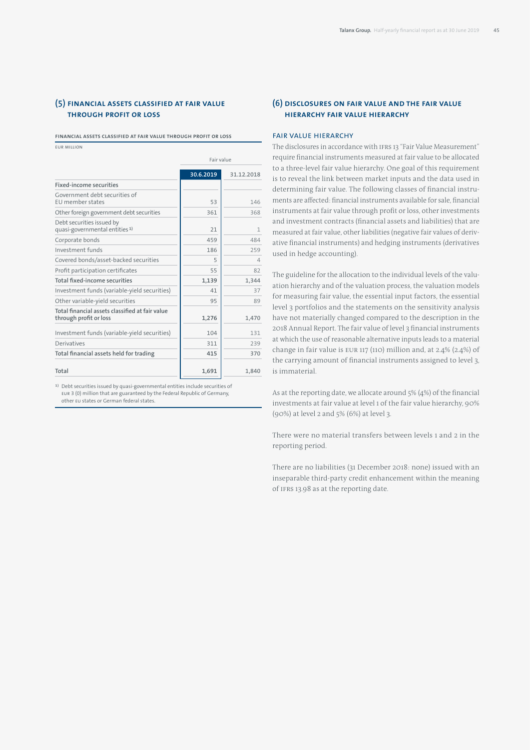## (5) Financial assets classified at fair value through profit or loss

**FINANCIAL ASSETS CLASSIFIED AT FAIR VALUE THROUGH PROFIT OR LOSS**

EUR MILLION

| | Fair value | |
|---|---|---|
| | 30.6.2019 | 31.12.2018 |
| **Fixed-income securities** | | |
| Government debt securities of EU member states | 53 | 146 |
| Other foreign government debt securities | 361 | 368 |
| Debt securities issued by quasi-governmental entities [1] | 21 | 1 |
| Corporate bonds | 459 | 484 |
| Investment funds | 186 | 259 |
| Covered bonds/asset-backed securities | 5 | 4 |
| Profit participation certificates | 55 | 82 |
| **Total fixed-income securities** | **1,139** | **1,344** |
| Investment funds (variable-yield securities) | 41 | 37 |
| Other variable-yield securities | 95 | 89 |
| **Total financial assets classified at fair value through profit or loss** | **1,276** | **1,470** |
| Investment funds (variable-yield securities) | 104 | 131 |
| Derivatives | 311 | 239 |
| **Total financial assets held for trading** | **415** | **370** |
| **Total** | **1,691** | **1,840** |

[1] Debt securities issued by quasi-governmental entities include securities of EUR 3 (0) million that are guaranteed by the Federal Republic of Germany, other EU states or German federal states.

## (6) Disclosures on fair value and the fair value hierarchy fair value hierarchy

### FAIR VALUE HIERARCHY

The disclosures in accordance with IFRS 13 "Fair Value Measurement" require financial instruments measured at fair value to be allocated to a three-level fair value hierarchy. One goal of this requirement is to reveal the link between market inputs and the data used in determining fair value. The following classes of financial instruments are affected: financial instruments available for sale, financial instruments at fair value through profit or loss, other investments and investment contracts (financial assets and liabilities) that are measured at fair value, other liabilities (negative fair values of derivative financial instruments) and hedging instruments (derivatives used in hedge accounting).

The guideline for the allocation to the individual levels of the valuation hierarchy and of the valuation process, the valuation models for measuring fair value, the essential input factors, the essential level 3 portfolios and the statements on the sensitivity analysis have not materially changed compared to the description in the 2018 Annual Report. The fair value of level 3 financial instruments at which the use of reasonable alternative inputs leads to a material change in fair value is EUR 117 (110) million and, at 2.4% (2.4%) of the carrying amount of financial instruments assigned to level 3, is immaterial.

As at the reporting date, we allocate around 5% (4%) of the financial investments at fair value at level 1 of the fair value hierarchy, 90% (90%) at level 2 and 5% (6%) at level 3.

There were no material transfers between levels 1 and 2 in the reporting period.

There are no liabilities (31 December 2018: none) issued with an inseparable third-party credit enhancement within the meaning of IFRS 13.98 as at the reporting date.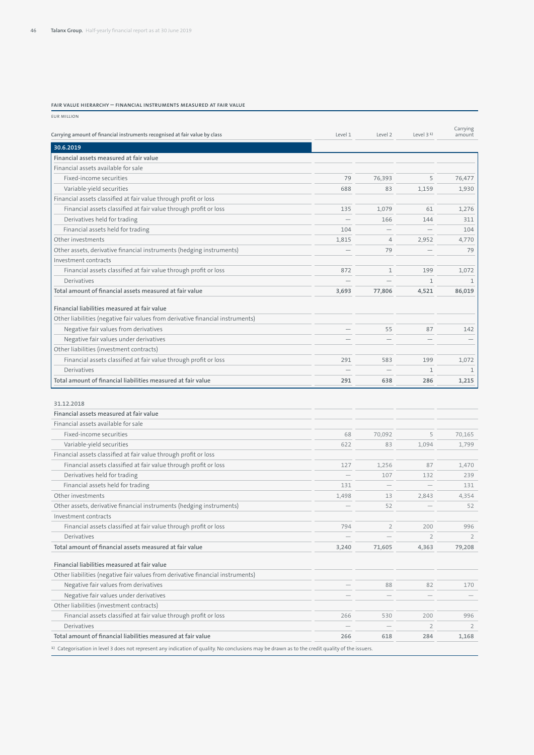#### FAIR VALUE HIERARCHY — FINANCIAL INSTRUMENTS MEASURED AT FAIR VALUE

EUR MILLION

| Carrying amount of financial instruments recognised at fair value by class | Level 1 | Level 2 | Level 3 [1] | Carrying amount |
|---|---|---|---|---|
| **30.6.2019** | | | | |
| **Financial assets measured at fair value** | | | | |
| Financial assets available for sale | | | | |
| Fixed-income securities | 79 | 76,393 | 5 | 76,477 |
| Variable-yield securities | 688 | 83 | 1,159 | 1,930 |
| Financial assets classified at fair value through profit or loss | | | | |
| Financial assets classified at fair value through profit or loss | 135 | 1,079 | 61 | 1,276 |
| Derivatives held for trading | — | 166 | 144 | 311 |
| Financial assets held for trading | 104 | — | — | 104 |
| Other investments | 1,815 | 4 | 2,952 | 4,770 |
| Other assets, derivative financial instruments (hedging instruments) | — | 79 | — | 79 |
| Investment contracts | | | | |
| Financial assets classified at fair value through profit or loss | 872 | 1 | 199 | 1,072 |
| Derivatives | — | — | 1 | 1 |
| **Total amount of financial assets measured at fair value** | **3,693** | **77,806** | **4,521** | **86,019** |
| **Financial liabilities measured at fair value** | | | | |
| Other liabilities (negative fair values from derivative financial instruments) | | | | |
| Negative fair values from derivatives | — | 55 | 87 | 142 |
| Negative fair values under derivatives | — | — | — | — |
| Other liabilities (investment contracts) | | | | |
| Financial assets classified at fair value through profit or loss | 291 | 583 | 199 | 1,072 |
| Derivatives | — | — | 1 | 1 |
| **Total amount of financial liabilities measured at fair value** | **291** | **638** | **286** | **1,215** |
| 31.12.2018 | | | | |
| **Financial assets measured at fair value** | | | | |
| Financial assets available for sale | | | | |
| Fixed-income securities | 68 | 70,092 | 5 | 70,165 |
| Variable-yield securities | 622 | 83 | 1,094 | 1,799 |
| Financial assets classified at fair value through profit or loss | | | | |
| Financial assets classified at fair value through profit or loss | 127 | 1,256 | 87 | 1,470 |
| Derivatives held for trading | — | 107 | 132 | 239 |
| Financial assets held for trading | 131 | — | — | 131 |
| Other investments | 1,498 | 13 | 2,843 | 4,354 |
| Other assets, derivative financial instruments (hedging instruments) | — | 52 | — | 52 |
| Investment contracts | | | | |
| Financial assets classified at fair value through profit or loss | 794 | 2 | 200 | 996 |
| Derivatives | — | — | 2 | 2 |
| **Total amount of financial assets measured at fair value** | **3,240** | **71,605** | **4,363** | **79,208** |
| **Financial liabilities measured at fair value** | | | | |
| Other liabilities (negative fair values from derivative financial instruments) | | | | |
| Negative fair values from derivatives | — | 88 | 82 | 170 |
| Negative fair values under derivatives | — | — | — | — |
| Other liabilities (investment contracts) | | | | |
| Financial assets classified at fair value through profit or loss | 266 | 530 | 200 | 996 |
| Derivatives | — | — | 2 | 2 |
| **Total amount of financial liabilities measured at fair value** | **266** | **618** | **284** | **1,168** |

[1] Categorisation in level 3 does not represent any indication of quality. No conclusions may be drawn as to the credit quality of the issuers.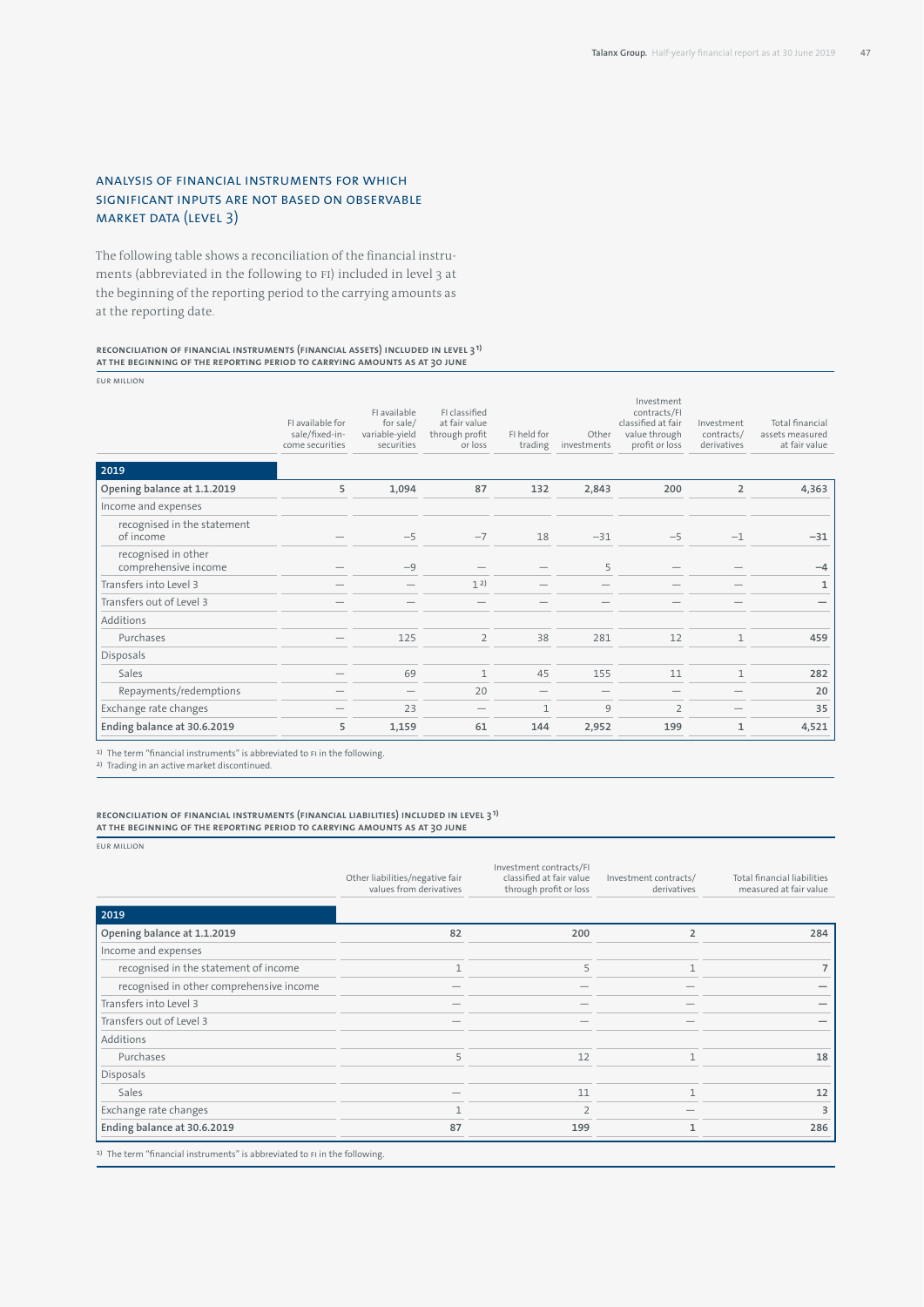## ANALYSIS OF FINANCIAL INSTRUMENTS FOR WHICH SIGNIFICANT INPUTS ARE NOT BASED ON OBSERVABLE MARKET DATA (LEVEL 3)

The following table shows a reconciliation of the financial instruments (abbreviated in the following to FI) included in level 3 at the beginning of the reporting period to the carrying amounts as at the reporting date.

**RECONCILIATION OF FINANCIAL INSTRUMENTS (FINANCIAL ASSETS) INCLUDED IN LEVEL 3[1] AT THE BEGINNING OF THE REPORTING PERIOD TO CARRYING AMOUNTS AS AT 30 JUNE**

EUR MILLION

| | FI available for sale/fixed-income securities | FI available for sale/variable-yield securities | FI classified at fair value through profit or loss | FI held for trading | Other investments | Investment contracts/FI classified at fair value through profit or loss | Investment contracts/derivatives | Total financial assets measured at fair value |
|---|---|---|---|---|---|---|---|---|
| **2019** | | | | | | | | |
| **Opening balance at 1.1.2019** | 5 | 1,094 | 87 | 132 | 2,843 | 200 | 2 | 4,363 |
| Income and expenses | | | | | | | | |
| recognised in the statement of income | — | −5 | −7 | 18 | −31 | −5 | −1 | −31 |
| recognised in other comprehensive income | — | −9 | — | — | 5 | — | — | −4 |
| Transfers into Level 3 | — | — | 1[2] | — | — | — | — | 1 |
| Transfers out of Level 3 | — | — | — | — | — | — | — | — |
| Additions | | | | | | | | |
| Purchases | — | 125 | 2 | 38 | 281 | 12 | 1 | 459 |
| Disposals | | | | | | | | |
| Sales | — | 69 | 1 | 45 | 155 | 11 | 1 | 282 |
| Repayments/redemptions | — | — | 20 | — | — | — | — | 20 |
| Exchange rate changes | — | 23 | — | 1 | 9 | 2 | — | 35 |
| **Ending balance at 30.6.2019** | 5 | 1,159 | 61 | 144 | 2,952 | 199 | 1 | 4,521 |

[1] The term "financial instruments" is abbreviated to FI in the following.
[2] Trading in an active market discontinued.

**RECONCILIATION OF FINANCIAL INSTRUMENTS (FINANCIAL LIABILITIES) INCLUDED IN LEVEL 3[1] AT THE BEGINNING OF THE REPORTING PERIOD TO CARRYING AMOUNTS AS AT 30 JUNE**

EUR MILLION

| | Other liabilities/negative fair values from derivatives | Investment contracts/FI classified at fair value through profit or loss | Investment contracts/derivatives | Total financial liabilities measured at fair value |
|---|---|---|---|---|
| **2019** | | | | |
| **Opening balance at 1.1.2019** | 82 | 200 | 2 | 284 |
| Income and expenses | | | | |
| recognised in the statement of income | 1 | 5 | 1 | 7 |
| recognised in other comprehensive income | — | — | — | — |
| Transfers into Level 3 | — | — | — | — |
| Transfers out of Level 3 | — | — | — | — |
| Additions | | | | |
| Purchases | 5 | 12 | 1 | 18 |
| Disposals | | | | |
| Sales | — | 11 | 1 | 12 |
| Exchange rate changes | 1 | 2 | — | 3 |
| **Ending balance at 30.6.2019** | 87 | 199 | 1 | 286 |

[1] The term "financial instruments" is abbreviated to FI in the following.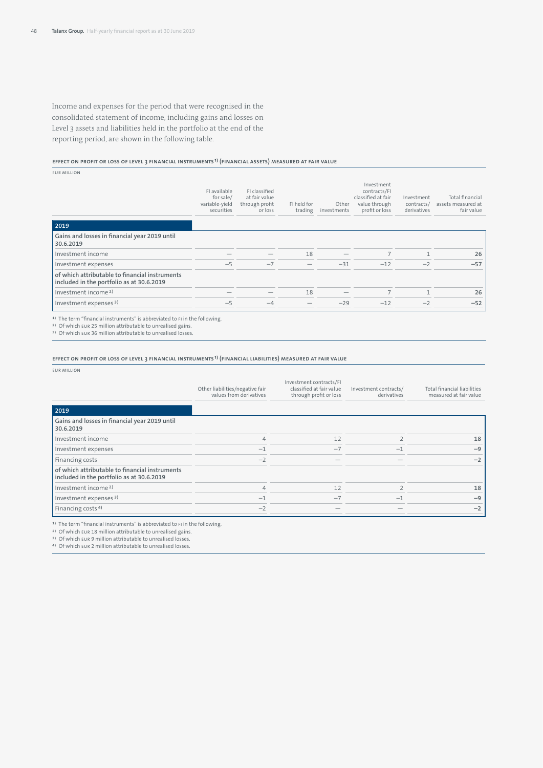Income and expenses for the period that were recognised in the consolidated statement of income, including gains and losses on Level 3 assets and liabilities held in the portfolio at the end of the reporting period, are shown in the following table.

**EFFECT ON PROFIT OR LOSS OF LEVEL 3 FINANCIAL INSTRUMENTS [1] (FINANCIAL ASSETS) MEASURED AT FAIR VALUE**

EUR MILLION

| | FI available for sale/ variable-yield securities | FI classified at fair value through profit or loss | FI held for trading | Other investments | Investment contracts/FI classified at fair value through profit or loss | Investment contracts/ derivatives | Total financial assets measured at fair value |
|---|---|---|---|---|---|---|---|
| **2019** | | | | | | | |
| Gains and losses in financial year 2019 until 30.6.2019 | | | | | | | |
| Investment income | — | — | 18 | — | 7 | 1 | **26** |
| Investment expenses | −5 | −7 | — | −31 | −12 | −2 | **−57** |
| of which attributable to financial instruments included in the portfolio as at 30.6.2019 | | | | | | | |
| Investment income [2] | — | — | 18 | — | 7 | 1 | **26** |
| Investment expenses [3] | −5 | −4 | — | −29 | −12 | −2 | **−52** |

[1] The term "financial instruments" is abbreviated to FI in the following.
[2] Of which EUR 25 million attributable to unrealised gains.
[3] Of which EUR 36 million attributable to unrealised losses.

**EFFECT ON PROFIT OR LOSS OF LEVEL 3 FINANCIAL INSTRUMENTS [1] (FINANCIAL LIABILITIES) MEASURED AT FAIR VALUE**

EUR MILLION

| | Other liabilities/negative fair values from derivatives | Investment contracts/FI classified at fair value through profit or loss | Investment contracts/ derivatives | Total financial liabilities measured at fair value |
|---|---|---|---|---|
| **2019** | | | | |
| Gains and losses in financial year 2019 until 30.6.2019 | | | | |
| Investment income | 4 | 12 | 2 | **18** |
| Investment expenses | −1 | −7 | −1 | **−9** |
| Financing costs | −2 | — | — | **−2** |
| of which attributable to financial instruments included in the portfolio as at 30.6.2019 | | | | |
| Investment income [2] | 4 | 12 | 2 | **18** |
| Investment expenses [3] | −1 | −7 | −1 | **−9** |
| Financing costs [4] | −2 | — | — | **−2** |

[1] The term "financial instruments" is abbreviated to FI in the following.
[2] Of which EUR 18 million attributable to unrealised gains.
[3] Of which EUR 9 million attributable to unrealised losses.
[4] Of which EUR 2 million attributable to unrealised losses.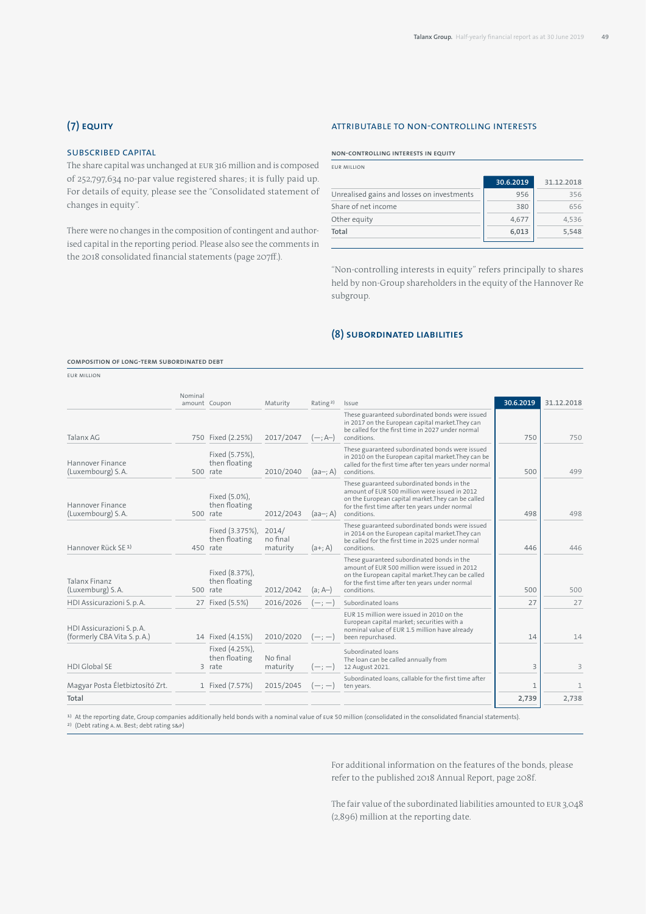## (7) Equity

### Subscribed capital

The share capital was unchanged at EUR 316 million and is composed of 252,797,634 no-par value registered shares; it is fully paid up. For details of equity, please see the "Consolidated statement of changes in equity".

There were no changes in the composition of contingent and authorised capital in the reporting period. Please also see the comments in the 2018 consolidated financial statements (page 207ff.).

### Attributable to non-controlling interests

**Non-controlling interests in equity**

EUR MILLION

| | 30.6.2019 | 31.12.2018 |
|---|---|---|
| Unrealised gains and losses on investments | 956 | 356 |
| Share of net income | 380 | 656 |
| Other equity | 4,677 | 4,536 |
| Total | 6,013 | 5,548 |

"Non-controlling interests in equity" refers principally to shares held by non-Group shareholders in the equity of the Hannover Re subgroup.

## (8) Subordinated liabilities

**Composition of long-term subordinated debt**

EUR MILLION

| | Nominal amount | Coupon | Maturity | Rating [2] | Issue | 30.6.2019 | 31.12.2018 |
|---|---|---|---|---|---|---|---|
| Talanx AG | 750 | Fixed (2.25%) | 2017/2047 | (—; A–) | These guaranteed subordinated bonds were issued in 2017 on the European capital market.They can be called for the first time in 2027 under normal conditions. | 750 | 750 |
| Hannover Finance (Luxembourg) S.A. | 500 | Fixed (5.75%), then floating rate | 2010/2040 | (aa–; A) | These guaranteed subordinated bonds were issued in 2010 on the European capital market.They can be called for the first time after ten years under normal conditions. | 500 | 499 |
| Hannover Finance (Luxembourg) S.A. | 500 | Fixed (5.0%), then floating rate | 2012/2043 | (aa–; A) | These guaranteed subordinated bonds in the amount of EUR 500 million were issued in 2012 on the European capital market.They can be called for the first time after ten years under normal conditions. | 498 | 498 |
| Hannover Rück SE [1] | 450 | Fixed (3.375%), then floating rate | 2014/ no final maturity | (a+; A) | These guaranteed subordinated bonds were issued in 2014 on the European capital market.They can be called for the first time in 2025 under normal conditions. | 446 | 446 |
| Talanx Finanz (Luxemburg) S.A. | 500 | Fixed (8.37%), then floating rate | 2012/2042 | (a; A–) | These guaranteed subordinated bonds in the amount of EUR 500 million were issued in 2012 on the European capital market.They can be called for the first time after ten years under normal conditions. | 500 | 500 |
| HDI Assicurazioni S.p.A. | 27 | Fixed (5.5%) | 2016/2026 | (—; —) | Subordinated loans | 27 | 27 |
| HDI Assicurazioni S.p.A. (formerly CBA Vita S.p.A.) | 14 | Fixed (4.15%) | 2010/2020 | (—; —) | EUR 15 million were issued in 2010 on the European capital market; securities with a nominal value of EUR 1.5 million have already been repurchased. | 14 | 14 |
| HDI Global SE | 3 | Fixed (4.25%), then floating rate | No final maturity | (—; —) | Subordinated loans The loan can be called annually from 12 August 2021. | 3 | 3 |
| Magyar Posta Életbiztosító Zrt. | 1 | Fixed (7.57%) | 2015/2045 | (—; —) | Subordinated loans, callable for the first time after ten years. | 1 | 1 |
| Total | | | | | | 2,739 | 2,738 |

[1] At the reporting date, Group companies additionally held bonds with a nominal value of EUR 50 million (consolidated in the consolidated financial statements).
[2] (Debt rating A.M. Best; debt rating S&P)

For additional information on the features of the bonds, please refer to the published 2018 Annual Report, page 208f.

The fair value of the subordinated liabilities amounted to EUR 3,048 (2,896) million at the reporting date.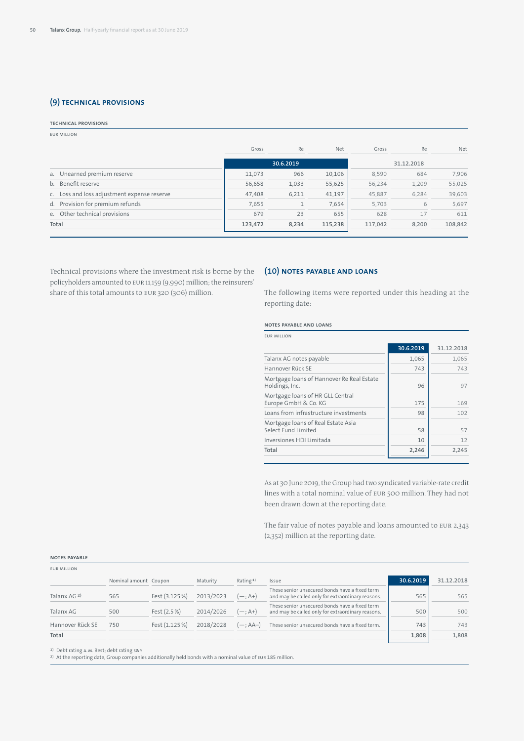## (9) TECHNICAL PROVISIONS

**TECHNICAL PROVISIONS**

EUR MILLION

| | Gross | Re | Net | Gross | Re | Net |
|---|---|---|---|---|---|---|
| | 30.6.2019 | | | 31.12.2018 | | |
| a. Unearned premium reserve | 11,073 | 966 | 10,106 | 8,590 | 684 | 7,906 |
| b. Benefit reserve | 56,658 | 1,033 | 55,625 | 56,234 | 1,209 | 55,025 |
| c. Loss and loss adjustment expense reserve | 47,408 | 6,211 | 41,197 | 45,887 | 6,284 | 39,603 |
| d. Provision for premium refunds | 7,655 | 1 | 7,654 | 5,703 | 6 | 5,697 |
| e. Other technical provisions | 679 | 23 | 655 | 628 | 17 | 611 |
| **Total** | **123,472** | **8,234** | **115,238** | **117,042** | **8,200** | **108,842** |

Technical provisions where the investment risk is borne by the policyholders amounted to EUR 11,159 (9,990) million; the reinsurers' share of this total amounts to EUR 320 (306) million.

## (10) NOTES PAYABLE AND LOANS

The following items were reported under this heading at the reporting date:

**NOTES PAYABLE AND LOANS**

EUR MILLION

| | 30.6.2019 | 31.12.2018 |
|---|---|---|
| Talanx AG notes payable | 1,065 | 1,065 |
| Hannover Rück SE | 743 | 743 |
| Mortgage loans of Hannover Re Real Estate Holdings, Inc. | 96 | 97 |
| Mortgage loans of HR GLL Central Europe GmbH & Co. KG | 175 | 169 |
| Loans from infrastructure investments | 98 | 102 |
| Mortgage loans of Real Estate Asia Select Fund Limited | 58 | 57 |
| Inversiones HDI Limitada | 10 | 12 |
| **Total** | **2,246** | **2,245** |

As at 30 June 2019, the Group had two syndicated variable-rate credit lines with a total nominal value of EUR 500 million. They had not been drawn down at the reporting date.

The fair value of notes payable and loans amounted to EUR 2,343 (2,352) million at the reporting date.

**NOTES PAYABLE**

EUR MILLION

| | Nominal amount | Coupon | Maturity | Rating [1] | Issue | 30.6.2019 | 31.12.2018 |
|---|---|---|---|---|---|---|---|
| Talanx AG [2] | 565 | Fest (3.125 %) | 2013/2023 | (—; A+) | These senior unsecured bonds have a fixed term and may be called only for extraordinary reasons. | 565 | 565 |
| Talanx AG | 500 | Fest (2.5 %) | 2014/2026 | (—; A+) | These senior unsecured bonds have a fixed term and may be called only for extraordinary reasons. | 500 | 500 |
| Hannover Rück SE | 750 | Fest (1.125 %) | 2018/2028 | (—; AA–) | These senior unsecured bonds have a fixed term. | 743 | 743 |
| **Total** | | | | | | **1,808** | **1,808** |

[1] Debt rating A. M. Best; debt rating S&P.
[2] At the reporting date, Group companies additionally held bonds with a nominal value of EUR 185 million.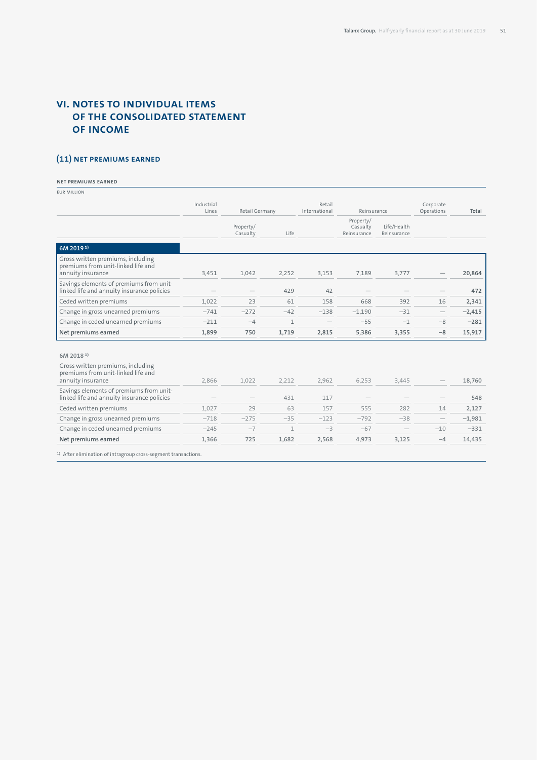# VI. NOTES TO INDIVIDUAL ITEMS OF THE CONSOLIDATED STATEMENT OF INCOME

## (11) NET PREMIUMS EARNED

**NET PREMIUMS EARNED**

EUR MILLION

| | Industrial Lines | Retail Germany | | Retail International | Reinsurance | | Corporate Operations | Total |
|---|---|---|---|---|---|---|---|---|
| | | Property/ Casualty | Life | | Property/ Casualty Reinsurance | Life/Health Reinsurance | | |
| **6M 2019** [1] | | | | | | | | |
| Gross written premiums, including premiums from unit-linked life and annuity insurance | 3,451 | 1,042 | 2,252 | 3,153 | 7,189 | 3,777 | — | **20,864** |
| Savings elements of premiums from unit-linked life and annuity insurance policies | — | — | 429 | 42 | — | — | — | **472** |
| Ceded written premiums | 1,022 | 23 | 61 | 158 | 668 | 392 | 16 | **2,341** |
| Change in gross unearned premiums | −741 | −272 | −42 | −138 | −1,190 | −31 | — | **−2,415** |
| Change in ceded unearned premiums | −211 | −4 | 1 | — | −55 | −1 | −8 | **−281** |
| **Net premiums earned** | **1,899** | **750** | **1,719** | **2,815** | **5,386** | **3,355** | **−8** | **15,917** |
| **6M 2018** [1] | | | | | | | | |
| Gross written premiums, including premiums from unit-linked life and annuity insurance | 2,866 | 1,022 | 2,212 | 2,962 | 6,253 | 3,445 | — | 18,760 |
| Savings elements of premiums from unit-linked life and annuity insurance policies | — | — | 431 | 117 | — | — | — | 548 |
| Ceded written premiums | 1,027 | 29 | 63 | 157 | 555 | 282 | 14 | 2,127 |
| Change in gross unearned premiums | −718 | −275 | −35 | −123 | −792 | −38 | — | −1,981 |
| Change in ceded unearned premiums | −245 | −7 | 1 | −3 | −67 | — | −10 | −331 |
| **Net premiums earned** | **1,366** | **725** | **1,682** | **2,568** | **4,973** | **3,125** | **−4** | **14,435** |

[1] After elimination of intragroup cross-segment transactions.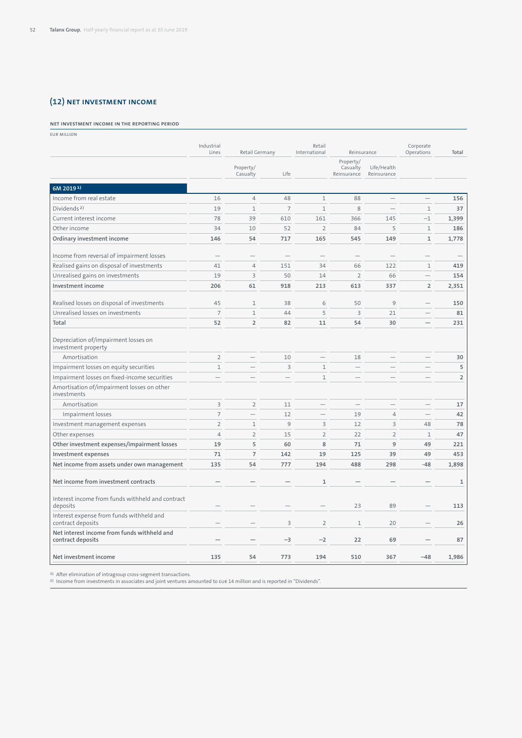## (12) NET INVESTMENT INCOME

#### NET INVESTMENT INCOME IN THE REPORTING PERIOD

EUR MILLION

| | Industrial Lines | Retail Germany | | Retail International | Reinsurance | | Corporate Operations | Total |
|---|---|---|---|---|---|---|---|---|
| | | Property/ Casualty | Life | | Property/ Casualty Reinsurance | Life/Health Reinsurance | | |
| **6M 2019 [1]** | | | | | | | | |
| Income from real estate | 16 | 4 | 48 | 1 | 88 | — | — | **156** |
| Dividends [2] | 19 | 1 | 7 | 1 | 8 | — | 1 | **37** |
| Current interest income | 78 | 39 | 610 | 161 | 366 | 145 | −1 | **1,399** |
| Other income | 34 | 10 | 52 | 2 | 84 | 5 | 1 | **186** |
| **Ordinary investment income** | **146** | **54** | **717** | **165** | **545** | **149** | **1** | **1,778** |
| Income from reversal of impairment losses | — | — | — | — | — | — | — | — |
| Realised gains on disposal of investments | 41 | 4 | 151 | 34 | 66 | 122 | 1 | **419** |
| Unrealised gains on investments | 19 | 3 | 50 | 14 | 2 | 66 | — | **154** |
| **Investment income** | **206** | **61** | **918** | **213** | **613** | **337** | **2** | **2,351** |
| Realised losses on disposal of investments | 45 | 1 | 38 | 6 | 50 | 9 | — | **150** |
| Unrealised losses on investments | 7 | 1 | 44 | 5 | 3 | 21 | — | **81** |
| **Total** | **52** | **2** | **82** | **11** | **54** | **30** | **—** | **231** |
| Depreciation of/impairment losses on investment property | | | | | | | | |
| Amortisation | 2 | — | 10 | — | 18 | — | — | **30** |
| Impairment losses on equity securities | 1 | — | 3 | 1 | — | — | — | **5** |
| Impairment losses on fixed-income securities | — | — | — | 1 | — | — | — | **2** |
| Amortisation of/impairment losses on other investments | | | | | | | | |
| Amortisation | 3 | 2 | 11 | — | — | — | — | **17** |
| Impairment losses | 7 | — | 12 | — | 19 | 4 | — | **42** |
| Investment management expenses | 2 | 1 | 9 | 3 | 12 | 3 | 48 | **78** |
| Other expenses | 4 | 2 | 15 | 2 | 22 | 2 | 1 | **47** |
| **Other investment expenses/impairment losses** | **19** | **5** | **60** | **8** | **71** | **9** | **49** | **221** |
| **Investment expenses** | **71** | **7** | **142** | **19** | **125** | **39** | **49** | **453** |
| **Net income from assets under own management** | **135** | **54** | **777** | **194** | **488** | **298** | **-48** | **1,898** |
| **Net income from investment contracts** | **—** | **—** | **—** | **1** | **—** | **—** | **—** | **1** |
| Interest income from funds withheld and contract deposits | — | — | — | — | 23 | 89 | — | **113** |
| Interest expense from funds withheld and contract deposits | — | — | 3 | 2 | 1 | 20 | — | **26** |
| **Net interest income from funds withheld and contract deposits** | **—** | **—** | **−3** | **−2** | **22** | **69** | **—** | **87** |
| **Net investment income** | **135** | **54** | **773** | **194** | **510** | **367** | **−48** | **1,986** |

[1] After elimination of intragroup cross-segment transactions.
[2] Income from investments in associates and joint ventures amounted to EUR 14 million and is reported in "Dividends".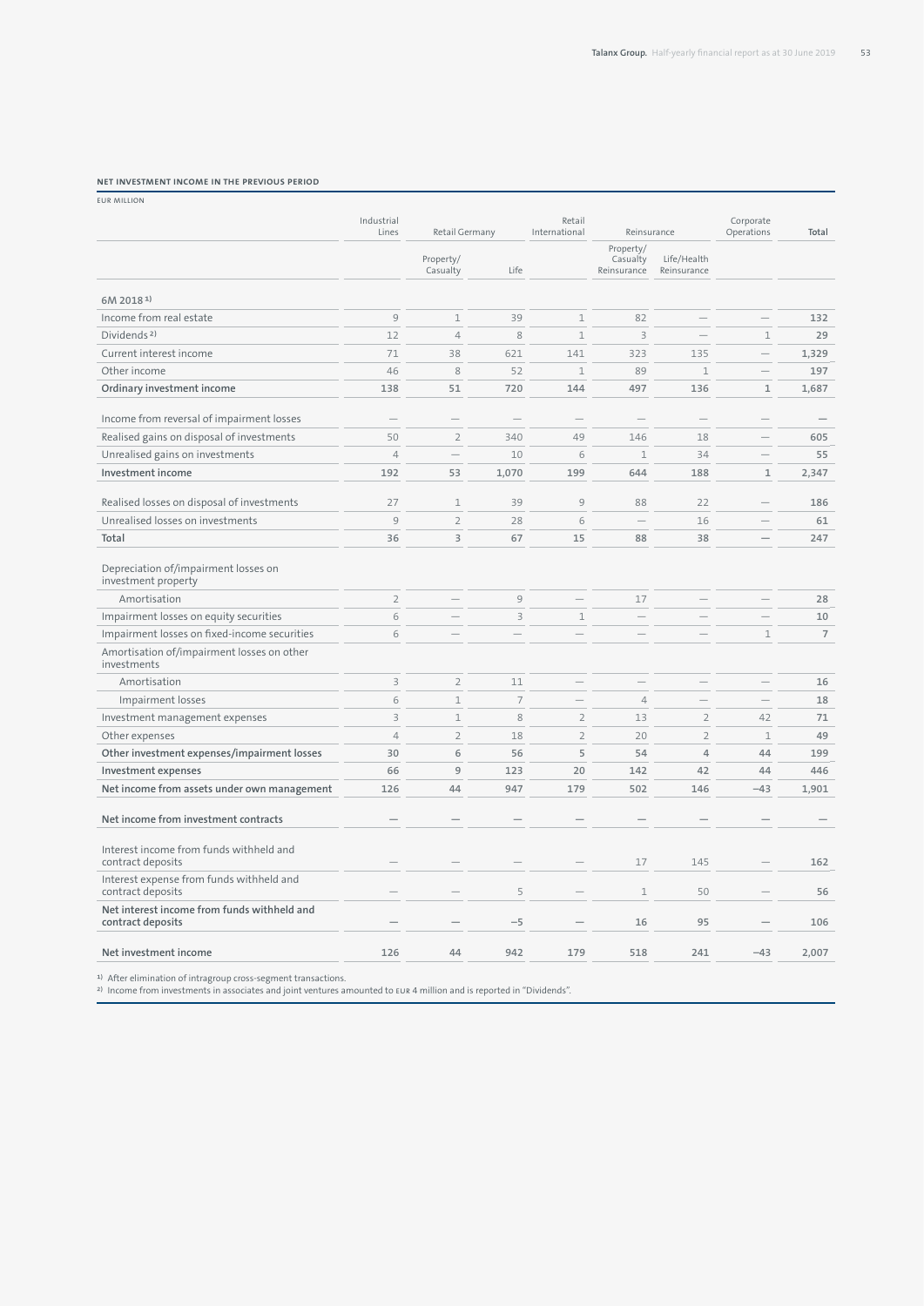**NET INVESTMENT INCOME IN THE PREVIOUS PERIOD**

EUR MILLION

| | Industrial Lines | Retail Germany | | Retail International | Reinsurance | | Corporate Operations | Total |
|---|---|---|---|---|---|---|---|---|
| | | Property/ Casualty | Life | | Property/ Casualty Reinsurance | Life/Health Reinsurance | | |
| **6M 2018** [1] | | | | | | | | |
| Income from real estate | 9 | 1 | 39 | 1 | 82 | — | — | **132** |
| Dividends [2] | 12 | 4 | 8 | 1 | 3 | — | 1 | **29** |
| Current interest income | 71 | 38 | 621 | 141 | 323 | 135 | — | **1,329** |
| Other income | 46 | 8 | 52 | 1 | 89 | 1 | — | **197** |
| **Ordinary investment income** | **138** | **51** | **720** | **144** | **497** | **136** | **1** | **1,687** |
| Income from reversal of impairment losses | — | — | — | — | — | — | — | **—** |
| Realised gains on disposal of investments | 50 | 2 | 340 | 49 | 146 | 18 | — | **605** |
| Unrealised gains on investments | 4 | — | 10 | 6 | 1 | 34 | — | **55** |
| **Investment income** | **192** | **53** | **1,070** | **199** | **644** | **188** | **1** | **2,347** |
| Realised losses on disposal of investments | 27 | 1 | 39 | 9 | 88 | 22 | — | **186** |
| Unrealised losses on investments | 9 | 2 | 28 | 6 | — | 16 | — | **61** |
| **Total** | **36** | **3** | **67** | **15** | **88** | **38** | **—** | **247** |
| Depreciation of/impairment losses on investment property | | | | | | | | |
| Amortisation | 2 | — | 9 | — | 17 | — | — | **28** |
| Impairment losses on equity securities | 6 | — | 3 | 1 | — | — | — | **10** |
| Impairment losses on fixed-income securities | 6 | — | — | — | — | — | 1 | **7** |
| Amortisation of/impairment losses on other investments | | | | | | | | |
| Amortisation | 3 | 2 | 11 | — | — | — | — | **16** |
| Impairment losses | 6 | 1 | 7 | — | 4 | — | — | **18** |
| Investment management expenses | 3 | 1 | 8 | 2 | 13 | 2 | 42 | **71** |
| Other expenses | 4 | 2 | 18 | 2 | 20 | 2 | 1 | **49** |
| **Other investment expenses/impairment losses** | **30** | **6** | **56** | **5** | **54** | **4** | **44** | **199** |
| **Investment expenses** | **66** | **9** | **123** | **20** | **142** | **42** | **44** | **446** |
| **Net income from assets under own management** | **126** | **44** | **947** | **179** | **502** | **146** | **−43** | **1,901** |
| **Net income from investment contracts** | **—** | **—** | **—** | **—** | **—** | **—** | **—** | **—** |
| Interest income from funds withheld and contract deposits | — | — | — | — | 17 | 145 | — | **162** |
| Interest expense from funds withheld and contract deposits | — | — | 5 | — | 1 | 50 | — | **56** |
| **Net interest income from funds withheld and contract deposits** | **—** | **—** | **−5** | **—** | **16** | **95** | **—** | **106** |
| **Net investment income** | **126** | **44** | **942** | **179** | **518** | **241** | **−43** | **2,007** |

[1] After elimination of intragroup cross-segment transactions.

[2] Income from investments in associates and joint ventures amounted to EUR 4 million and is reported in "Dividends".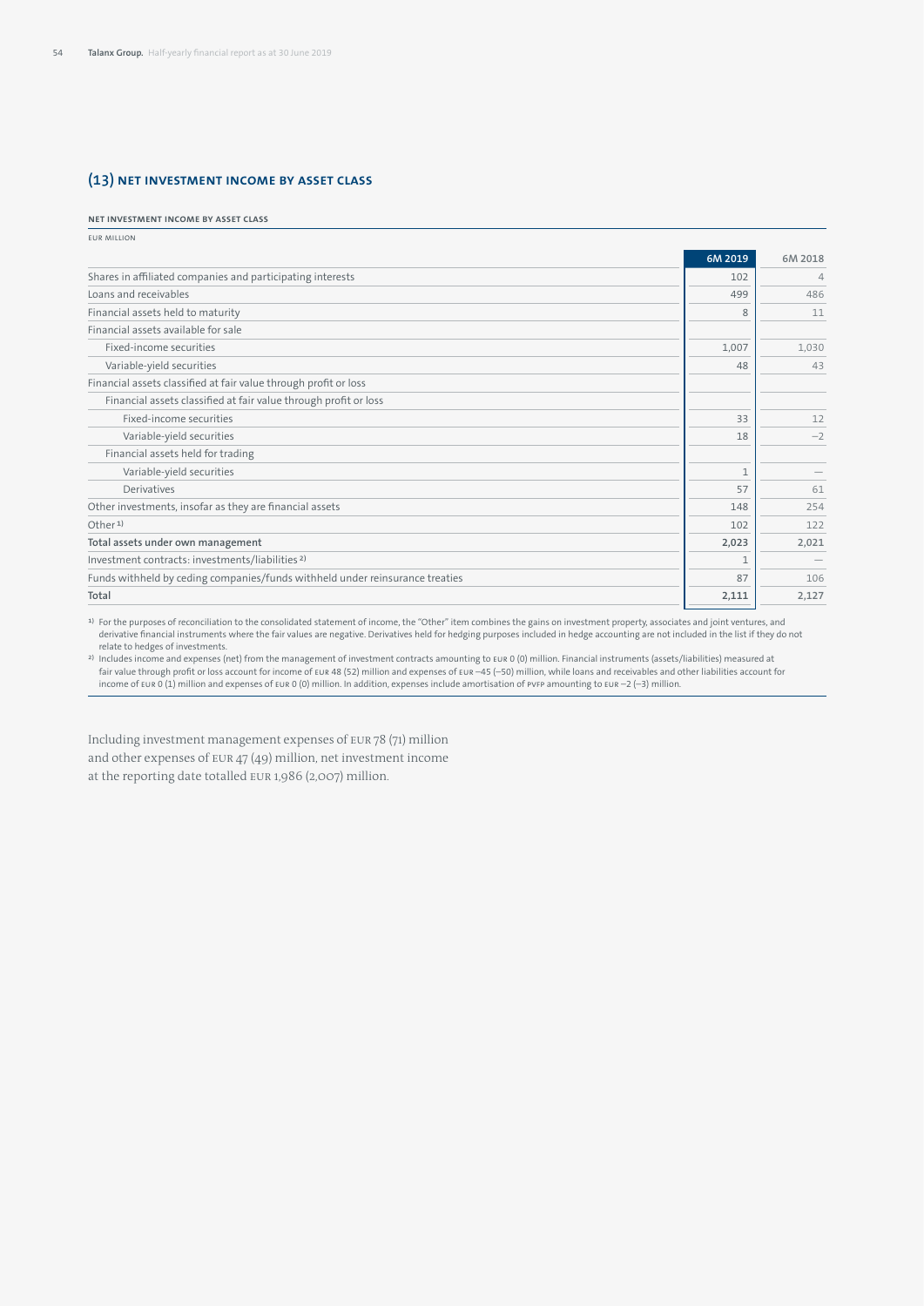## (13) Net investment income by asset class

**Net investment income by asset class**

EUR MILLION

| | 6M 2019 | 6M 2018 |
|---|---|---|
| Shares in affiliated companies and participating interests | 102 | 4 |
| Loans and receivables | 499 | 486 |
| Financial assets held to maturity | 8 | 11 |
| Financial assets available for sale | | |
| Fixed-income securities | 1,007 | 1,030 |
| Variable-yield securities | 48 | 43 |
| Financial assets classified at fair value through profit or loss | | |
| Financial assets classified at fair value through profit or loss | | |
| Fixed-income securities | 33 | 12 |
| Variable-yield securities | 18 | −2 |
| Financial assets held for trading | | |
| Variable-yield securities | 1 | — |
| Derivatives | 57 | 61 |
| Other investments, insofar as they are financial assets | 148 | 254 |
| Other [1] | 102 | 122 |
| **Total assets under own management** | **2,023** | **2,021** |
| Investment contracts: investments/liabilities [2] | 1 | — |
| Funds withheld by ceding companies/funds withheld under reinsurance treaties | 87 | 106 |
| **Total** | **2,111** | **2,127** |

[1] For the purposes of reconciliation to the consolidated statement of income, the "Other" item combines the gains on investment property, associates and joint ventures, and derivative financial instruments where the fair values are negative. Derivatives held for hedging purposes included in hedge accounting are not included in the list if they do not relate to hedges of investments.

[2] Includes income and expenses (net) from the management of investment contracts amounting to EUR 0 (0) million. Financial instruments (assets/liabilities) measured at fair value through profit or loss account for income of EUR 48 (52) million and expenses of EUR −45 (−50) million, while loans and receivables and other liabilities account for income of EUR 0 (1) million and expenses of EUR 0 (0) million. In addition, expenses include amortisation of PVFP amounting to EUR −2 (−3) million.

Including investment management expenses of EUR 78 (71) million and other expenses of EUR 47 (49) million, net investment income at the reporting date totalled EUR 1,986 (2,007) million.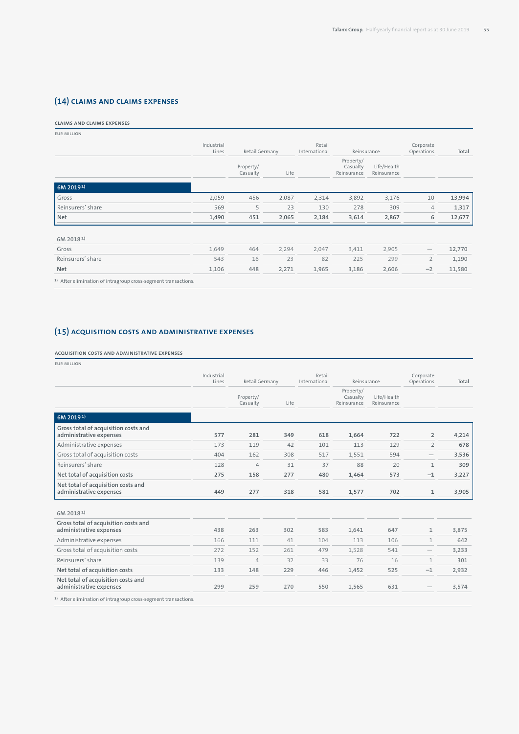## (14) CLAIMS AND CLAIMS EXPENSES

**CLAIMS AND CLAIMS EXPENSES**

EUR MILLION

| | Industrial Lines | Retail Germany | | Retail International | Reinsurance | | Corporate Operations | Total |
|---|---|---|---|---|---|---|---|---|
| | | Property/ Casualty | Life | | Property/ Casualty Reinsurance | Life/Health Reinsurance | | |
| **6M 2019[1]** | | | | | | | | |
| Gross | 2,059 | 456 | 2,087 | 2,314 | 3,892 | 3,176 | 10 | **13,994** |
| Reinsurers' share | 569 | 5 | 23 | 130 | 278 | 309 | 4 | **1,317** |
| **Net** | **1,490** | **451** | **2,065** | **2,184** | **3,614** | **2,867** | **6** | **12,677** |
| 6M 2018[1] | | | | | | | | |
| Gross | 1,649 | 464 | 2,294 | 2,047 | 3,411 | 2,905 | — | 12,770 |
| Reinsurers' share | 543 | 16 | 23 | 82 | 225 | 299 | 2 | 1,190 |
| Net | 1,106 | 448 | 2,271 | 1,965 | 3,186 | 2,606 | −2 | 11,580 |

[1] After elimination of intragroup cross-segment transactions.

## (15) ACQUISITION COSTS AND ADMINISTRATIVE EXPENSES

**ACQUISITION COSTS AND ADMINISTRATIVE EXPENSES**

EUR MILLION

| | Industrial Lines | Retail Germany | | Retail International | Reinsurance | | Corporate Operations | Total |
|---|---|---|---|---|---|---|---|---|
| | | Property/ Casualty | Life | | Property/ Casualty Reinsurance | Life/Health Reinsurance | | |
| **6M 2019[1]** | | | | | | | | |
| **Gross total of acquisition costs and administrative expenses** | **577** | **281** | **349** | **618** | **1,664** | **722** | **2** | **4,214** |
| Administrative expenses | 173 | 119 | 42 | 101 | 113 | 129 | 2 | **678** |
| Gross total of acquisition costs | 404 | 162 | 308 | 517 | 1,551 | 594 | — | **3,536** |
| Reinsurers' share | 128 | 4 | 31 | 37 | 88 | 20 | 1 | **309** |
| **Net total of acquisition costs** | **275** | **158** | **277** | **480** | **1,464** | **573** | **−1** | **3,227** |
| **Net total of acquisition costs and administrative expenses** | **449** | **277** | **318** | **581** | **1,577** | **702** | **1** | **3,905** |
| 6M 2018[1] | | | | | | | | |
| **Gross total of acquisition costs and administrative expenses** | 438 | 263 | 302 | 583 | 1,641 | 647 | 1 | 3,875 |
| Administrative expenses | 166 | 111 | 41 | 104 | 113 | 106 | 1 | 642 |
| Gross total of acquisition costs | 272 | 152 | 261 | 479 | 1,528 | 541 | — | 3,233 |
| Reinsurers' share | 139 | 4 | 32 | 33 | 76 | 16 | 1 | 301 |
| **Net total of acquisition costs** | 133 | 148 | 229 | 446 | 1,452 | 525 | −1 | 2,932 |
| **Net total of acquisition costs and administrative expenses** | 299 | 259 | 270 | 550 | 1,565 | 631 | — | 3,574 |

[1] After elimination of intragroup cross-segment transactions.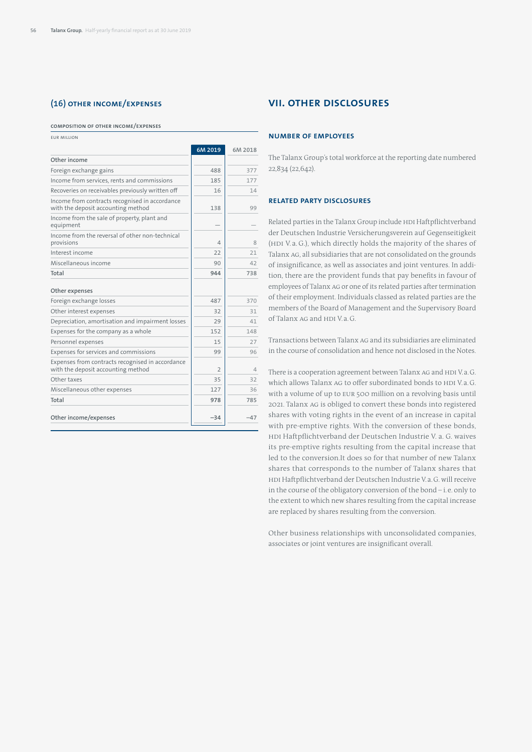## (16) Other income/expenses

**Composition of other income/expenses**

EUR MILLION

| | 6M 2019 | 6M 2018 |
|---|---|---|
| **Other income** | | |
| Foreign exchange gains | 488 | 377 |
| Income from services, rents and commissions | 185 | 177 |
| Recoveries on receivables previously written off | 16 | 14 |
| Income from contracts recognised in accordance with the deposit accounting method | 138 | 99 |
| Income from the sale of property, plant and equipment | — | — |
| Income from the reversal of other non-technical provisions | 4 | 8 |
| Interest income | 22 | 21 |
| Miscellaneous income | 90 | 42 |
| **Total** | **944** | **738** |
| **Other expenses** | | |
| Foreign exchange losses | 487 | 370 |
| Other interest expenses | 32 | 31 |
| Depreciation, amortisation and impairment losses | 29 | 41 |
| Expenses for the company as a whole | 152 | 148 |
| Personnel expenses | 15 | 27 |
| Expenses for services and commissions | 99 | 96 |
| Expenses from contracts recognised in accordance with the deposit accounting method | 2 | 4 |
| Other taxes | 35 | 32 |
| Miscellaneous other expenses | 127 | 36 |
| **Total** | **978** | **785** |
| **Other income/expenses** | **−34** | **−47** |

# VII. Other disclosures

## Number of employees

The Talanx Group's total workforce at the reporting date numbered 22,834 (22,642).

## Related party disclosures

Related parties in the Talanx Group include HDI Haftpflichtverband der Deutschen Industrie Versicherungsverein auf Gegenseitigkeit (HDI V.a.G.), which directly holds the majority of the shares of Talanx AG, all subsidiaries that are not consolidated on the grounds of insignificance, as well as associates and joint ventures. In addition, there are the provident funds that pay benefits in favour of employees of Talanx AG or one of its related parties after termination of their employment. Individuals classed as related parties are the members of the Board of Management and the Supervisory Board of Talanx AG and HDI V.a.G.

Transactions between Talanx AG and its subsidiaries are eliminated in the course of consolidation and hence not disclosed in the Notes.

There is a cooperation agreement between Talanx AG and HDI V.a.G. which allows Talanx AG to offer subordinated bonds to HDI V.a.G. with a volume of up to EUR 500 million on a revolving basis until 2021. Talanx AG is obliged to convert these bonds into registered shares with voting rights in the event of an increase in capital with pre-emptive rights. With the conversion of these bonds, HDI Haftpflichtverband der Deutschen Industrie V. a. G. waives its pre-emptive rights resulting from the capital increase that led to the conversion.It does so for that number of new Talanx shares that corresponds to the number of Talanx shares that HDI Haftpflichtverband der Deutschen Industrie V.a.G. will receive in the course of the obligatory conversion of the bond – i.e. only to the extent to which new shares resulting from the capital increase are replaced by shares resulting from the conversion.

Other business relationships with unconsolidated companies, associates or joint ventures are insignificant overall.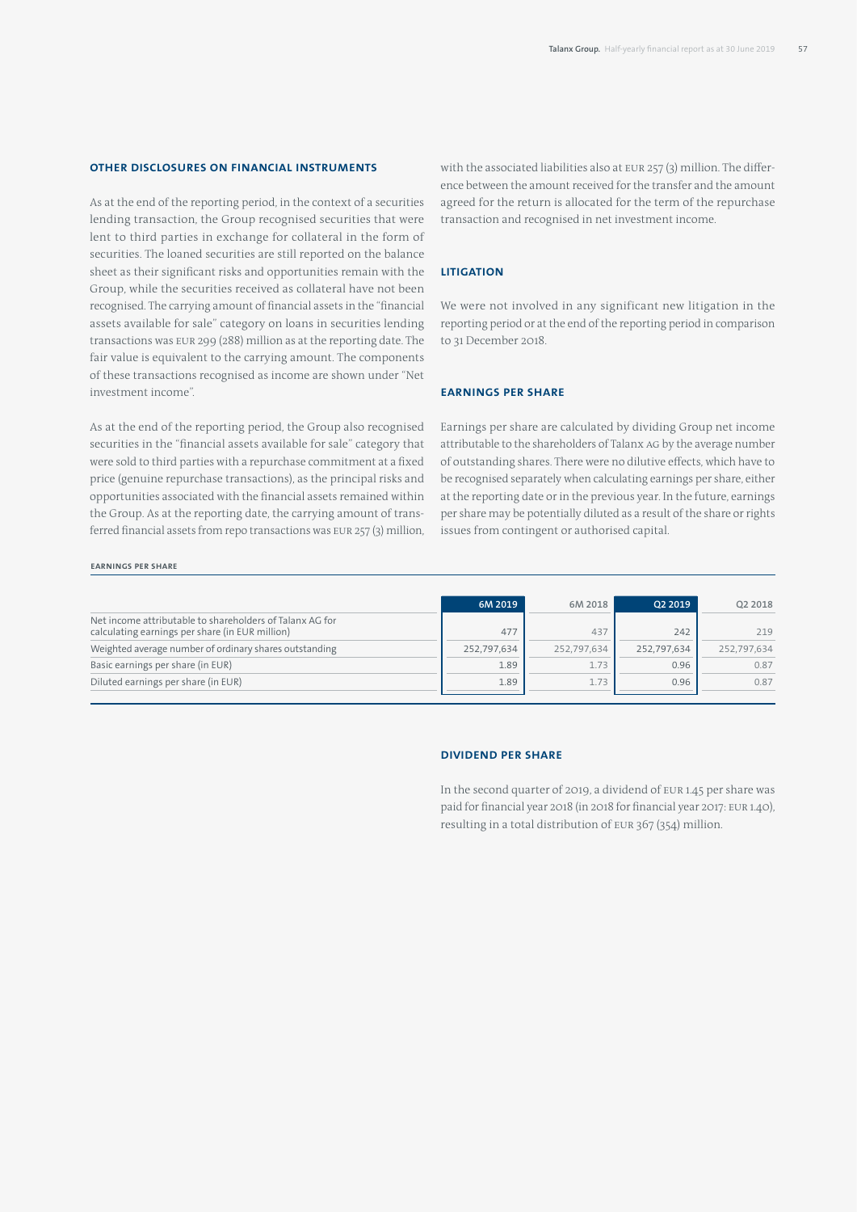## Other disclosures on financial instruments

As at the end of the reporting period, in the context of a securities lending transaction, the Group recognised securities that were lent to third parties in exchange for collateral in the form of securities. The loaned securities are still reported on the balance sheet as their significant risks and opportunities remain with the Group, while the securities received as collateral have not been recognised. The carrying amount of financial assets in the "financial assets available for sale" category on loans in securities lending transactions was EUR 299 (288) million as at the reporting date. The fair value is equivalent to the carrying amount. The components of these transactions recognised as income are shown under "Net investment income".

As at the end of the reporting period, the Group also recognised securities in the "financial assets available for sale" category that were sold to third parties with a repurchase commitment at a fixed price (genuine repurchase transactions), as the principal risks and opportunities associated with the financial assets remained within the Group. As at the reporting date, the carrying amount of transferred financial assets from repo transactions was EUR 257 (3) million, with the associated liabilities also at EUR 257 (3) million. The difference between the amount received for the transfer and the amount agreed for the return is allocated for the term of the repurchase transaction and recognised in net investment income.

## Litigation

We were not involved in any significant new litigation in the reporting period or at the end of the reporting period in comparison to 31 December 2018.

## Earnings per share

Earnings per share are calculated by dividing Group net income attributable to the shareholders of Talanx AG by the average number of outstanding shares. There were no dilutive effects, which have to be recognised separately when calculating earnings per share, either at the reporting date or in the previous year. In the future, earnings per share may be potentially diluted as a result of the share or rights issues from contingent or authorised capital.

**Earnings per share**

| | 6M 2019 | 6M 2018 | Q2 2019 | Q2 2018 |
|---|---|---|---|---|
| Net income attributable to shareholders of Talanx AG for calculating earnings per share (in EUR million) | 477 | 437 | 242 | 219 |
| Weighted average number of ordinary shares outstanding | 252,797,634 | 252,797,634 | 252,797,634 | 252,797,634 |
| Basic earnings per share (in EUR) | 1.89 | 1.73 | 0.96 | 0.87 |
| Diluted earnings per share (in EUR) | 1.89 | 1.73 | 0.96 | 0.87 |

## Dividend per share

In the second quarter of 2019, a dividend of EUR 1.45 per share was paid for financial year 2018 (in 2018 for financial year 2017: EUR 1.40), resulting in a total distribution of EUR 367 (354) million.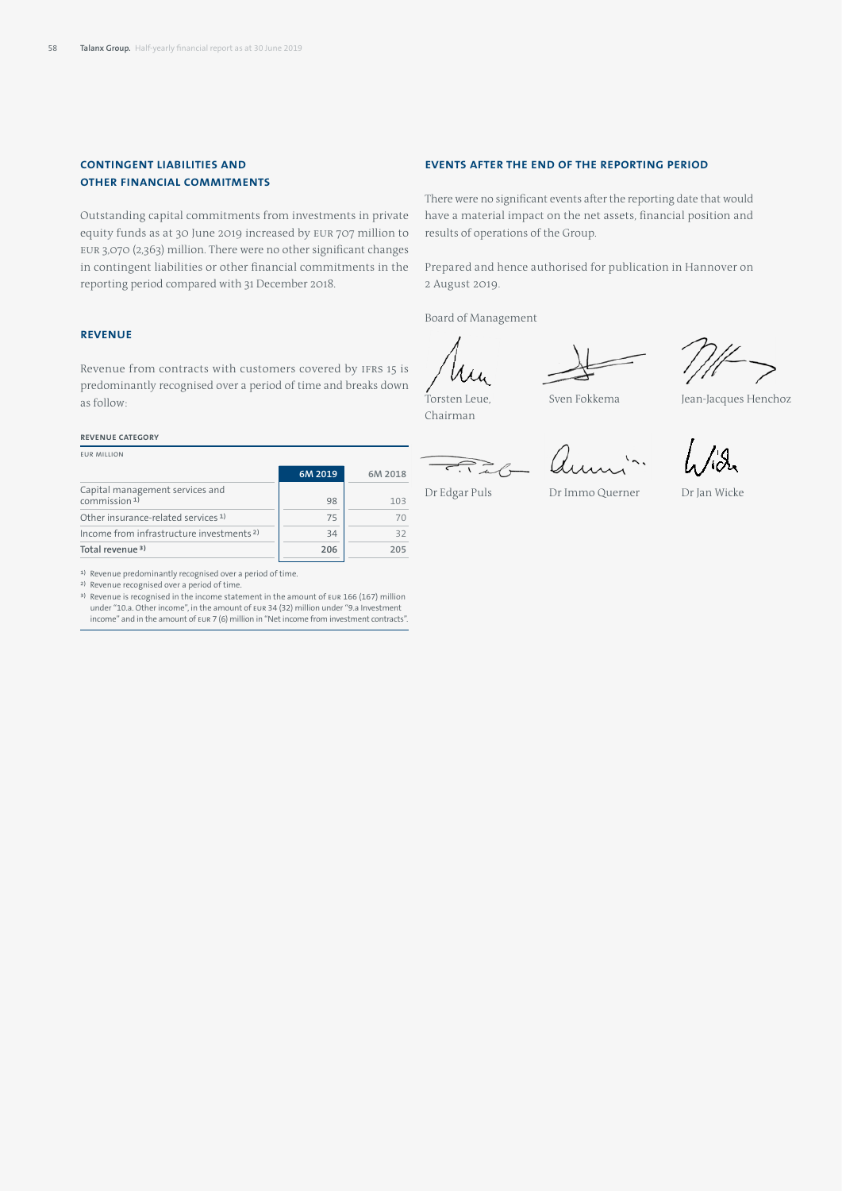## CONTINGENT LIABILITIES AND OTHER FINANCIAL COMMITMENTS

Outstanding capital commitments from investments in private equity funds as at 30 June 2019 increased by EUR 707 million to EUR 3,070 (2,363) million. There were no other significant changes in contingent liabilities or other financial commitments in the reporting period compared with 31 December 2018.

## REVENUE

Revenue from contracts with customers covered by IFRS 15 is predominantly recognised over a period of time and breaks down as follow:

**REVENUE CATEGORY**

EUR MILLION

| | 6M 2019 | 6M 2018 |
|---|---|---|
| Capital management services and commission [1] | 98 | 103 |
| Other insurance-related services [1] | 75 | 70 |
| Income from infrastructure investments [2] | 34 | 32 |
| Total revenue [3] | 206 | 205 |

[1] Revenue predominantly recognised over a period of time.

[2] Revenue recognised over a period of time.

[3] Revenue is recognised in the income statement in the amount of EUR 166 (167) million under "10.a. Other income", in the amount of EUR 34 (32) million under "9.a Investment income" and in the amount of EUR 7 (6) million in "Net income from investment contracts".

## EVENTS AFTER THE END OF THE REPORTING PERIOD

There were no significant events after the reporting date that would have a material impact on the net assets, financial position and results of operations of the Group.

Prepared and hence authorised for publication in Hannover on 2 August 2019.

Board of Management

| | | |
|---|---|---|
| Torsten Leue, Chairman | Sven Fokkema | Jean-Jacques Henchoz |
| Dr Edgar Puls | Dr Immo Querner | Dr Jan Wicke |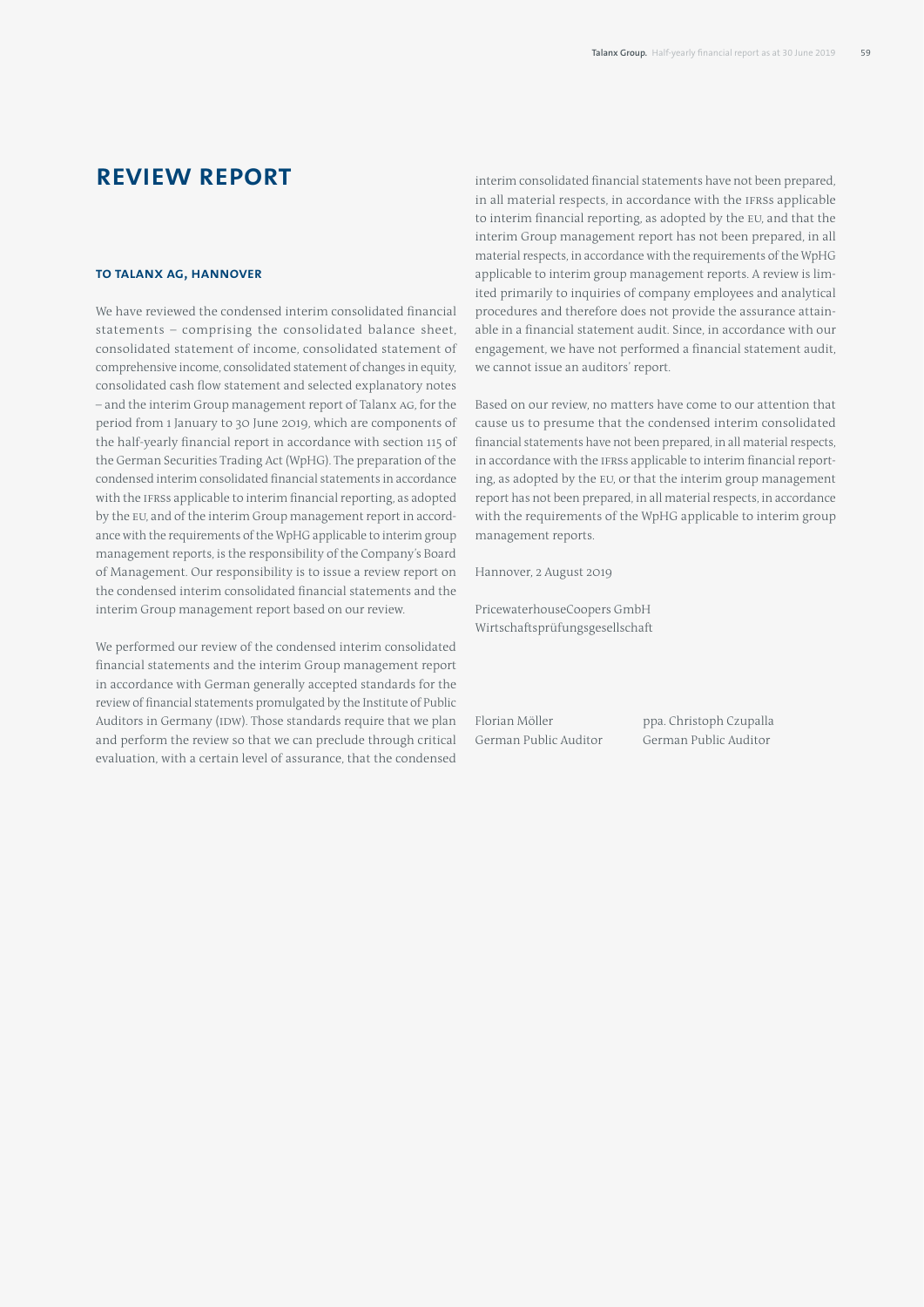# REVIEW REPORT

### TO TALANX AG, HANNOVER

We have reviewed the condensed interim consolidated financial statements – comprising the consolidated balance sheet, consolidated statement of income, consolidated statement of comprehensive income, consolidated statement of changes in equity, consolidated cash flow statement and selected explanatory notes – and the interim Group management report of Talanx AG, for the period from 1 January to 30 June 2019, which are components of the half-yearly financial report in accordance with section 115 of the German Securities Trading Act (WpHG). The preparation of the condensed interim consolidated financial statements in accordance with the IFRSs applicable to interim financial reporting, as adopted by the EU, and of the interim Group management report in accordance with the requirements of the WpHG applicable to interim group management reports, is the responsibility of the Company's Board of Management. Our responsibility is to issue a review report on the condensed interim consolidated financial statements and the interim Group management report based on our review.

We performed our review of the condensed interim consolidated financial statements and the interim Group management report in accordance with German generally accepted standards for the review of financial statements promulgated by the Institute of Public Auditors in Germany (IDW). Those standards require that we plan and perform the review so that we can preclude through critical evaluation, with a certain level of assurance, that the condensed interim consolidated financial statements have not been prepared, in all material respects, in accordance with the IFRSs applicable to interim financial reporting, as adopted by the EU, and that the interim Group management report has not been prepared, in all material respects, in accordance with the requirements of the WpHG applicable to interim group management reports. A review is limited primarily to inquiries of company employees and analytical procedures and therefore does not provide the assurance attainable in a financial statement audit. Since, in accordance with our engagement, we have not performed a financial statement audit, we cannot issue an auditors' report.

Based on our review, no matters have come to our attention that cause us to presume that the condensed interim consolidated financial statements have not been prepared, in all material respects, in accordance with the IFRSs applicable to interim financial reporting, as adopted by the EU, or that the interim group management report has not been prepared, in all material respects, in accordance with the requirements of the WpHG applicable to interim group management reports.

Hannover, 2 August 2019

PricewaterhouseCoopers GmbH
Wirtschaftsprüfungsgesellschaft

Florian Möller
German Public Auditor

ppa. Christoph Czupalla
German Public Auditor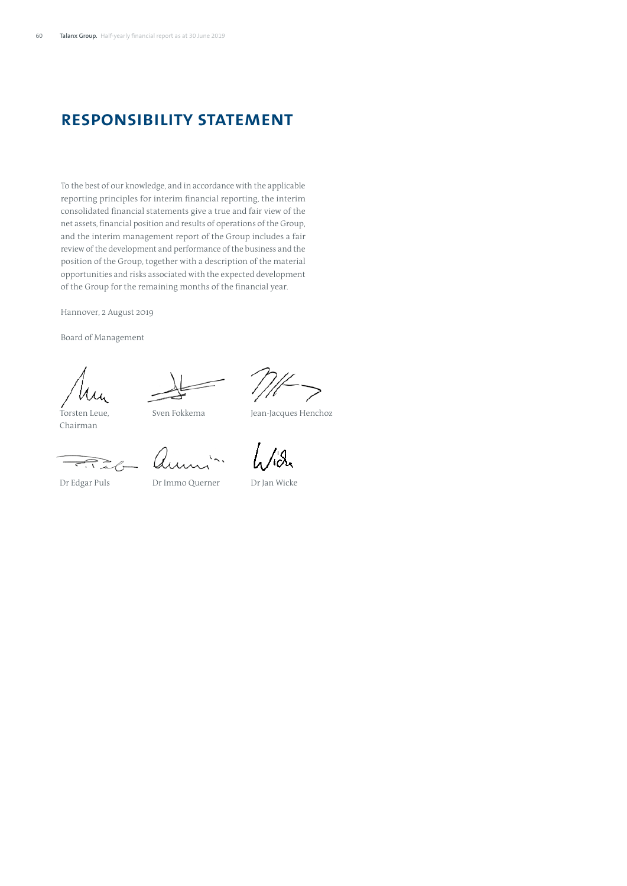# RESPONSIBILITY STATEMENT

To the best of our knowledge, and in accordance with the applicable reporting principles for interim financial reporting, the interim consolidated financial statements give a true and fair view of the net assets, financial position and results of operations of the Group, and the interim management report of the Group includes a fair review of the development and performance of the business and the position of the Group, together with a description of the material opportunities and risks associated with the expected development of the Group for the remaining months of the financial year.

Hannover, 2 August 2019

Board of Management

Torsten Leue, Chairman

Sven Fokkema

Jean-Jacques Henchoz

Dr Edgar Puls

Dr Immo Querner

Dr Jan Wicke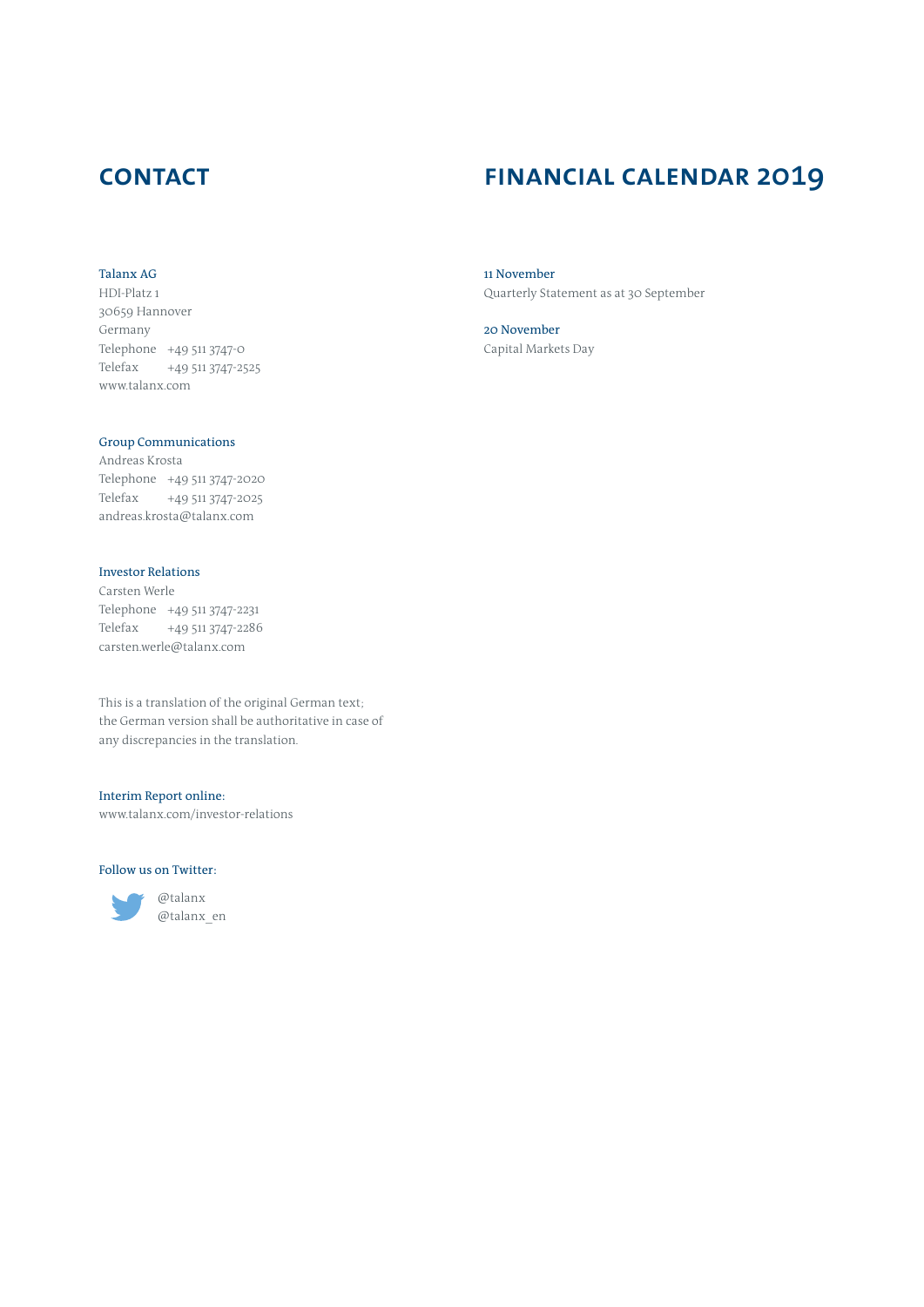## CONTACT

**Talanx AG**
HDI-Platz 1
30659 Hannover
Germany
Telephone +49 511 3747-0
Telefax +49 511 3747-2525
www.talanx.com

**Group Communications**
Andreas Krosta
Telephone +49 511 3747-2020
Telefax +49 511 3747-2025
andreas.krosta@talanx.com

**Investor Relations**
Carsten Werle
Telephone +49 511 3747-2231
Telefax +49 511 3747-2286
carsten.werle@talanx.com

This is a translation of the original German text; the German version shall be authoritative in case of any discrepancies in the translation.

**Interim Report online:**
www.talanx.com/investor-relations

**Follow us on Twitter:**

@talanx
@talanx_en

## FINANCIAL CALENDAR 2019

**11 November**
Quarterly Statement as at 30 September

**20 November**
Capital Markets Day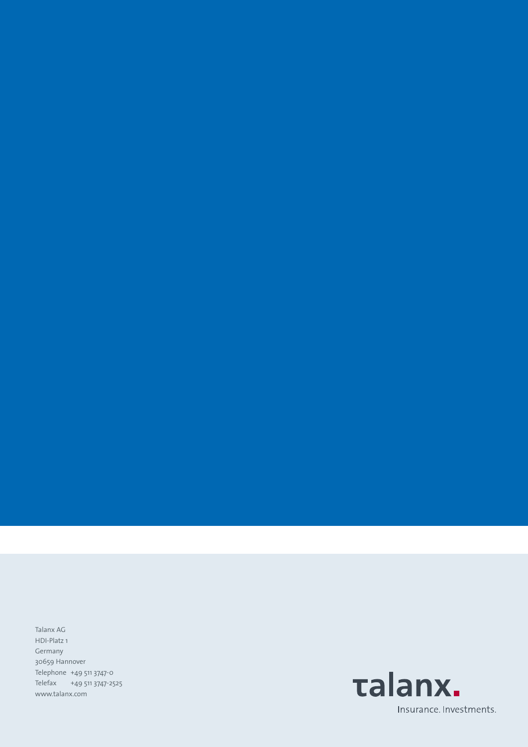Talanx AG
HDI-Platz 1
Germany
30659 Hannover
Telephone +49 511 3747-0
Telefax +49 511 3747-2525
www.talanx.com

talanx.

Insurance. Investments.